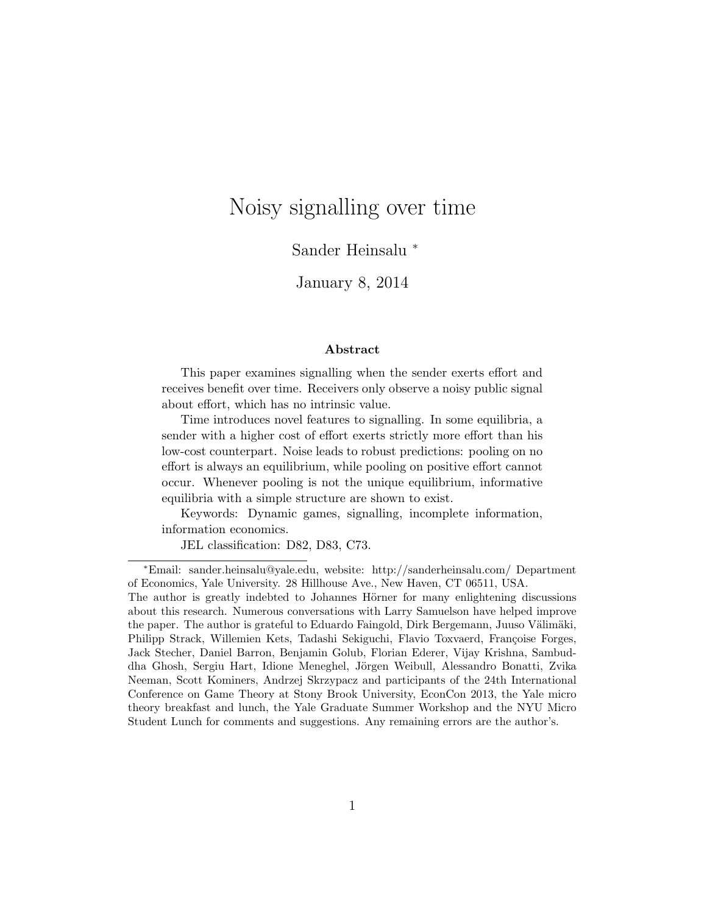# Noisy signalling over time

Sander Heinsalu *

January 8, 2014

### Abstract

This paper examines signalling when the sender exerts effort and receives benefit over time. Receivers only observe a noisy public signal about effort, which has no intrinsic value.

Time introduces novel features to signalling. In some equilibria, a sender with a higher cost of effort exerts strictly more effort than his low-cost counterpart. Noise leads to robust predictions: pooling on no effort is always an equilibrium, while pooling on positive effort cannot occur. Whenever pooling is not the unique equilibrium, informative equilibria with a simple structure are shown to exist.

Keywords: Dynamic games, signalling, incomplete information, information economics.

JEL classification: D82, D83, C73.

---

*Email: sander.heinsalu@yale.edu, website: http://sanderheinsalu.com/ Department of Economics, Yale University. 28 Hillhouse Ave., New Haven, CT 06511, USA.
The author is greatly indebted to Johannes Hörner for many enlightening discussions about this research. Numerous conversations with Larry Samuelson have helped improve the paper. The author is grateful to Eduardo Faingold, Dirk Bergemann, Juuso Välimäki, Philipp Strack, Willemien Kets, Tadashi Sekiguchi, Flavio Toxvaerd, Françoise Forges, Jack Stecher, Daniel Barron, Benjamin Golub, Florian Ederer, Vijay Krishna, Sambuddha Ghosh, Sergiu Hart, Idione Meneghel, Jörgen Weibull, Alessandro Bonatti, Zvika Neeman, Scott Kominers, Andrzej Skrzypacz and participants of the 24th International Conference on Game Theory at Stony Brook University, EconCon 2013, the Yale micro theory breakfast and lunch, the Yale Graduate Summer Workshop and the NYU Micro Student Lunch for comments and suggestions. Any remaining errors are the author's.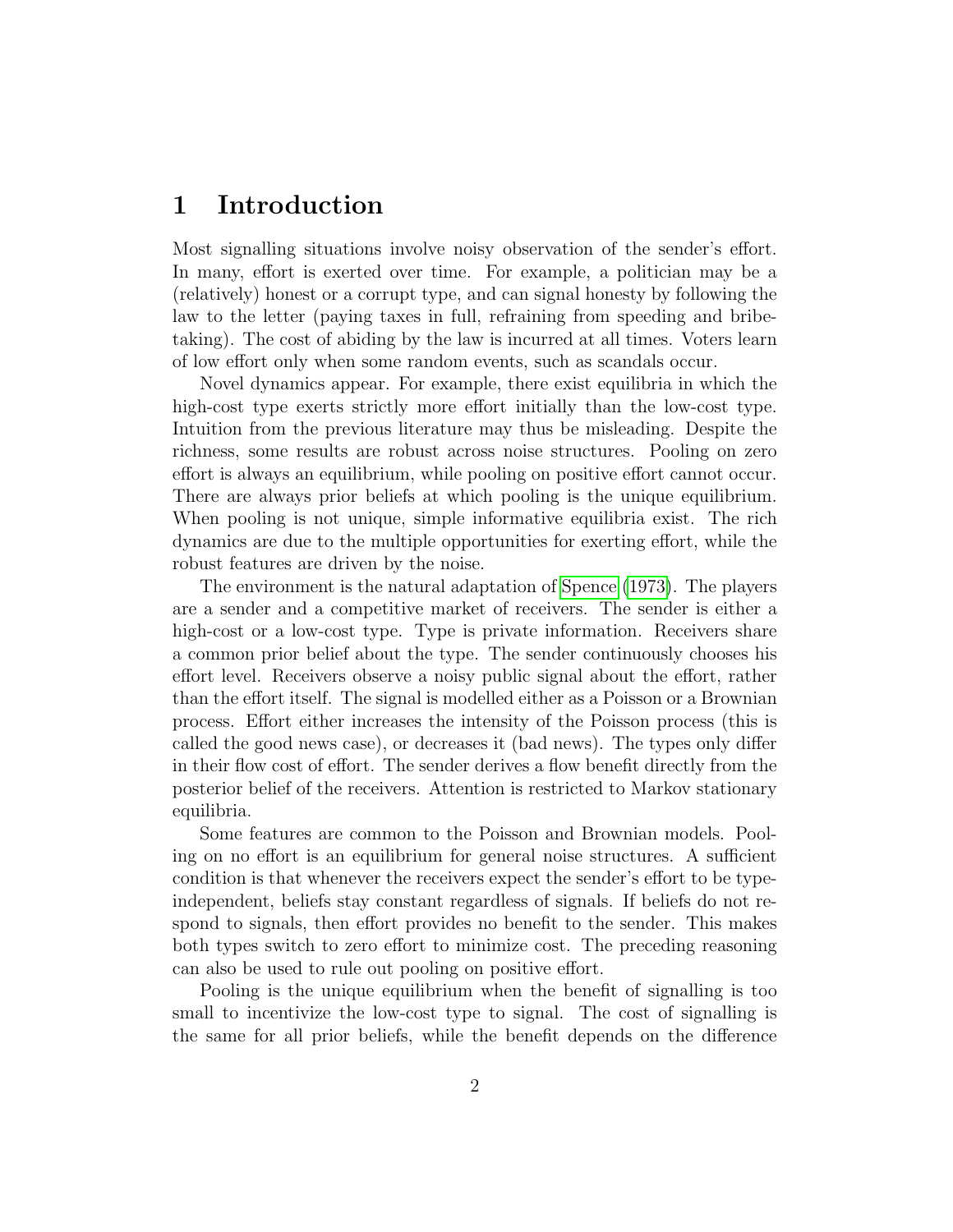# 1 Introduction

Most signalling situations involve noisy observation of the sender's effort. In many, effort is exerted over time. For example, a politician may be a (relatively) honest or a corrupt type, and can signal honesty by following the law to the letter (paying taxes in full, refraining from speeding and bribe-taking). The cost of abiding by the law is incurred at all times. Voters learn of low effort only when some random events, such as scandals occur.

Novel dynamics appear. For example, there exist equilibria in which the high-cost type exerts strictly more effort initially than the low-cost type. Intuition from the previous literature may thus be misleading. Despite the richness, some results are robust across noise structures. Pooling on zero effort is always an equilibrium, while pooling on positive effort cannot occur. There are always prior beliefs at which pooling is the unique equilibrium. When pooling is not unique, simple informative equilibria exist. The rich dynamics are due to the multiple opportunities for exerting effort, while the robust features are driven by the noise.

The environment is the natural adaptation of Spence (1973). The players are a sender and a competitive market of receivers. The sender is either a high-cost or a low-cost type. Type is private information. Receivers share a common prior belief about the type. The sender continuously chooses his effort level. Receivers observe a noisy public signal about the effort, rather than the effort itself. The signal is modelled either as a Poisson or a Brownian process. Effort either increases the intensity of the Poisson process (this is called the good news case), or decreases it (bad news). The types only differ in their flow cost of effort. The sender derives a flow benefit directly from the posterior belief of the receivers. Attention is restricted to Markov stationary equilibria.

Some features are common to the Poisson and Brownian models. Pooling on no effort is an equilibrium for general noise structures. A sufficient condition is that whenever the receivers expect the sender's effort to be type-independent, beliefs stay constant regardless of signals. If beliefs do not respond to signals, then effort provides no benefit to the sender. This makes both types switch to zero effort to minimize cost. The preceding reasoning can also be used to rule out pooling on positive effort.

Pooling is the unique equilibrium when the benefit of signalling is too small to incentivize the low-cost type to signal. The cost of signalling is the same for all prior beliefs, while the benefit depends on the difference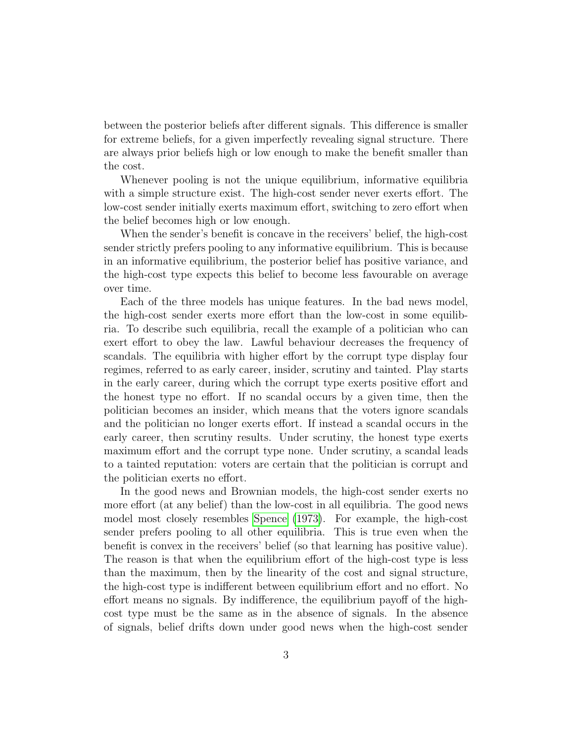between the posterior beliefs after different signals. This difference is smaller for extreme beliefs, for a given imperfectly revealing signal structure. There are always prior beliefs high or low enough to make the benefit smaller than the cost.

Whenever pooling is not the unique equilibrium, informative equilibria with a simple structure exist. The high-cost sender never exerts effort. The low-cost sender initially exerts maximum effort, switching to zero effort when the belief becomes high or low enough.

When the sender's benefit is concave in the receivers' belief, the high-cost sender strictly prefers pooling to any informative equilibrium. This is because in an informative equilibrium, the posterior belief has positive variance, and the high-cost type expects this belief to become less favourable on average over time.

Each of the three models has unique features. In the bad news model, the high-cost sender exerts more effort than the low-cost in some equilibria. To describe such equilibria, recall the example of a politician who can exert effort to obey the law. Lawful behaviour decreases the frequency of scandals. The equilibria with higher effort by the corrupt type display four regimes, referred to as early career, insider, scrutiny and tainted. Play starts in the early career, during which the corrupt type exerts positive effort and the honest type no effort. If no scandal occurs by a given time, then the politician becomes an insider, which means that the voters ignore scandals and the politician no longer exerts effort. If instead a scandal occurs in the early career, then scrutiny results. Under scrutiny, the honest type exerts maximum effort and the corrupt type none. Under scrutiny, a scandal leads to a tainted reputation: voters are certain that the politician is corrupt and the politician exerts no effort.

In the good news and Brownian models, the high-cost sender exerts no more effort (at any belief) than the low-cost in all equilibria. The good news model most closely resembles Spence (1973). For example, the high-cost sender prefers pooling to all other equilibria. This is true even when the benefit is convex in the receivers' belief (so that learning has positive value). The reason is that when the equilibrium effort of the high-cost type is less than the maximum, then by the linearity of the cost and signal structure, the high-cost type is indifferent between equilibrium effort and no effort. No effort means no signals. By indifference, the equilibrium payoff of the high-cost type must be the same as in the absence of signals. In the absence of signals, belief drifts down under good news when the high-cost sender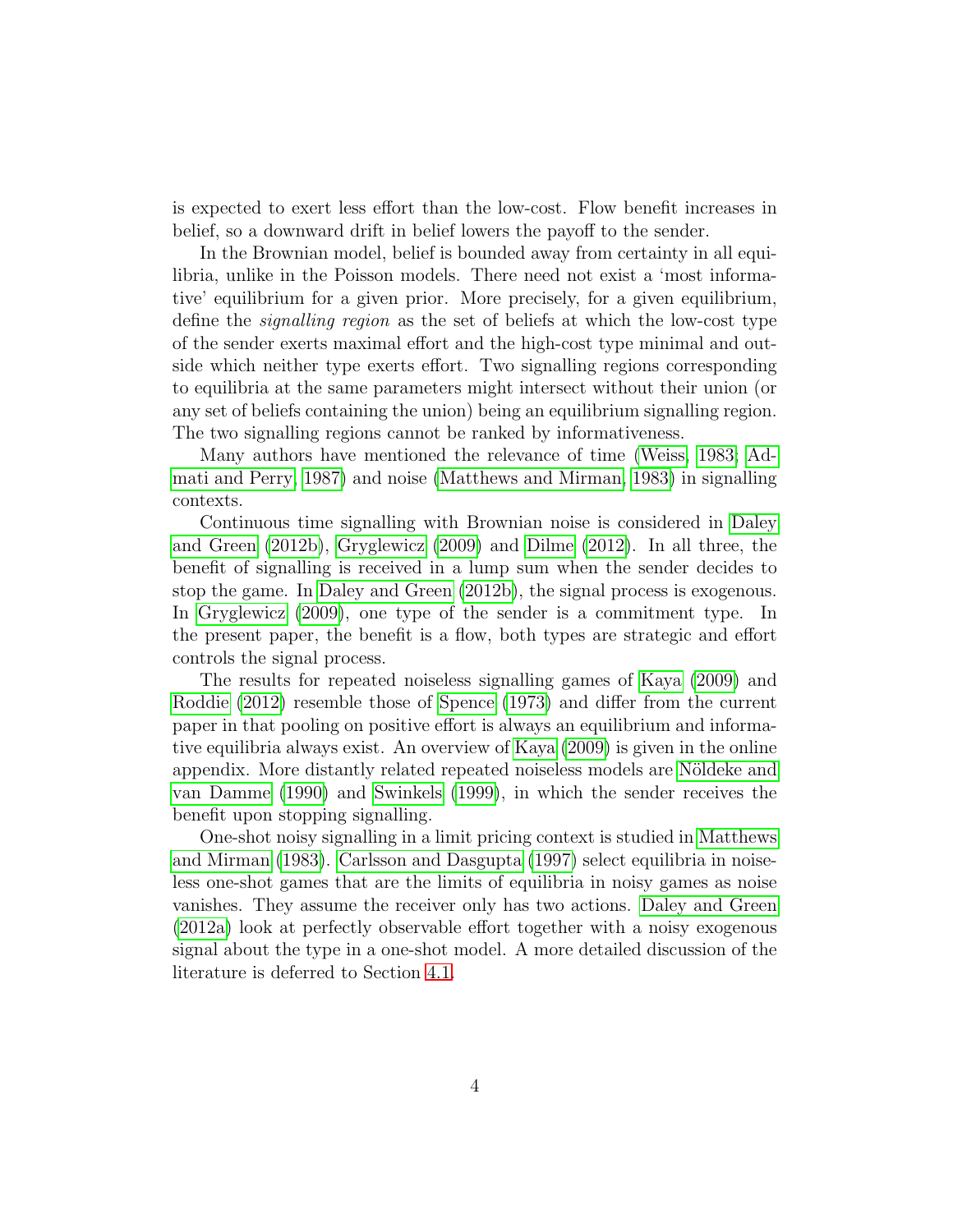is expected to exert less effort than the low-cost. Flow benefit increases in belief, so a downward drift in belief lowers the payoff to the sender.

In the Brownian model, belief is bounded away from certainty in all equilibria, unlike in the Poisson models. There need not exist a 'most informative' equilibrium for a given prior. More precisely, for a given equilibrium, define the *signalling region* as the set of beliefs at which the low-cost type of the sender exerts maximal effort and the high-cost type minimal and outside which neither type exerts effort. Two signalling regions corresponding to equilibria at the same parameters might intersect without their union (or any set of beliefs containing the union) being an equilibrium signalling region. The two signalling regions cannot be ranked by informativeness.

Many authors have mentioned the relevance of time (Weiss, 1983; Admati and Perry, 1987) and noise (Matthews and Mirman, 1983) in signalling contexts.

Continuous time signalling with Brownian noise is considered in Daley and Green (2012b), Gryglewicz (2009) and Dilme (2012). In all three, the benefit of signalling is received in a lump sum when the sender decides to stop the game. In Daley and Green (2012b), the signal process is exogenous. In Gryglewicz (2009), one type of the sender is a commitment type. In the present paper, the benefit is a flow, both types are strategic and effort controls the signal process.

The results for repeated noiseless signalling games of Kaya (2009) and Roddie (2012) resemble those of Spence (1973) and differ from the current paper in that pooling on positive effort is always an equilibrium and informative equilibria always exist. An overview of Kaya (2009) is given in the online appendix. More distantly related repeated noiseless models are Nöldeke and van Damme (1990) and Swinkels (1999), in which the sender receives the benefit upon stopping signalling.

One-shot noisy signalling in a limit pricing context is studied in Matthews and Mirman (1983). Carlsson and Dasgupta (1997) select equilibria in noiseless one-shot games that are the limits of equilibria in noisy games as noise vanishes. They assume the receiver only has two actions. Daley and Green (2012a) look at perfectly observable effort together with a noisy exogenous signal about the type in a one-shot model. A more detailed discussion of the literature is deferred to Section 4.1.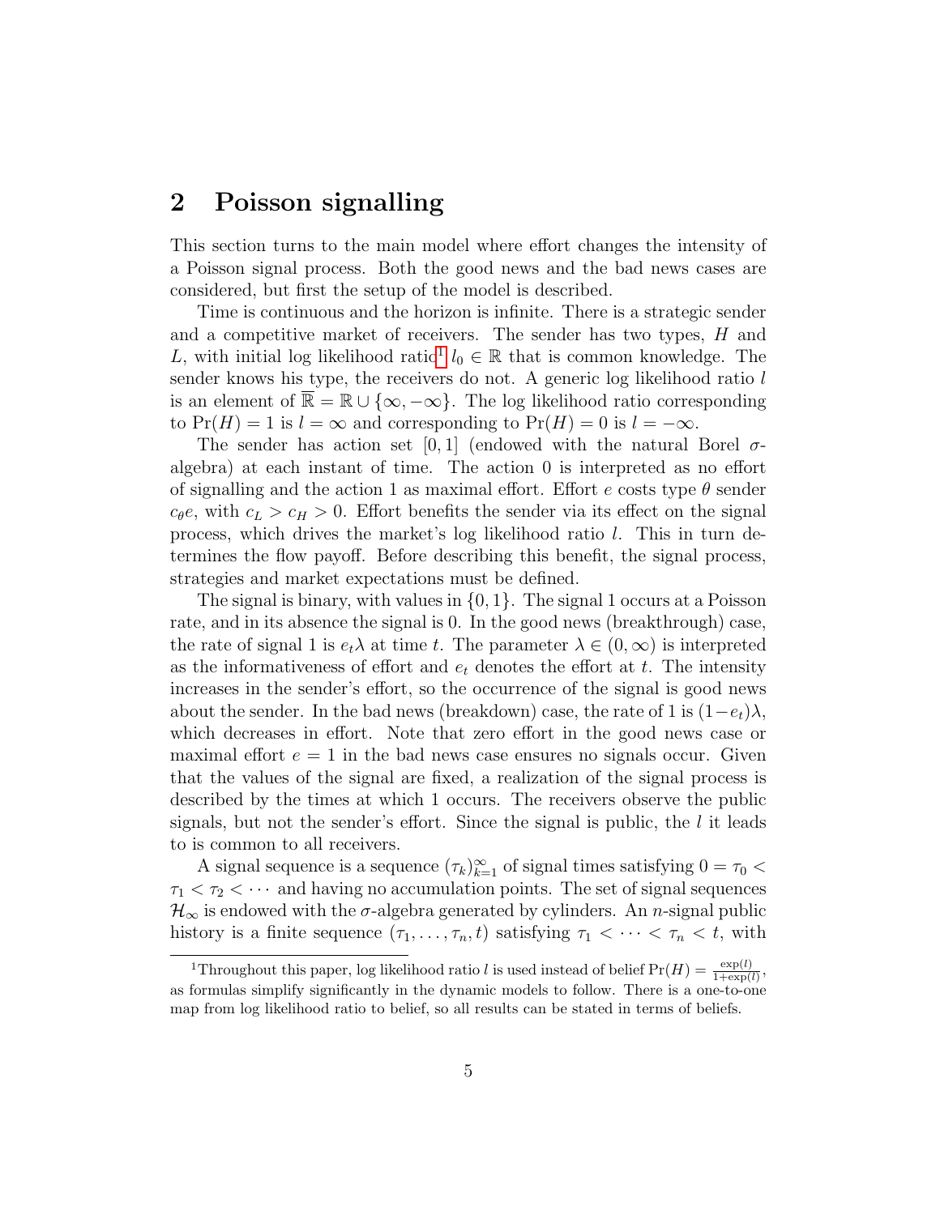## 2 Poisson signalling

This section turns to the main model where effort changes the intensity of a Poisson signal process. Both the good news and the bad news cases are considered, but first the setup of the model is described.

Time is continuous and the horizon is infinite. There is a strategic sender and a competitive market of receivers. The sender has two types, $H$ and $L$, with initial log likelihood ratio[1] $l_0 \in \mathbb{R}$ that is common knowledge. The sender knows his type, the receivers do not. A generic log likelihood ratio $l$ is an element of $\overline{\mathbb{R}} = \mathbb{R} \cup \{\infty, -\infty\}$. The log likelihood ratio corresponding to $\Pr(H) = 1$ is $l = \infty$ and corresponding to $\Pr(H) = 0$ is $l = -\infty$.

The sender has action set $[0, 1]$ (endowed with the natural Borel $\sigma$-algebra) at each instant of time. The action 0 is interpreted as no effort of signalling and the action 1 as maximal effort. Effort $e$ costs type $\theta$ sender $c_\theta e$, with $c_L > c_H > 0$. Effort benefits the sender via its effect on the signal process, which drives the market's log likelihood ratio $l$. This in turn determines the flow payoff. Before describing this benefit, the signal process, strategies and market expectations must be defined.

The signal is binary, with values in $\{0, 1\}$. The signal 1 occurs at a Poisson rate, and in its absence the signal is 0. In the good news (breakthrough) case, the rate of signal 1 is $e_t\lambda$ at time $t$. The parameter $\lambda \in (0, \infty)$ is interpreted as the informativeness of effort and $e_t$ denotes the effort at $t$. The intensity increases in the sender's effort, so the occurrence of the signal is good news about the sender. In the bad news (breakdown) case, the rate of 1 is $(1-e_t)\lambda$, which decreases in effort. Note that zero effort in the good news case or maximal effort $e = 1$ in the bad news case ensures no signals occur. Given that the values of the signal are fixed, a realization of the signal process is described by the times at which 1 occurs. The receivers observe the public signals, but not the sender's effort. Since the signal is public, the $l$ it leads to is common to all receivers.

A signal sequence is a sequence $(\tau_k)_{k=1}^{\infty}$ of signal times satisfying $0 = \tau_0 < \tau_1 < \tau_2 < \cdots$ and having no accumulation points. The set of signal sequences $\mathcal{H}_\infty$ is endowed with the $\sigma$-algebra generated by cylinders. An $n$-signal public history is a finite sequence $(\tau_1, \ldots, \tau_n, t)$ satisfying $\tau_1 < \cdots < \tau_n < t$, with

[1] Throughout this paper, log likelihood ratio $l$ is used instead of belief $\Pr(H) = \frac{\exp(l)}{1+\exp(l)}$, as formulas simplify significantly in the dynamic models to follow. There is a one-to-one map from log likelihood ratio to belief, so all results can be stated in terms of beliefs.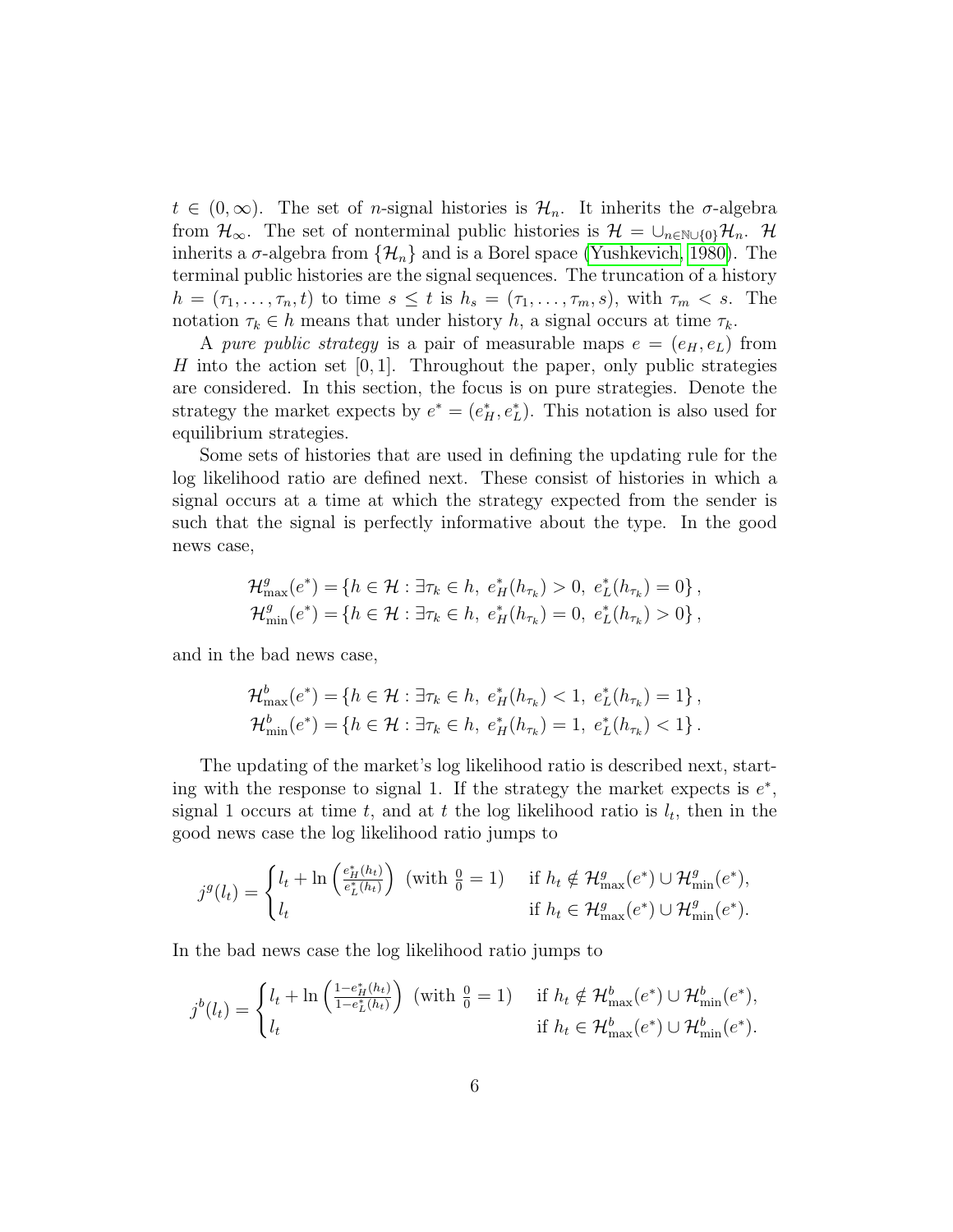$t \in (0, \infty)$. The set of $n$-signal histories is $\mathcal{H}_n$. It inherits the $\sigma$-algebra from $\mathcal{H}_\infty$. The set of nonterminal public histories is $\mathcal{H} = \cup_{n \in \mathbb{N} \cup \{0\}} \mathcal{H}_n$. $\mathcal{H}$ inherits a $\sigma$-algebra from $\{\mathcal{H}_n\}$ and is a Borel space (Yushkevich, 1980). The terminal public histories are the signal sequences. The truncation of a history $h = (\tau_1, \ldots, \tau_n, t)$ to time $s \leq t$ is $h_s = (\tau_1, \ldots, \tau_m, s)$, with $\tau_m < s$. The notation $\tau_k \in h$ means that under history $h$, a signal occurs at time $\tau_k$.

A *pure public strategy* is a pair of measurable maps $e = (e_H, e_L)$ from $H$ into the action set $[0, 1]$. Throughout the paper, only public strategies are considered. In this section, the focus is on pure strategies. Denote the strategy the market expects by $e^* = (e_H^*, e_L^*)$. This notation is also used for equilibrium strategies.

Some sets of histories that are used in defining the updating rule for the log likelihood ratio are defined next. These consist of histories in which a signal occurs at a time at which the strategy expected from the sender is such that the signal is perfectly informative about the type. In the good news case,

$$\mathcal{H}^g_{\max}(e^*) = \{h \in \mathcal{H} : \exists \tau_k \in h,\ e_H^*(h_{\tau_k}) > 0,\ e_L^*(h_{\tau_k}) = 0\},$$
$$\mathcal{H}^g_{\min}(e^*) = \{h \in \mathcal{H} : \exists \tau_k \in h,\ e_H^*(h_{\tau_k}) = 0,\ e_L^*(h_{\tau_k}) > 0\},$$

and in the bad news case,

$$\mathcal{H}^b_{\max}(e^*) = \{h \in \mathcal{H} : \exists \tau_k \in h,\ e_H^*(h_{\tau_k}) < 1,\ e_L^*(h_{\tau_k}) = 1\},$$
$$\mathcal{H}^b_{\min}(e^*) = \{h \in \mathcal{H} : \exists \tau_k \in h,\ e_H^*(h_{\tau_k}) = 1,\ e_L^*(h_{\tau_k}) < 1\}.$$

The updating of the market's log likelihood ratio is described next, starting with the response to signal 1. If the strategy the market expects is $e^*$, signal 1 occurs at time $t$, and at $t$ the log likelihood ratio is $l_t$, then in the good news case the log likelihood ratio jumps to

$$j^g(l_t) = \begin{cases} l_t + \ln\left(\frac{e_H^*(h_t)}{e_L^*(h_t)}\right) \text{ (with } \frac{0}{0} = 1) & \text{if } h_t \notin \mathcal{H}^g_{\max}(e^*) \cup \mathcal{H}^g_{\min}(e^*), \\ l_t & \text{if } h_t \in \mathcal{H}^g_{\max}(e^*) \cup \mathcal{H}^g_{\min}(e^*). \end{cases}$$

In the bad news case the log likelihood ratio jumps to

$$j^b(l_t) = \begin{cases} l_t + \ln\left(\frac{1 - e_H^*(h_t)}{1 - e_L^*(h_t)}\right) \text{ (with } \frac{0}{0} = 1) & \text{if } h_t \notin \mathcal{H}^b_{\max}(e^*) \cup \mathcal{H}^b_{\min}(e^*), \\ l_t & \text{if } h_t \in \mathcal{H}^b_{\max}(e^*) \cup \mathcal{H}^b_{\min}(e^*). \end{cases}$$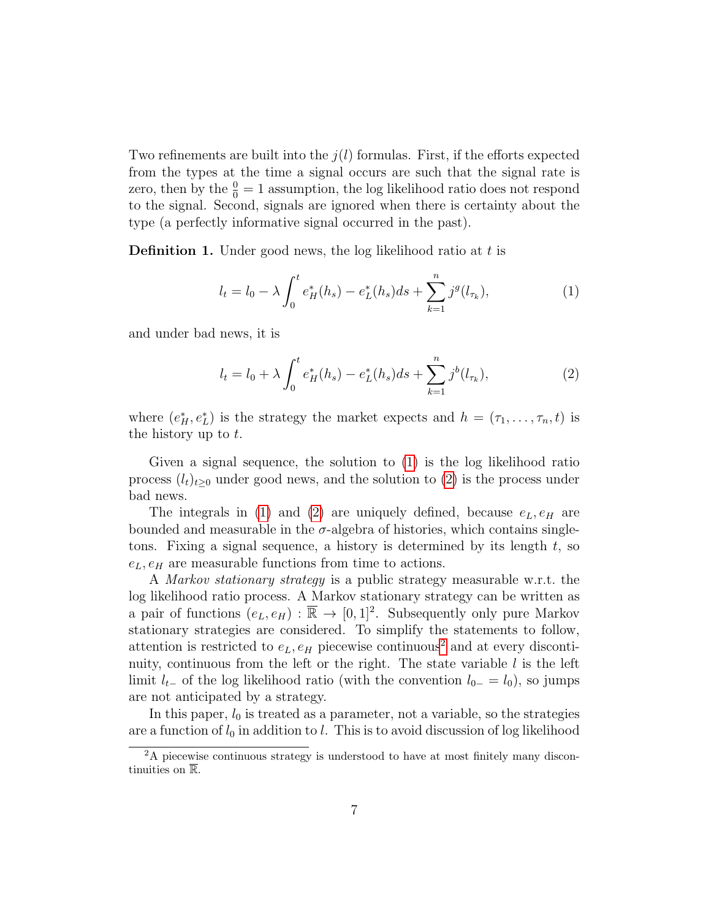Two refinements are built into the $j(l)$ formulas. First, if the efforts expected from the types at the time a signal occurs are such that the signal rate is zero, then by the $\frac{0}{0} = 1$ assumption, the log likelihood ratio does not respond to the signal. Second, signals are ignored when there is certainty about the type (a perfectly informative signal occurred in the past).

**Definition 1.** Under good news, the log likelihood ratio at $t$ is

$$l_t = l_0 - \lambda \int_0^t e_H^*(h_s) - e_L^*(h_s) ds + \sum_{k=1}^n j^g(l_{\tau_k}), \tag{1}$$

and under bad news, it is

$$l_t = l_0 + \lambda \int_0^t e_H^*(h_s) - e_L^*(h_s) ds + \sum_{k=1}^n j^b(l_{\tau_k}), \tag{2}$$

where $(e_H^*, e_L^*)$ is the strategy the market expects and $h = (\tau_1, \ldots, \tau_n, t)$ is the history up to $t$.

Given a signal sequence, the solution to (1) is the log likelihood ratio process $(l_t)_{t \geq 0}$ under good news, and the solution to (2) is the process under bad news.

The integrals in (1) and (2) are uniquely defined, because $e_L, e_H$ are bounded and measurable in the $\sigma$-algebra of histories, which contains singletons. Fixing a signal sequence, a history is determined by its length $t$, so $e_L, e_H$ are measurable functions from time to actions.

A *Markov stationary strategy* is a public strategy measurable w.r.t. the log likelihood ratio process. A Markov stationary strategy can be written as a pair of functions $(e_L, e_H) : \overline{\mathbb{R}} \to [0,1]^2$. Subsequently only pure Markov stationary strategies are considered. To simplify the statements to follow, attention is restricted to $e_L, e_H$ piecewise continuous[2] and at every discontinuity, continuous from the left or the right. The state variable $l$ is the left limit $l_{t-}$ of the log likelihood ratio (with the convention $l_{0-} = l_0$), so jumps are not anticipated by a strategy.

In this paper, $l_0$ is treated as a parameter, not a variable, so the strategies are a function of $l_0$ in addition to $l$. This is to avoid discussion of log likelihood

[2] A piecewise continuous strategy is understood to have at most finitely many discontinuities on $\mathbb{R}$.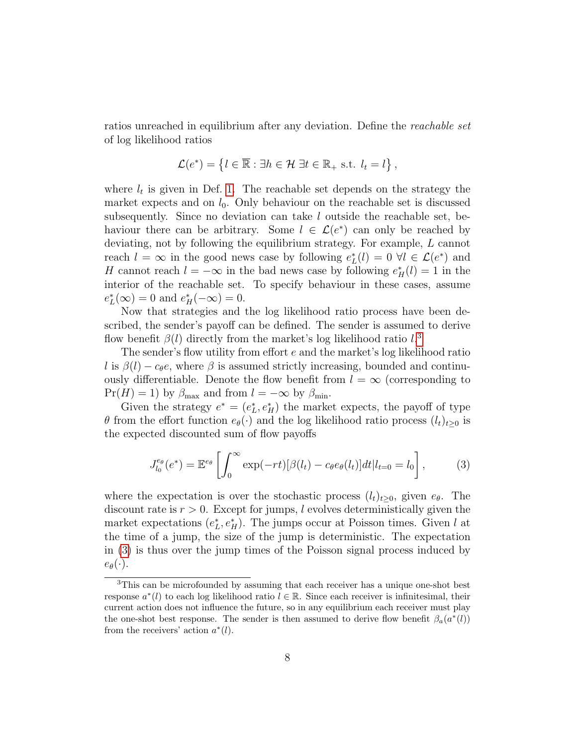ratios unreached in equilibrium after any deviation. Define the *reachable set* of log likelihood ratios

$$\mathcal{L}(e^*) = \left\{ l \in \overline{\mathbb{R}} : \exists h \in \mathcal{H} \ \exists t \in \mathbb{R}_+ \text{ s.t. } l_t = l \right\},$$

where $l_t$ is given in Def. 1. The reachable set depends on the strategy the market expects and on $l_0$. Only behaviour on the reachable set is discussed subsequently. Since no deviation can take $l$ outside the reachable set, behaviour there can be arbitrary. Some $l \in \mathcal{L}(e^*)$ can only be reached by deviating, not by following the equilibrium strategy. For example, $L$ cannot reach $l = \infty$ in the good news case by following $e_L^*(l) = 0 \ \forall l \in \mathcal{L}(e^*)$ and $H$ cannot reach $l = -\infty$ in the bad news case by following $e_H^*(l) = 1$ in the interior of the reachable set. To specify behaviour in these cases, assume $e_L^*(\infty) = 0$ and $e_H^*(-\infty) = 0$.

Now that strategies and the log likelihood ratio process have been described, the sender's payoff can be defined. The sender is assumed to derive flow benefit $\beta(l)$ directly from the market's log likelihood ratio $l$.[3]

The sender's flow utility from effort $e$ and the market's log likelihood ratio $l$ is $\beta(l) - c_\theta e$, where $\beta$ is assumed strictly increasing, bounded and continuously differentiable. Denote the flow benefit from $l = \infty$ (corresponding to $\Pr(H) = 1$) by $\beta_{\max}$ and from $l = -\infty$ by $\beta_{\min}$.

Given the strategy $e^* = (e_L^*, e_H^*)$ the market expects, the payoff of type $\theta$ from the effort function $e_\theta(\cdot)$ and the log likelihood ratio process $(l_t)_{t\geq 0}$ is the expected discounted sum of flow payoffs

$$J_{l_0}^{e_\theta}(e^*) = \mathbb{E}^{e_\theta}\left[\int_0^\infty \exp(-rt)[\beta(l_t) - c_\theta e_\theta(l_t)]dt | l_{t=0} = l_0\right], \tag{3}$$

where the expectation is over the stochastic process $(l_t)_{t\geq 0}$, given $e_\theta$. The discount rate is $r > 0$. Except for jumps, $l$ evolves deterministically given the market expectations $(e_L^*, e_H^*)$. The jumps occur at Poisson times. Given $l$ at the time of a jump, the size of the jump is deterministic. The expectation in (3) is thus over the jump times of the Poisson signal process induced by $e_\theta(\cdot)$.

---

[3] This can be microfounded by assuming that each receiver has a unique one-shot best response $a^*(l)$ to each log likelihood ratio $l \in \mathbb{R}$. Since each receiver is infinitesimal, their current action does not influence the future, so in any equilibrium each receiver must play the one-shot best response. The sender is then assumed to derive flow benefit $\beta_a(a^*(l))$ from the receivers' action $a^*(l)$.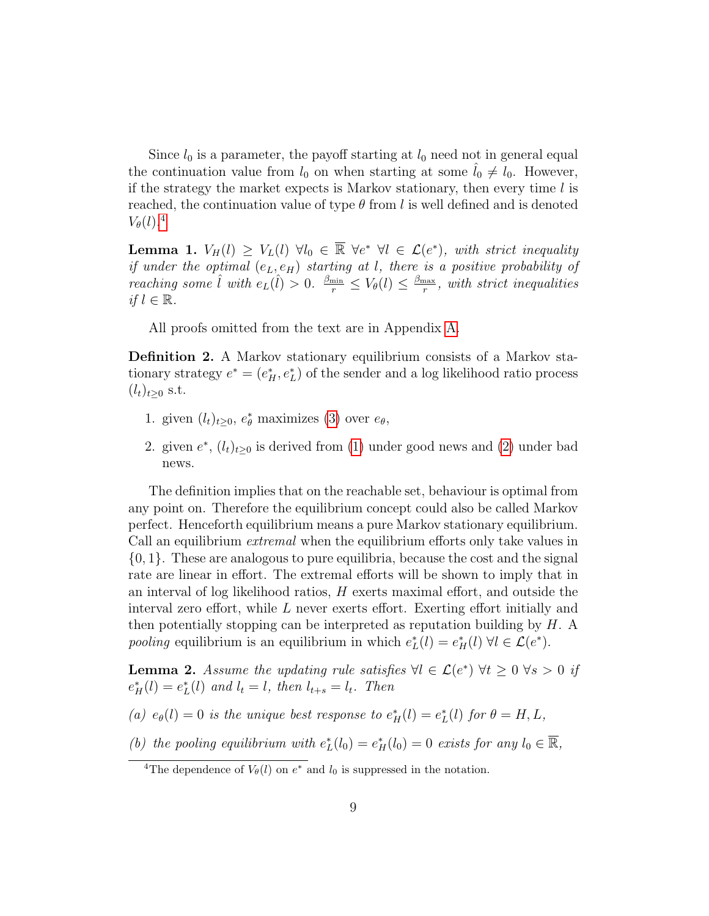Since $l_0$ is a parameter, the payoff starting at $l_0$ need not in general equal the continuation value from $l_0$ on when starting at some $\hat{l}_0 \neq l_0$. However, if the strategy the market expects is Markov stationary, then every time $l$ is reached, the continuation value of type $\theta$ from $l$ is well defined and is denoted $V_\theta(l)$.[4]

**Lemma 1.** *$V_H(l) \geq V_L(l)$ $\forall l_0 \in \overline{\mathbb{R}}$ $\forall e^*$ $\forall l \in \mathcal{L}(e^*)$, with strict inequality if under the optimal $(e_L, e_H)$ starting at $l$, there is a positive probability of reaching some $\hat{l}$ with $e_L(\hat{l}) > 0$. $\frac{\beta_{\min}}{r} \leq V_\theta(l) \leq \frac{\beta_{\max}}{r}$, with strict inequalities if $l \in \mathbb{R}$.*

All proofs omitted from the text are in Appendix A.

**Definition 2.** A Markov stationary equilibrium consists of a Markov stationary strategy $e^* = (e^*_H, e^*_L)$ of the sender and a log likelihood ratio process $(l_t)_{t \geq 0}$ s.t.

1. given $(l_t)_{t \geq 0}$, $e^*_\theta$ maximizes (3) over $e_\theta$,
2. given $e^*$, $(l_t)_{t \geq 0}$ is derived from (1) under good news and (2) under bad news.

The definition implies that on the reachable set, behaviour is optimal from any point on. Therefore the equilibrium concept could also be called Markov perfect. Henceforth equilibrium means a pure Markov stationary equilibrium. Call an equilibrium *extremal* when the equilibrium efforts only take values in $\{0, 1\}$. These are analogous to pure equilibria, because the cost and the signal rate are linear in effort. The extremal efforts will be shown to imply that in an interval of log likelihood ratios, $H$ exerts maximal effort, and outside the interval zero effort, while $L$ never exerts effort. Exerting effort initially and then potentially stopping can be interpreted as reputation building by $H$. A *pooling* equilibrium is an equilibrium in which $e^*_L(l) = e^*_H(l)$ $\forall l \in \mathcal{L}(e^*)$.

**Lemma 2.** *Assume the updating rule satisfies $\forall l \in \mathcal{L}(e^*)$ $\forall t \geq 0$ $\forall s > 0$ if $e^*_H(l) = e^*_L(l)$ and $l_t = l$, then $l_{t+s} = l_t$. Then*

*(a) $e_\theta(l) = 0$ is the unique best response to $e^*_H(l) = e^*_L(l)$ for $\theta = H, L$,*

*(b) the pooling equilibrium with $e^*_L(l_0) = e^*_H(l_0) = 0$ exists for any $l_0 \in \overline{\mathbb{R}}$,*

[4] The dependence of $V_\theta(l)$ on $e^*$ and $l_0$ is suppressed in the notation.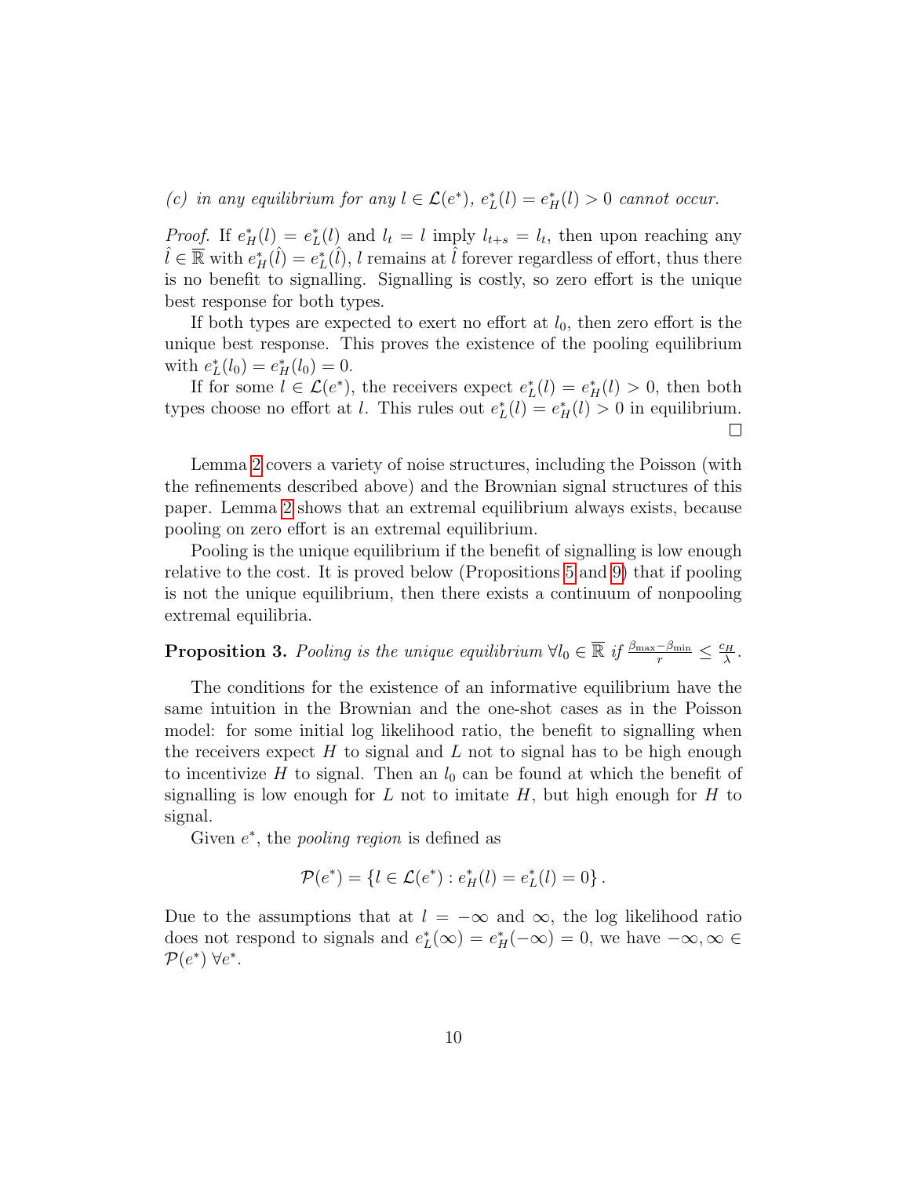*(c) in any equilibrium for any $l \in \mathcal{L}(e^*)$, $e^*_L(l) = e^*_H(l) > 0$ cannot occur.*

*Proof.* If $e^*_H(l) = e^*_L(l)$ and $l_t = l$ imply $l_{t+s} = l_t$, then upon reaching any $\hat{l} \in \overline{\mathbb{R}}$ with $e^*_H(\hat{l}) = e^*_L(\hat{l})$, $l$ remains at $\hat{l}$ forever regardless of effort, thus there is no benefit to signalling. Signalling is costly, so zero effort is the unique best response for both types.

If both types are expected to exert no effort at $l_0$, then zero effort is the unique best response. This proves the existence of the pooling equilibrium with $e^*_L(l_0) = e^*_H(l_0) = 0$.

If for some $l \in \mathcal{L}(e^*)$, the receivers expect $e^*_L(l) = e^*_H(l) > 0$, then both types choose no effort at $l$. This rules out $e^*_L(l) = e^*_H(l) > 0$ in equilibrium. $\square$

Lemma 2 covers a variety of noise structures, including the Poisson (with the refinements described above) and the Brownian signal structures of this paper. Lemma 2 shows that an extremal equilibrium always exists, because pooling on zero effort is an extremal equilibrium.

Pooling is the unique equilibrium if the benefit of signalling is low enough relative to the cost. It is proved below (Propositions 5 and 9) that if pooling is not the unique equilibrium, then there exists a continuum of nonpooling extremal equilibria.

**Proposition 3.** *Pooling is the unique equilibrium $\forall l_0 \in \overline{\mathbb{R}}$ if $\frac{\beta_{\max} - \beta_{\min}}{r} \leq \frac{c_H}{\lambda}$.*

The conditions for the existence of an informative equilibrium have the same intuition in the Brownian and the one-shot cases as in the Poisson model: for some initial log likelihood ratio, the benefit to signalling when the receivers expect $H$ to signal and $L$ not to signal has to be high enough to incentivize $H$ to signal. Then an $l_0$ can be found at which the benefit of signalling is low enough for $L$ not to imitate $H$, but high enough for $H$ to signal.

Given $e^*$, the *pooling region* is defined as

$$\mathcal{P}(e^*) = \{l \in \mathcal{L}(e^*) : e^*_H(l) = e^*_L(l) = 0\}.$$

Due to the assumptions that at $l = -\infty$ and $\infty$, the log likelihood ratio does not respond to signals and $e^*_L(\infty) = e^*_H(-\infty) = 0$, we have $-\infty, \infty \in \mathcal{P}(e^*)\ \forall e^*$.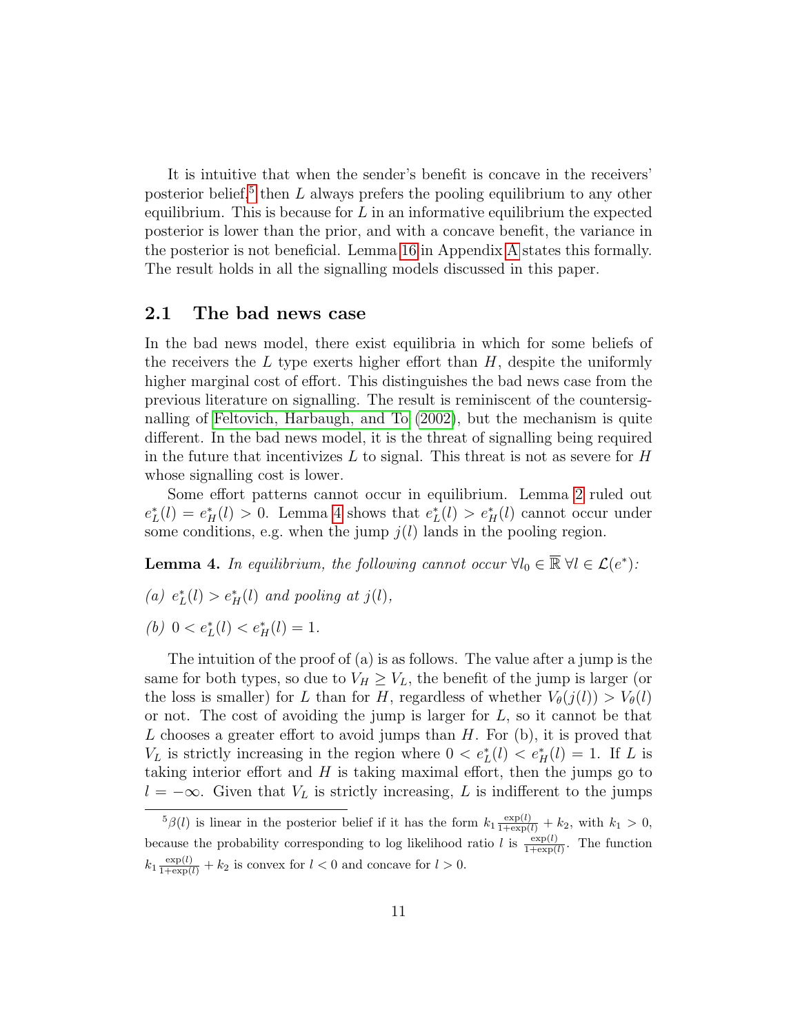It is intuitive that when the sender's benefit is concave in the receivers' posterior belief,[5] then $L$ always prefers the pooling equilibrium to any other equilibrium. This is because for $L$ in an informative equilibrium the expected posterior is lower than the prior, and with a concave benefit, the variance in the posterior is not beneficial. Lemma 16 in Appendix A states this formally. The result holds in all the signalling models discussed in this paper.

## 2.1 The bad news case

In the bad news model, there exist equilibria in which for some beliefs of the receivers the $L$ type exerts higher effort than $H$, despite the uniformly higher marginal cost of effort. This distinguishes the bad news case from the previous literature on signalling. The result is reminiscent of the countersignalling of Feltovich, Harbaugh, and To (2002), but the mechanism is quite different. In the bad news model, it is the threat of signalling being required in the future that incentivizes $L$ to signal. This threat is not as severe for $H$ whose signalling cost is lower.

Some effort patterns cannot occur in equilibrium. Lemma 2 ruled out $e_L^*(l) = e_H^*(l) > 0$. Lemma 4 shows that $e_L^*(l) > e_H^*(l)$ cannot occur under some conditions, e.g. when the jump $j(l)$ lands in the pooling region.

**Lemma 4.** *In equilibrium, the following cannot occur $\forall l_0 \in \overline{\mathbb{R}}\ \forall l \in \mathcal{L}(e^*)$:*

*(a) $e_L^*(l) > e_H^*(l)$ and pooling at $j(l)$,*

*(b) $0 < e_L^*(l) < e_H^*(l) = 1$.*

The intuition of the proof of (a) is as follows. The value after a jump is the same for both types, so due to $V_H \geq V_L$, the benefit of the jump is larger (or the loss is smaller) for $L$ than for $H$, regardless of whether $V_\theta(j(l)) > V_\theta(l)$ or not. The cost of avoiding the jump is larger for $L$, so it cannot be that $L$ chooses a greater effort to avoid jumps than $H$. For (b), it is proved that $V_L$ is strictly increasing in the region where $0 < e_L^*(l) < e_H^*(l) = 1$. If $L$ is taking interior effort and $H$ is taking maximal effort, then the jumps go to $l = -\infty$. Given that $V_L$ is strictly increasing, $L$ is indifferent to the jumps

[5] $\beta(l)$ is linear in the posterior belief if it has the form $k_1 \frac{\exp(l)}{1+\exp(l)} + k_2$, with $k_1 > 0$, because the probability corresponding to log likelihood ratio $l$ is $\frac{\exp(l)}{1+\exp(l)}$. The function $k_1 \frac{\exp(l)}{1+\exp(l)} + k_2$ is convex for $l < 0$ and concave for $l > 0$.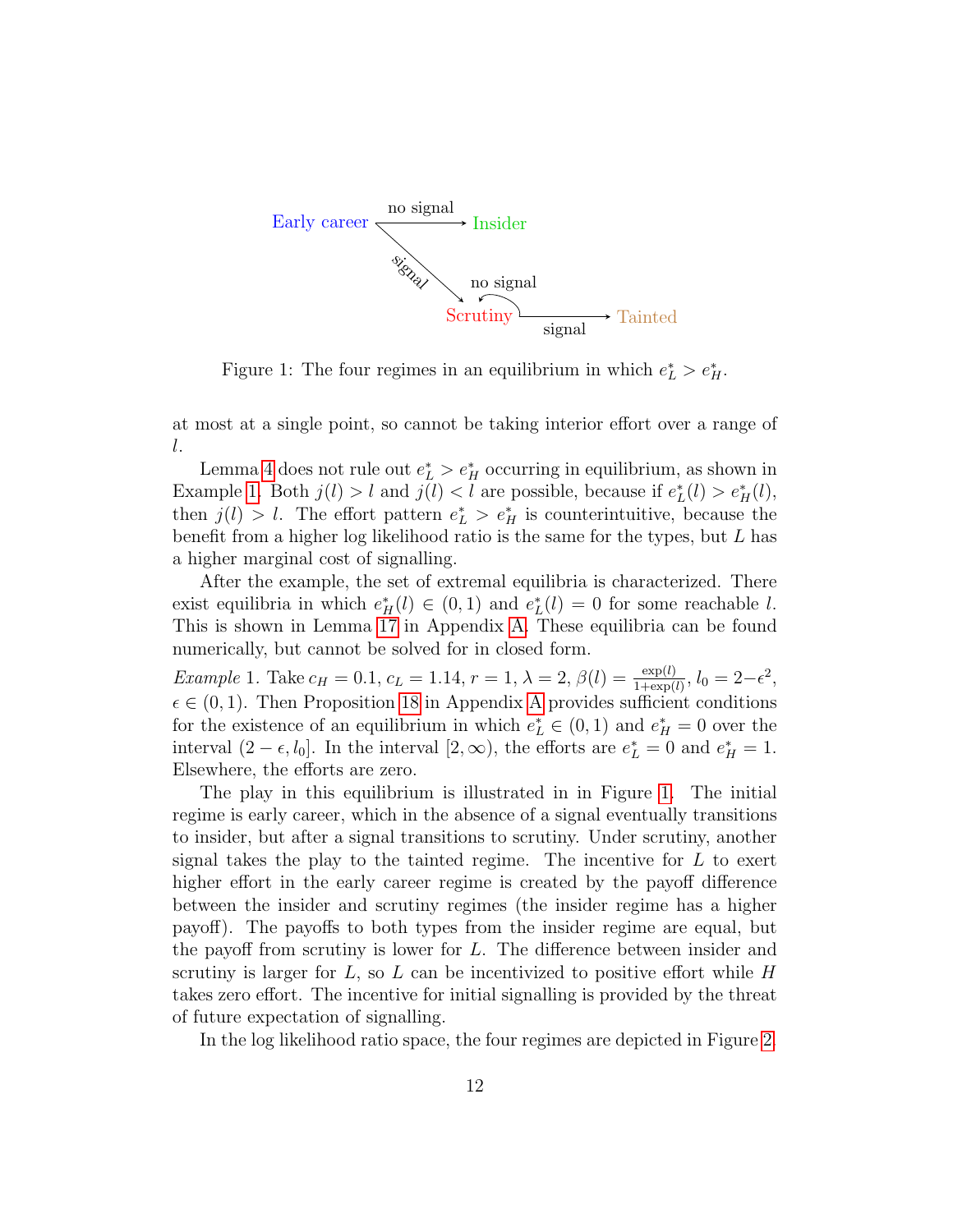Figure 1: The four regimes in an equilibrium in which $e_L^* > e_H^*$.

at most at a single point, so cannot be taking interior effort over a range of $l$.

Lemma 4 does not rule out $e_L^* > e_H^*$ occurring in equilibrium, as shown in Example 1. Both $j(l) > l$ and $j(l) < l$ are possible, because if $e_L^*(l) > e_H^*(l)$, then $j(l) > l$. The effort pattern $e_L^* > e_H^*$ is counterintuitive, because the benefit from a higher log likelihood ratio is the same for the types, but $L$ has a higher marginal cost of signalling.

After the example, the set of extremal equilibria is characterized. There exist equilibria in which $e_H^*(l) \in (0,1)$ and $e_L^*(l) = 0$ for some reachable $l$. This is shown in Lemma 17 in Appendix A. These equilibria can be found numerically, but cannot be solved for in closed form.

*Example* 1. Take $c_H = 0.1$, $c_L = 1.14$, $r = 1$, $\lambda = 2$, $\beta(l) = \frac{\exp(l)}{1+\exp(l)}$, $l_0 = 2-\epsilon^2$, $\epsilon \in (0,1)$. Then Proposition 18 in Appendix A provides sufficient conditions for the existence of an equilibrium in which $e_L^* \in (0,1)$ and $e_H^* = 0$ over the interval $(2-\epsilon, l_0]$. In the interval $[2,\infty)$, the efforts are $e_L^* = 0$ and $e_H^* = 1$. Elsewhere, the efforts are zero.

The play in this equilibrium is illustrated in in Figure 1. The initial regime is early career, which in the absence of a signal eventually transitions to insider, but after a signal transitions to scrutiny. Under scrutiny, another signal takes the play to the tainted regime. The incentive for $L$ to exert higher effort in the early career regime is created by the payoff difference between the insider and scrutiny regimes (the insider regime has a higher payoff). The payoffs to both types from the insider regime are equal, but the payoff from scrutiny is lower for $L$. The difference between insider and scrutiny is larger for $L$, so $L$ can be incentivized to positive effort while $H$ takes zero effort. The incentive for initial signalling is provided by the threat of future expectation of signalling.

In the log likelihood ratio space, the four regimes are depicted in Figure 2.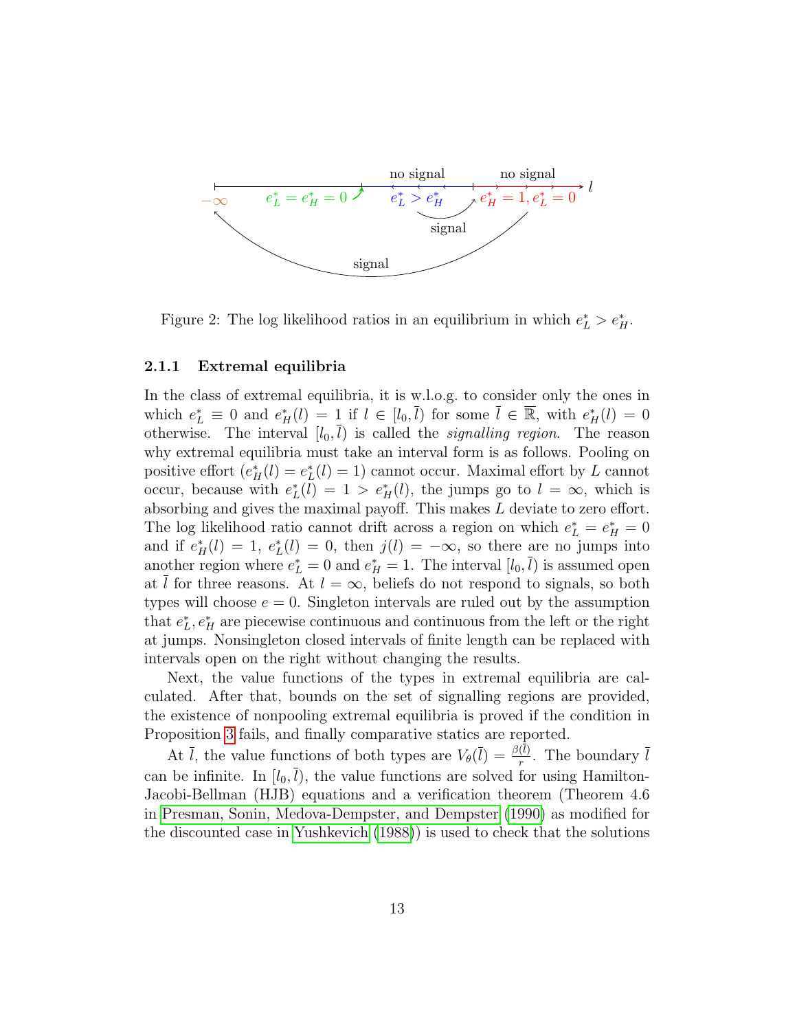Figure 2: The log likelihood ratios in an equilibrium in which $e_L^* > e_H^*$.

### 2.1.1 Extremal equilibria

In the class of extremal equilibria, it is w.l.o.g. to consider only the ones in which $e_L^* \equiv 0$ and $e_H^*(l) = 1$ if $l \in [l_0, \bar{l})$ for some $\bar{l} \in \overline{\mathbb{R}}$, with $e_H^*(l) = 0$ otherwise. The interval $[l_0, \bar{l})$ is called the *signalling region*. The reason why extremal equilibria must take an interval form is as follows. Pooling on positive effort ($e_H^*(l) = e_L^*(l) = 1$) cannot occur. Maximal effort by $L$ cannot occur, because with $e_L^*(l) = 1 > e_H^*(l)$, the jumps go to $l = \infty$, which is absorbing and gives the maximal payoff. This makes $L$ deviate to zero effort. The log likelihood ratio cannot drift across a region on which $e_L^* = e_H^* = 0$ and if $e_H^*(l) = 1$, $e_L^*(l) = 0$, then $j(l) = -\infty$, so there are no jumps into another region where $e_L^* = 0$ and $e_H^* = 1$. The interval $[l_0, \bar{l})$ is assumed open at $\bar{l}$ for three reasons. At $l = \infty$, beliefs do not respond to signals, so both types will choose $e = 0$. Singleton intervals are ruled out by the assumption that $e_L^*, e_H^*$ are piecewise continuous and continuous from the left or the right at jumps. Nonsingleton closed intervals of finite length can be replaced with intervals open on the right without changing the results.

Next, the value functions of the types in extremal equilibria are calculated. After that, bounds on the set of signalling regions are provided, the existence of nonpooling extremal equilibria is proved if the condition in Proposition 3 fails, and finally comparative statics are reported.

At $\bar{l}$, the value functions of both types are $V_\theta(\bar{l}) = \frac{\beta(\bar{l})}{r}$. The boundary $\bar{l}$ can be infinite. In $[l_0, \bar{l})$, the value functions are solved for using Hamilton-Jacobi-Bellman (HJB) equations and a verification theorem (Theorem 4.6 in Presman, Sonin, Medova-Dempster, and Dempster (1990) as modified for the discounted case in Yushkevich (1988)) is used to check that the solutions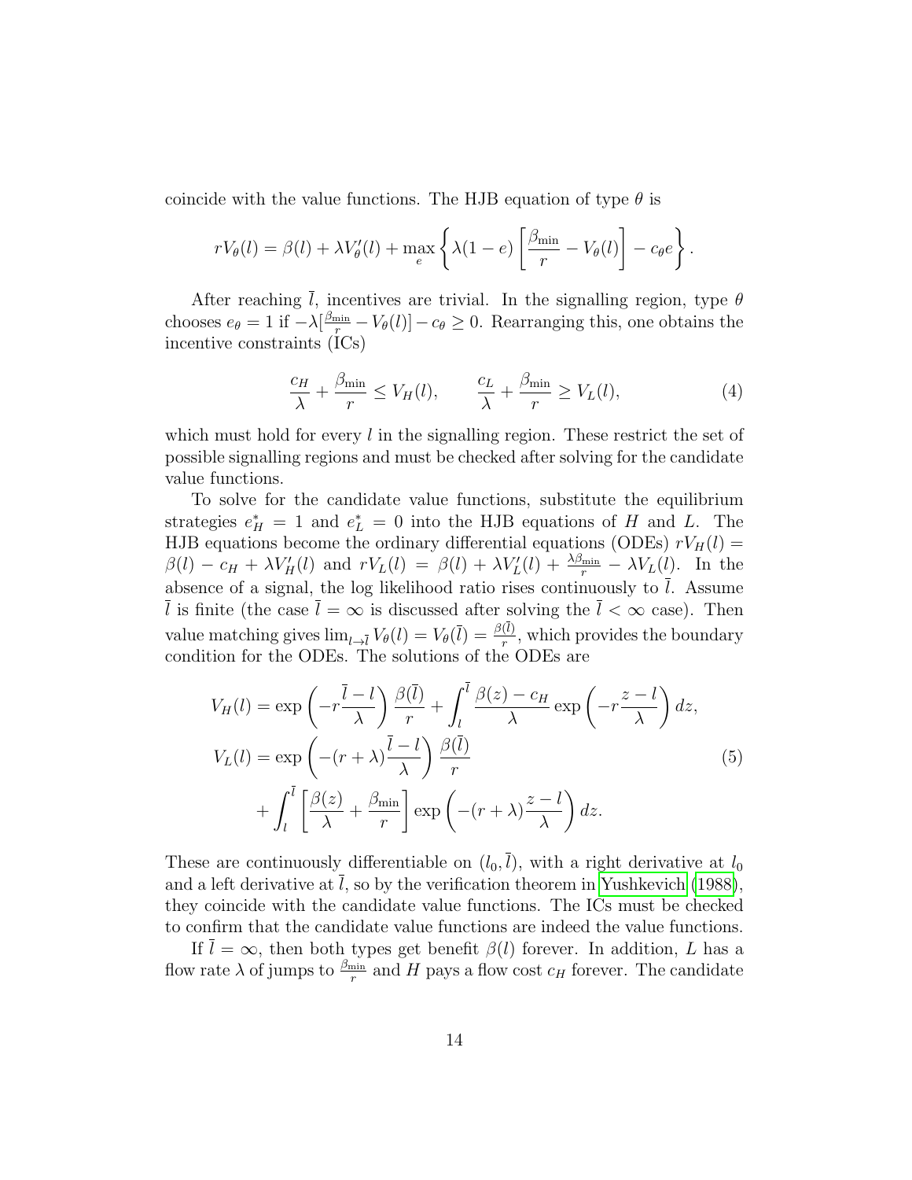coincide with the value functions. The HJB equation of type $\theta$ is

$$rV_\theta(l) = \beta(l) + \lambda V_\theta'(l) + \max_e \left\{ \lambda(1-e)\left[\frac{\beta_{\min}}{r} - V_\theta(l)\right] - c_\theta e \right\}.$$

After reaching $\bar{l}$, incentives are trivial. In the signalling region, type $\theta$ chooses $e_\theta = 1$ if $-\lambda[\frac{\beta_{\min}}{r} - V_\theta(l)] - c_\theta \geq 0$. Rearranging this, one obtains the incentive constraints (ICs)

$$\frac{c_H}{\lambda} + \frac{\beta_{\min}}{r} \leq V_H(l), \qquad \frac{c_L}{\lambda} + \frac{\beta_{\min}}{r} \geq V_L(l), \tag{4}$$

which must hold for every $l$ in the signalling region. These restrict the set of possible signalling regions and must be checked after solving for the candidate value functions.

To solve for the candidate value functions, substitute the equilibrium strategies $e_H^* = 1$ and $e_L^* = 0$ into the HJB equations of $H$ and $L$. The HJB equations become the ordinary differential equations (ODEs) $rV_H(l) = \beta(l) - c_H + \lambda V_H'(l)$ and $rV_L(l) = \beta(l) + \lambda V_L'(l) + \frac{\lambda \beta_{\min}}{r} - \lambda V_L(l)$. In the absence of a signal, the log likelihood ratio rises continuously to $\bar{l}$. Assume $\bar{l}$ is finite (the case $\bar{l} = \infty$ is discussed after solving the $\bar{l} < \infty$ case). Then value matching gives $\lim_{l \to \bar{l}} V_\theta(l) = V_\theta(\bar{l}) = \frac{\beta(\bar{l})}{r}$, which provides the boundary condition for the ODEs. The solutions of the ODEs are

$$\begin{aligned}
V_H(l) &= \exp\left(-r\frac{\bar{l}-l}{\lambda}\right)\frac{\beta(\bar{l})}{r} + \int_l^{\bar{l}} \frac{\beta(z) - c_H}{\lambda} \exp\left(-r\frac{z-l}{\lambda}\right) dz, \\
V_L(l) &= \exp\left(-(r+\lambda)\frac{\bar{l}-l}{\lambda}\right)\frac{\beta(\bar{l})}{r} \\
&\quad + \int_l^{\bar{l}} \left[\frac{\beta(z)}{\lambda} + \frac{\beta_{\min}}{r}\right] \exp\left(-(r+\lambda)\frac{z-l}{\lambda}\right) dz.
\end{aligned} \tag{5}$$

These are continuously differentiable on $(l_0, \bar{l})$, with a right derivative at $l_0$ and a left derivative at $\bar{l}$, so by the verification theorem in Yushkevich (1988), they coincide with the candidate value functions. The ICs must be checked to confirm that the candidate value functions are indeed the value functions.

If $\bar{l} = \infty$, then both types get benefit $\beta(l)$ forever. In addition, $L$ has a flow rate $\lambda$ of jumps to $\frac{\beta_{\min}}{r}$ and $H$ pays a flow cost $c_H$ forever. The candidate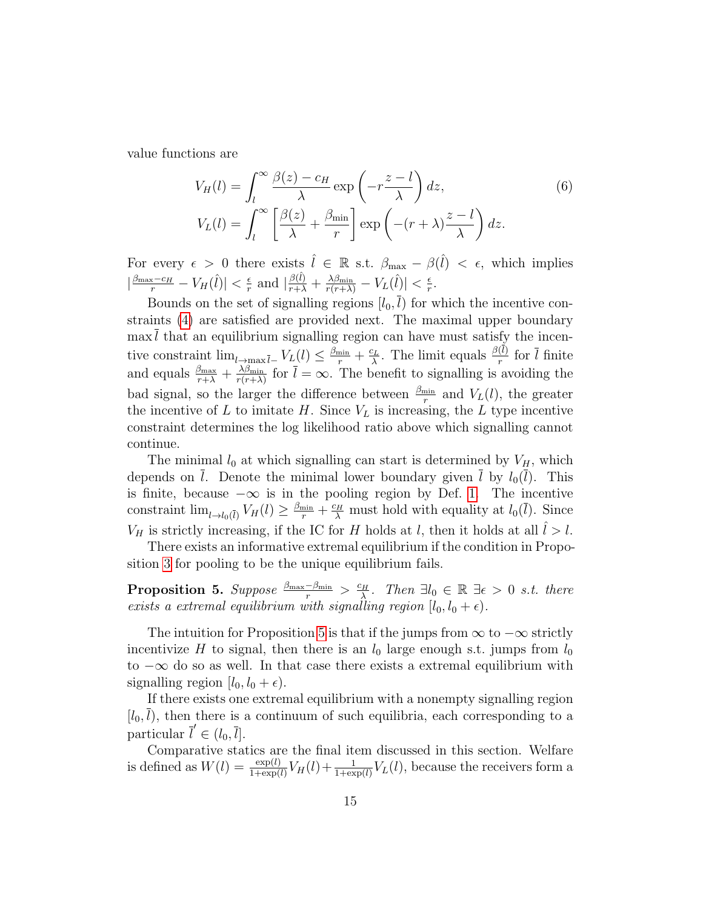value functions are

$$V_H(l) = \int_l^\infty \frac{\beta(z) - c_H}{\lambda} \exp\left(-r\frac{z-l}{\lambda}\right) dz, \tag{6}$$
$$V_L(l) = \int_l^\infty \left[\frac{\beta(z)}{\lambda} + \frac{\beta_{\min}}{r}\right] \exp\left(-(r+\lambda)\frac{z-l}{\lambda}\right) dz.$$

For every $\epsilon > 0$ there exists $\hat{l} \in \mathbb{R}$ s.t. $\beta_{\max} - \beta(\hat{l}) < \epsilon$, which implies $|\frac{\beta_{\max}-c_H}{r} - V_H(\hat{l})| < \frac{\epsilon}{r}$ and $|\frac{\beta(\hat{l})}{r+\lambda} + \frac{\lambda\beta_{\min}}{r(r+\lambda)} - V_L(\hat{l})| < \frac{\epsilon}{r}$.

Bounds on the set of signalling regions $[l_0, \bar{l})$ for which the incentive constraints (4) are satisfied are provided next. The maximal upper boundary $\max \bar{l}$ that an equilibrium signalling region can have must satisfy the incentive constraint $\lim_{l \to \max \bar{l}-} V_L(l) \leq \frac{\beta_{\min}}{r} + \frac{c_L}{\lambda}$. The limit equals $\frac{\beta(\bar{l})}{r}$ for $\bar{l}$ finite and equals $\frac{\beta_{\max}}{r+\lambda} + \frac{\lambda\beta_{\min}}{r(r+\lambda)}$ for $\bar{l} = \infty$. The benefit to signalling is avoiding the bad signal, so the larger the difference between $\frac{\beta_{\min}}{r}$ and $V_L(l)$, the greater the incentive of $L$ to imitate $H$. Since $V_L$ is increasing, the $L$ type incentive constraint determines the log likelihood ratio above which signalling cannot continue.

The minimal $l_0$ at which signalling can start is determined by $V_H$, which depends on $\bar{l}$. Denote the minimal lower boundary given $\bar{l}$ by $l_0(\bar{l})$. This is finite, because $-\infty$ is in the pooling region by Def. 1. The incentive constraint $\lim_{l \to l_0(\bar{l})} V_H(l) \geq \frac{\beta_{\min}}{r} + \frac{c_H}{\lambda}$ must hold with equality at $l_0(\bar{l})$. Since $V_H$ is strictly increasing, if the IC for $H$ holds at $l$, then it holds at all $\hat{l} > l$.

There exists an informative extremal equilibrium if the condition in Proposition 3 for pooling to be the unique equilibrium fails.

**Proposition 5.** *Suppose* $\frac{\beta_{\max} - \beta_{\min}}{r} > \frac{c_H}{\lambda}$*. Then* $\exists l_0 \in \mathbb{R}$ $\exists \epsilon > 0$ *s.t. there exists a extremal equilibrium with signalling region* $[l_0, l_0 + \epsilon)$*.*

The intuition for Proposition 5 is that if the jumps from $\infty$ to $-\infty$ strictly incentivize $H$ to signal, then there is an $l_0$ large enough s.t. jumps from $l_0$ to $-\infty$ do so as well. In that case there exists a extremal equilibrium with signalling region $[l_0, l_0 + \epsilon)$.

If there exists one extremal equilibrium with a nonempty signalling region $[l_0, \bar{l})$, then there is a continuum of such equilibria, each corresponding to a particular $\bar{l}' \in (l_0, \bar{l}]$.

Comparative statics are the final item discussed in this section. Welfare is defined as $W(l) = \frac{\exp(l)}{1+\exp(l)} V_H(l) + \frac{1}{1+\exp(l)} V_L(l)$, because the receivers form a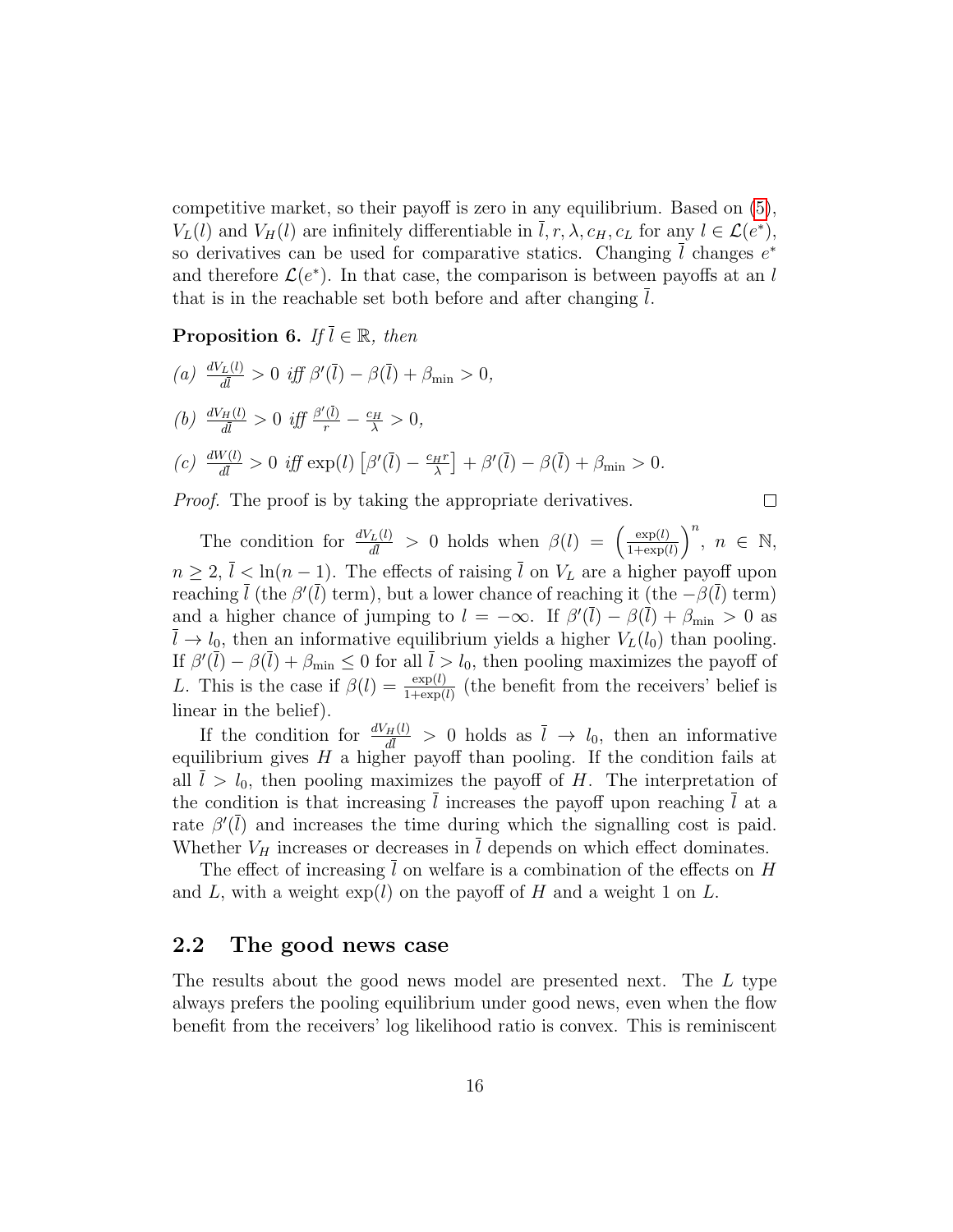competitive market, so their payoff is zero in any equilibrium. Based on (5), $V_L(l)$ and $V_H(l)$ are infinitely differentiable in $\bar{l}, r, \lambda, c_H, c_L$ for any $l \in \mathcal{L}(e^*)$, so derivatives can be used for comparative statics. Changing $\bar{l}$ changes $e^*$ and therefore $\mathcal{L}(e^*)$. In that case, the comparison is between payoffs at an $l$ that is in the reachable set both before and after changing $\bar{l}$.

**Proposition 6.** *If $\bar{l} \in \mathbb{R}$, then*

*(a)* $\frac{dV_L(l)}{d\bar{l}} > 0$ *iff* $\beta'(\bar{l}) - \beta(\bar{l}) + \beta_{\min} > 0$,

*(b)* $\frac{dV_H(l)}{d\bar{l}} > 0$ *iff* $\frac{\beta'(\bar{l})}{r} - \frac{c_H}{\lambda} > 0$,

*(c)* $\frac{dW(l)}{d\bar{l}} > 0$ *iff* $\exp(l)\left[\beta'(\bar{l}) - \frac{c_H r}{\lambda}\right] + \beta'(\bar{l}) - \beta(\bar{l}) + \beta_{\min} > 0$.

*Proof.* The proof is by taking the appropriate derivatives. ∎

The condition for $\frac{dV_L(l)}{d\bar{l}} > 0$ holds when $\beta(l) = \left(\frac{\exp(l)}{1+\exp(l)}\right)^n$, $n \in \mathbb{N}$, $n \geq 2$, $\bar{l} < \ln(n-1)$. The effects of raising $\bar{l}$ on $V_L$ are a higher payoff upon reaching $\bar{l}$ (the $\beta'(\bar{l})$ term), but a lower chance of reaching it (the $-\beta(\bar{l})$ term) and a higher chance of jumping to $l = -\infty$. If $\beta'(\bar{l}) - \beta(\bar{l}) + \beta_{\min} > 0$ as $\bar{l} \to l_0$, then an informative equilibrium yields a higher $V_L(l_0)$ than pooling. If $\beta'(\bar{l}) - \beta(\bar{l}) + \beta_{\min} \leq 0$ for all $\bar{l} > l_0$, then pooling maximizes the payoff of $L$. This is the case if $\beta(l) = \frac{\exp(l)}{1+\exp(l)}$ (the benefit from the receivers' belief is linear in the belief).

If the condition for $\frac{dV_H(l)}{d\bar{l}} > 0$ holds as $\bar{l} \to l_0$, then an informative equilibrium gives $H$ a higher payoff than pooling. If the condition fails at all $\bar{l} > l_0$, then pooling maximizes the payoff of $H$. The interpretation of the condition is that increasing $\bar{l}$ increases the payoff upon reaching $\bar{l}$ at a rate $\beta'(\bar{l})$ and increases the time during which the signalling cost is paid. Whether $V_H$ increases or decreases in $\bar{l}$ depends on which effect dominates.

The effect of increasing $\bar{l}$ on welfare is a combination of the effects on $H$ and $L$, with a weight $\exp(l)$ on the payoff of $H$ and a weight 1 on $L$.

## 2.2 The good news case

The results about the good news model are presented next. The $L$ type always prefers the pooling equilibrium under good news, even when the flow benefit from the receivers' log likelihood ratio is convex. This is reminiscent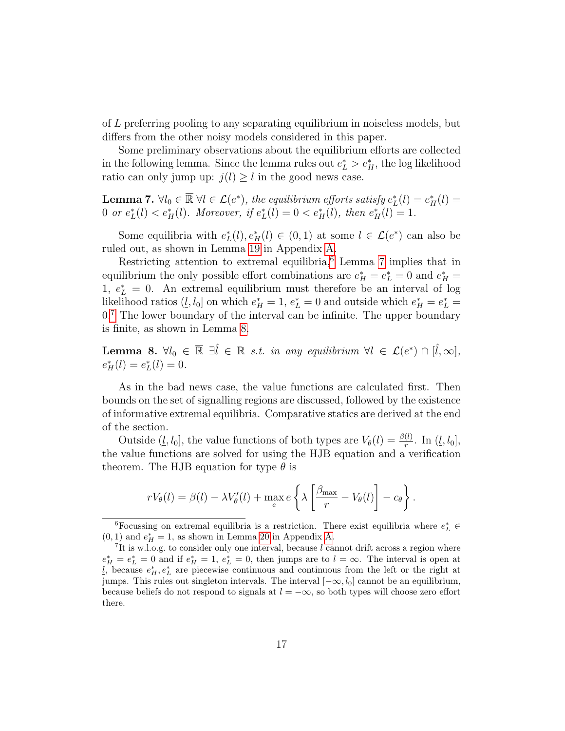of $L$ preferring pooling to any separating equilibrium in noiseless models, but differs from the other noisy models considered in this paper.

Some preliminary observations about the equilibrium efforts are collected in the following lemma. Since the lemma rules out $e_L^* > e_H^*$, the log likelihood ratio can only jump up: $j(l) \geq l$ in the good news case.

**Lemma 7.** *$\forall l_0 \in \overline{\mathbb{R}}\ \forall l \in \mathcal{L}(e^*)$, the equilibrium efforts satisfy $e_L^*(l) = e_H^*(l) = 0$ or $e_L^*(l) < e_H^*(l)$. Moreover, if $e_L^*(l) = 0 < e_H^*(l)$, then $e_H^*(l) = 1$.*

Some equilibria with $e_L^*(l), e_H^*(l) \in (0,1)$ at some $l \in \mathcal{L}(e^*)$ can also be ruled out, as shown in Lemma 19 in Appendix A.

Restricting attention to extremal equilibria,[6] Lemma 7 implies that in equilibrium the only possible effort combinations are $e_H^* = e_L^* = 0$ and $e_H^* = 1,\ e_L^* = 0$. An extremal equilibrium must therefore be an interval of log likelihood ratios $(\underline{l}, l_0]$ on which $e_H^* = 1,\ e_L^* = 0$ and outside which $e_H^* = e_L^* = 0$.[7] The lower boundary of the interval can be infinite. The upper boundary is finite, as shown in Lemma 8.

**Lemma 8.** *$\forall l_0 \in \overline{\mathbb{R}}\ \exists \hat{l} \in \mathbb{R}$ s.t. in any equilibrium $\forall l \in \mathcal{L}(e^*) \cap [\hat{l}, \infty]$, $e_H^*(l) = e_L^*(l) = 0$.*

As in the bad news case, the value functions are calculated first. Then bounds on the set of signalling regions are discussed, followed by the existence of informative extremal equilibria. Comparative statics are derived at the end of the section.

Outside $(\underline{l}, l_0]$, the value functions of both types are $V_\theta(l) = \frac{\beta(l)}{r}$. In $(\underline{l}, l_0]$, the value functions are solved for using the HJB equation and a verification theorem. The HJB equation for type $\theta$ is

$$rV_\theta(l) = \beta(l) - \lambda V_\theta'(l) + \max_e e\left\{\lambda\left[\frac{\beta_{\max}}{r} - V_\theta(l)\right] - c_\theta\right\}.$$

[6] Focussing on extremal equilibria is a restriction. There exist equilibria where $e_L^* \in (0,1)$ and $e_H^* = 1$, as shown in Lemma 20 in Appendix A.

[7] It is w.l.o.g. to consider only one interval, because $l$ cannot drift across a region where $e_H^* = e_L^* = 0$ and if $e_H^* = 1,\ e_L^* = 0$, then jumps are to $l = \infty$. The interval is open at $\underline{l}$, because $e_H^*, e_L^*$ are piecewise continuous and continuous from the left or the right at jumps. This rules out singleton intervals. The interval $[-\infty, l_0]$ cannot be an equilibrium, because beliefs do not respond to signals at $l = -\infty$, so both types will choose zero effort there.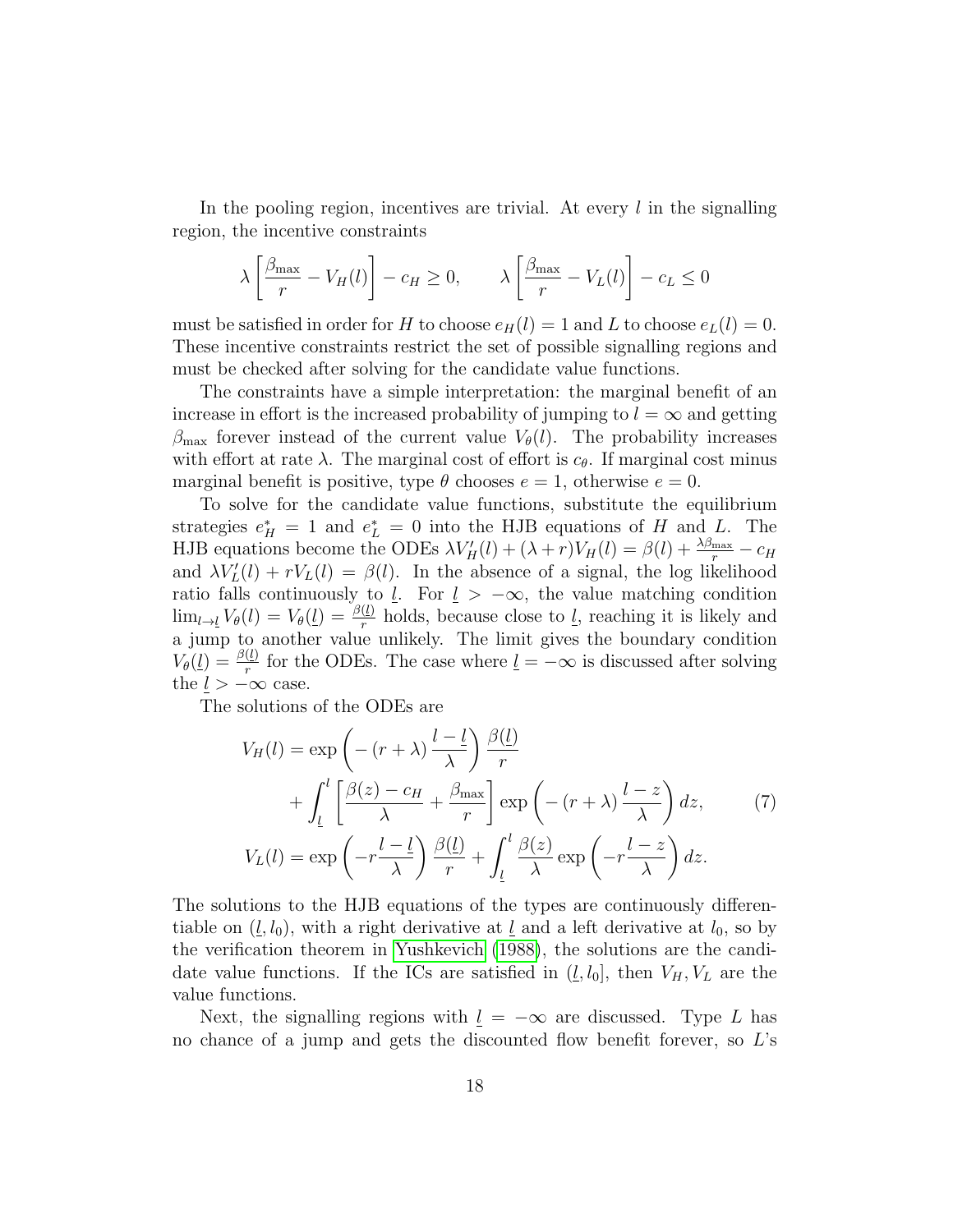In the pooling region, incentives are trivial. At every $l$ in the signalling region, the incentive constraints

$$\lambda\left[\frac{\beta_{\max}}{r}-V_H(l)\right]-c_H\geq 0, \qquad \lambda\left[\frac{\beta_{\max}}{r}-V_L(l)\right]-c_L\leq 0$$

must be satisfied in order for $H$ to choose $e_H(l)=1$ and $L$ to choose $e_L(l)=0$. These incentive constraints restrict the set of possible signalling regions and must be checked after solving for the candidate value functions.

The constraints have a simple interpretation: the marginal benefit of an increase in effort is the increased probability of jumping to $l=\infty$ and getting $\beta_{\max}$ forever instead of the current value $V_\theta(l)$. The probability increases with effort at rate $\lambda$. The marginal cost of effort is $c_\theta$. If marginal cost minus marginal benefit is positive, type $\theta$ chooses $e=1$, otherwise $e=0$.

To solve for the candidate value functions, substitute the equilibrium strategies $e_H^*=1$ and $e_L^*=0$ into the HJB equations of $H$ and $L$. The HJB equations become the ODEs $\lambda V_H'(l)+(\lambda+r)V_H(l)=\beta(l)+\frac{\lambda\beta_{\max}}{r}-c_H$ and $\lambda V_L'(l)+rV_L(l)=\beta(l)$. In the absence of a signal, the log likelihood ratio falls continuously to $\underline{l}$. For $\underline{l}>-\infty$, the value matching condition $\lim_{l\to\underline{l}}V_\theta(l)=V_\theta(\underline{l})=\frac{\beta(\underline{l})}{r}$ holds, because close to $\underline{l}$, reaching it is likely and a jump to another value unlikely. The limit gives the boundary condition $V_\theta(\underline{l})=\frac{\beta(\underline{l})}{r}$ for the ODEs. The case where $\underline{l}=-\infty$ is discussed after solving the $\underline{l}>-\infty$ case.

The solutions of the ODEs are

$$\begin{aligned}
V_H(l)&=\exp\left(-(r+\lambda)\frac{l-\underline{l}}{\lambda}\right)\frac{\beta(\underline{l})}{r}\\
&\quad+\int_{\underline{l}}^{l}\left[\frac{\beta(z)-c_H}{\lambda}+\frac{\beta_{\max}}{r}\right]\exp\left(-(r+\lambda)\frac{l-z}{\lambda}\right)dz, \qquad (7)\\
V_L(l)&=\exp\left(-r\frac{l-\underline{l}}{\lambda}\right)\frac{\beta(\underline{l})}{r}+\int_{\underline{l}}^{l}\frac{\beta(z)}{\lambda}\exp\left(-r\frac{l-z}{\lambda}\right)dz.
\end{aligned}$$

The solutions to the HJB equations of the types are continuously differentiable on $(\underline{l},l_0)$, with a right derivative at $\underline{l}$ and a left derivative at $l_0$, so by the verification theorem in Yushkevich (1988), the solutions are the candidate value functions. If the ICs are satisfied in $(\underline{l},l_0]$, then $V_H,V_L$ are the value functions.

Next, the signalling regions with $\underline{l}=-\infty$ are discussed. Type $L$ has no chance of a jump and gets the discounted flow benefit forever, so $L$'s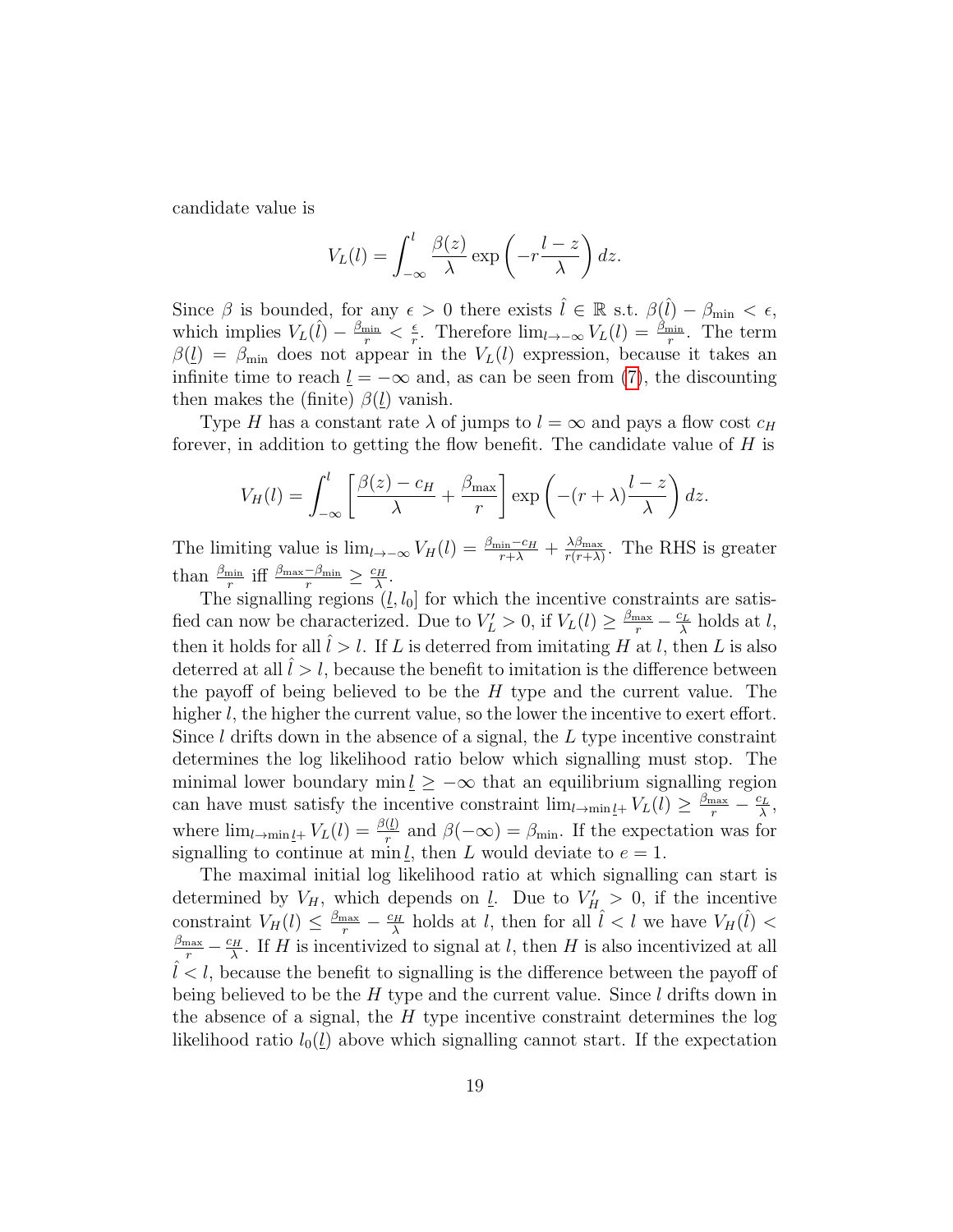candidate value is

$$V_L(l) = \int_{-\infty}^{l} \frac{\beta(z)}{\lambda} \exp\left(-r\frac{l-z}{\lambda}\right) dz.$$

Since $\beta$ is bounded, for any $\epsilon > 0$ there exists $\hat{l} \in \mathbb{R}$ s.t. $\beta(\hat{l}) - \beta_{\min} < \epsilon$, which implies $V_L(\hat{l}) - \frac{\beta_{\min}}{r} < \frac{\epsilon}{r}$. Therefore $\lim_{l\to-\infty} V_L(l) = \frac{\beta_{\min}}{r}$. The term $\beta(\underline{l}) = \beta_{\min}$ does not appear in the $V_L(l)$ expression, because it takes an infinite time to reach $\underline{l} = -\infty$ and, as can be seen from (7), the discounting then makes the (finite) $\beta(\underline{l})$ vanish.

Type $H$ has a constant rate $\lambda$ of jumps to $l = \infty$ and pays a flow cost $c_H$ forever, in addition to getting the flow benefit. The candidate value of $H$ is

$$V_H(l) = \int_{-\infty}^{l} \left[\frac{\beta(z) - c_H}{\lambda} + \frac{\beta_{\max}}{r}\right] \exp\left(-(r+\lambda)\frac{l-z}{\lambda}\right) dz.$$

The limiting value is $\lim_{l\to-\infty} V_H(l) = \frac{\beta_{\min} - c_H}{r+\lambda} + \frac{\lambda\beta_{\max}}{r(r+\lambda)}$. The RHS is greater than $\frac{\beta_{\min}}{r}$ iff $\frac{\beta_{\max} - \beta_{\min}}{r} \geq \frac{c_H}{\lambda}$.

The signalling regions $(\underline{l}, l_0]$ for which the incentive constraints are satisfied can now be characterized. Due to $V_L' > 0$, if $V_L(l) \geq \frac{\beta_{\max}}{r} - \frac{c_L}{\lambda}$ holds at $l$, then it holds for all $\hat{l} > l$. If $L$ is deterred from imitating $H$ at $l$, then $L$ is also deterred at all $\hat{l} > l$, because the benefit to imitation is the difference between the payoff of being believed to be the $H$ type and the current value. The higher $l$, the higher the current value, so the lower the incentive to exert effort. Since $l$ drifts down in the absence of a signal, the $L$ type incentive constraint determines the log likelihood ratio below which signalling must stop. The minimal lower boundary $\min \underline{l} \geq -\infty$ that an equilibrium signalling region can have must satisfy the incentive constraint $\lim_{l\to\min \underline{l}+} V_L(l) \geq \frac{\beta_{\max}}{r} - \frac{c_L}{\lambda}$, where $\lim_{l\to\min \underline{l}+} V_L(l) = \frac{\beta(\underline{l})}{r}$ and $\beta(-\infty) = \beta_{\min}$. If the expectation was for signalling to continue at $\min \underline{l}$, then $L$ would deviate to $e = 1$.

The maximal initial log likelihood ratio at which signalling can start is determined by $V_H$, which depends on $\underline{l}$. Due to $V_H' > 0$, if the incentive constraint $V_H(l) \leq \frac{\beta_{\max}}{r} - \frac{c_H}{\lambda}$ holds at $l$, then for all $\hat{l} < l$ we have $V_H(\hat{l}) < \frac{\beta_{\max}}{r} - \frac{c_H}{\lambda}$. If $H$ is incentivized to signal at $l$, then $H$ is also incentivized at all $\hat{l} < l$, because the benefit to signalling is the difference between the payoff of being believed to be the $H$ type and the current value. Since $l$ drifts down in the absence of a signal, the $H$ type incentive constraint determines the log likelihood ratio $l_0(\underline{l})$ above which signalling cannot start. If the expectation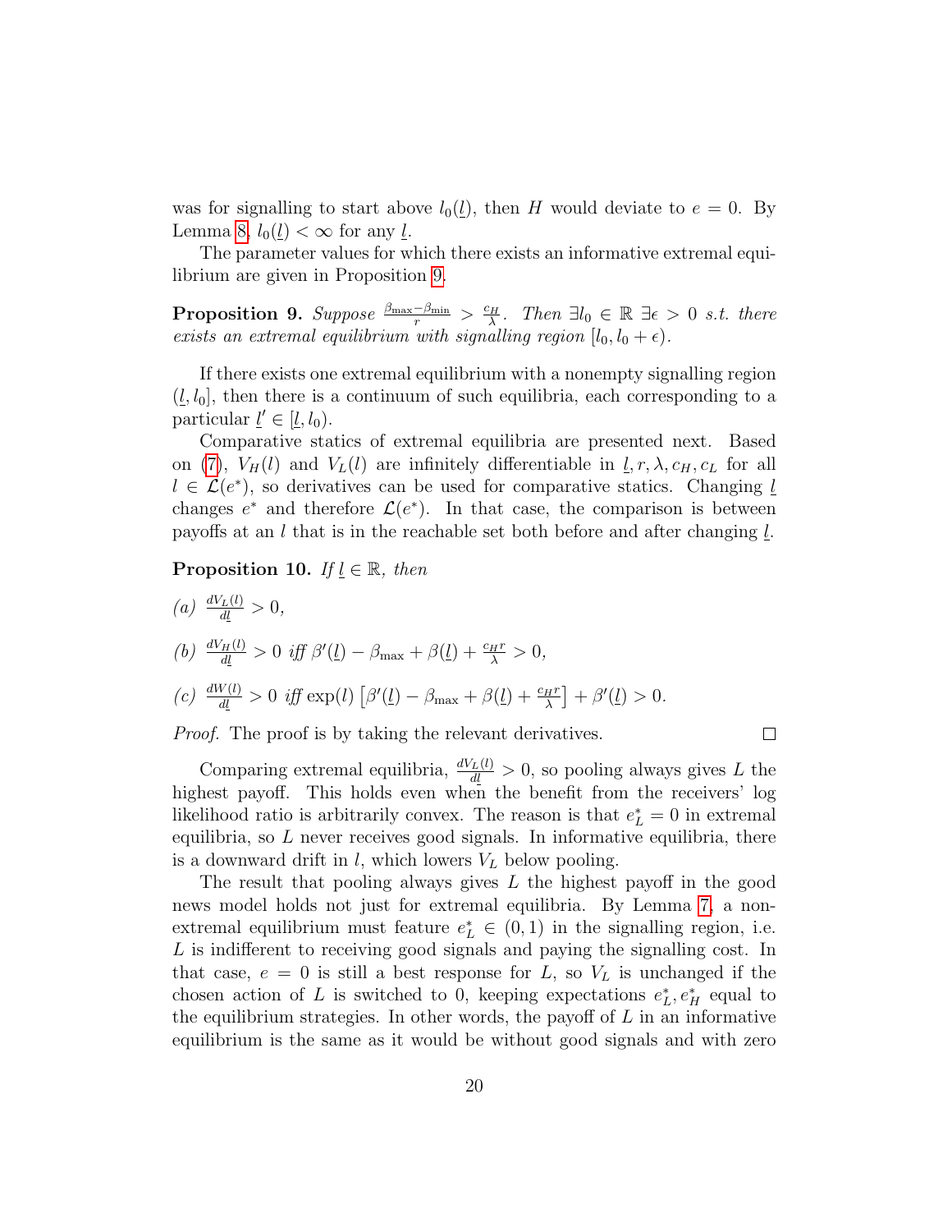was for signalling to start above $l_0(\underline{l})$, then $H$ would deviate to $e = 0$. By Lemma 8, $l_0(\underline{l}) < \infty$ for any $\underline{l}$.

The parameter values for which there exists an informative extremal equilibrium are given in Proposition 9.

**Proposition 9.** *Suppose* $\frac{\beta_{\max} - \beta_{\min}}{r} > \frac{c_H}{\lambda}$. *Then* $\exists l_0 \in \mathbb{R}\ \exists \epsilon > 0$ *s.t. there exists an extremal equilibrium with signalling region* $[l_0, l_0 + \epsilon)$.

If there exists one extremal equilibrium with a nonempty signalling region $(\underline{l}, l_0]$, then there is a continuum of such equilibria, each corresponding to a particular $\underline{l}' \in [\underline{l}, l_0)$.

Comparative statics of extremal equilibria are presented next. Based on (7), $V_H(l)$ and $V_L(l)$ are infinitely differentiable in $\underline{l}, r, \lambda, c_H, c_L$ for all $l \in \mathcal{L}(e^*)$, so derivatives can be used for comparative statics. Changing $\underline{l}$ changes $e^*$ and therefore $\mathcal{L}(e^*)$. In that case, the comparison is between payoffs at an $l$ that is in the reachable set both before and after changing $\underline{l}$.

**Proposition 10.** *If* $\underline{l} \in \mathbb{R}$, *then*

*(a)* $\frac{dV_L(l)}{d\underline{l}} > 0$,

*(b)* $\frac{dV_H(l)}{d\underline{l}} > 0$ *iff* $\beta'(\underline{l}) - \beta_{\max} + \beta(\underline{l}) + \frac{c_H r}{\lambda} > 0$,

*(c)* $\frac{dW(l)}{d\underline{l}} > 0$ *iff* $\exp(l)\left[\beta'(\underline{l}) - \beta_{\max} + \beta(\underline{l}) + \frac{c_H r}{\lambda}\right] + \beta'(\underline{l}) > 0$.

*Proof.* The proof is by taking the relevant derivatives. $\square$

Comparing extremal equilibria, $\frac{dV_L(l)}{d\underline{l}} > 0$, so pooling always gives $L$ the highest payoff. This holds even when the benefit from the receivers' log likelihood ratio is arbitrarily convex. The reason is that $e_L^* = 0$ in extremal equilibria, so $L$ never receives good signals. In informative equilibria, there is a downward drift in $l$, which lowers $V_L$ below pooling.

The result that pooling always gives $L$ the highest payoff in the good news model holds not just for extremal equilibria. By Lemma 7, a non-extremal equilibrium must feature $e_L^* \in (0, 1)$ in the signalling region, i.e. $L$ is indifferent to receiving good signals and paying the signalling cost. In that case, $e = 0$ is still a best response for $L$, so $V_L$ is unchanged if the chosen action of $L$ is switched to 0, keeping expectations $e_L^*, e_H^*$ equal to the equilibrium strategies. In other words, the payoff of $L$ in an informative equilibrium is the same as it would be without good signals and with zero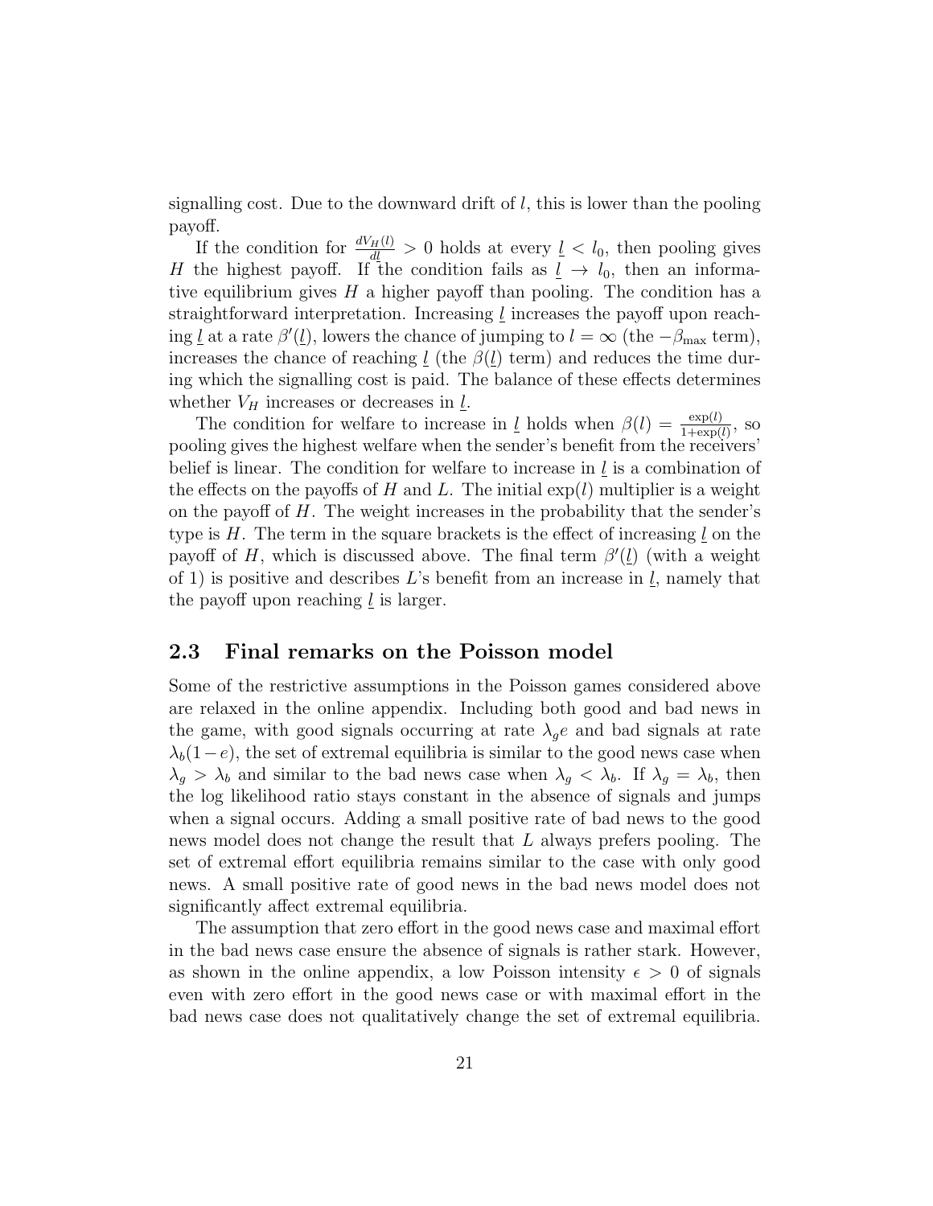signalling cost. Due to the downward drift of $l$, this is lower than the pooling payoff.

If the condition for $\frac{dV_H(l)}{dl} > 0$ holds at every $\underline{l} < l_0$, then pooling gives $H$ the highest payoff. If the condition fails as $\underline{l} \to l_0$, then an informative equilibrium gives $H$ a higher payoff than pooling. The condition has a straightforward interpretation. Increasing $\underline{l}$ increases the payoff upon reaching $\underline{l}$ at a rate $\beta'(\underline{l})$, lowers the chance of jumping to $l = \infty$ (the $-\beta_{\max}$ term), increases the chance of reaching $\underline{l}$ (the $\beta(\underline{l})$ term) and reduces the time during which the signalling cost is paid. The balance of these effects determines whether $V_H$ increases or decreases in $\underline{l}$.

The condition for welfare to increase in $\underline{l}$ holds when $\beta(l) = \frac{\exp(l)}{1+\exp(l)}$, so pooling gives the highest welfare when the sender's benefit from the receivers' belief is linear. The condition for welfare to increase in $\underline{l}$ is a combination of the effects on the payoffs of $H$ and $L$. The initial $\exp(l)$ multiplier is a weight on the payoff of $H$. The weight increases in the probability that the sender's type is $H$. The term in the square brackets is the effect of increasing $\underline{l}$ on the payoff of $H$, which is discussed above. The final term $\beta'(\underline{l})$ (with a weight of 1) is positive and describes $L$'s benefit from an increase in $\underline{l}$, namely that the payoff upon reaching $\underline{l}$ is larger.

## 2.3 Final remarks on the Poisson model

Some of the restrictive assumptions in the Poisson games considered above are relaxed in the online appendix. Including both good and bad news in the game, with good signals occurring at rate $\lambda_g e$ and bad signals at rate $\lambda_b(1-e)$, the set of extremal equilibria is similar to the good news case when $\lambda_g > \lambda_b$ and similar to the bad news case when $\lambda_g < \lambda_b$. If $\lambda_g = \lambda_b$, then the log likelihood ratio stays constant in the absence of signals and jumps when a signal occurs. Adding a small positive rate of bad news to the good news model does not change the result that $L$ always prefers pooling. The set of extremal effort equilibria remains similar to the case with only good news. A small positive rate of good news in the bad news model does not significantly affect extremal equilibria.

The assumption that zero effort in the good news case and maximal effort in the bad news case ensure the absence of signals is rather stark. However, as shown in the online appendix, a low Poisson intensity $\epsilon > 0$ of signals even with zero effort in the good news case or with maximal effort in the bad news case does not qualitatively change the set of extremal equilibria.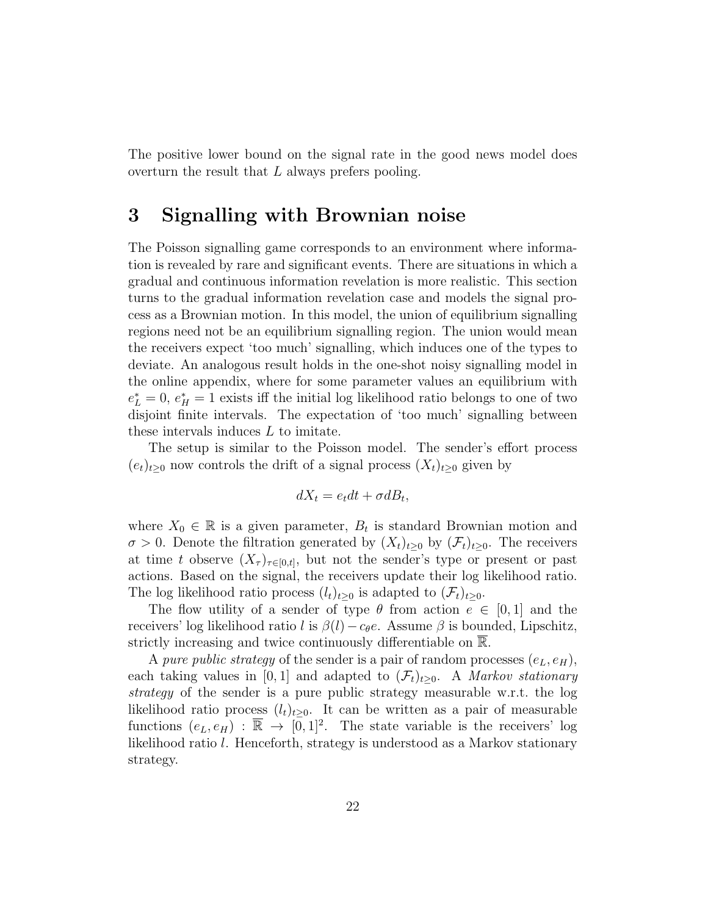The positive lower bound on the signal rate in the good news model does overturn the result that $L$ always prefers pooling.

# 3 Signalling with Brownian noise

The Poisson signalling game corresponds to an environment where information is revealed by rare and significant events. There are situations in which a gradual and continuous information revelation is more realistic. This section turns to the gradual information revelation case and models the signal process as a Brownian motion. In this model, the union of equilibrium signalling regions need not be an equilibrium signalling region. The union would mean the receivers expect 'too much' signalling, which induces one of the types to deviate. An analogous result holds in the one-shot noisy signalling model in the online appendix, where for some parameter values an equilibrium with $e_L^* = 0$, $e_H^* = 1$ exists iff the initial log likelihood ratio belongs to one of two disjoint finite intervals. The expectation of 'too much' signalling between these intervals induces $L$ to imitate.

The setup is similar to the Poisson model. The sender's effort process $(e_t)_{t\geq 0}$ now controls the drift of a signal process $(X_t)_{t\geq 0}$ given by

$$dX_t = e_t dt + \sigma dB_t,$$

where $X_0 \in \mathbb{R}$ is a given parameter, $B_t$ is standard Brownian motion and $\sigma > 0$. Denote the filtration generated by $(X_t)_{t\geq 0}$ by $(\mathcal{F}_t)_{t\geq 0}$. The receivers at time $t$ observe $(X_\tau)_{\tau\in[0,t]}$, but not the sender's type or present or past actions. Based on the signal, the receivers update their log likelihood ratio. The log likelihood ratio process $(l_t)_{t\geq 0}$ is adapted to $(\mathcal{F}_t)_{t\geq 0}$.

The flow utility of a sender of type $\theta$ from action $e \in [0,1]$ and the receivers' log likelihood ratio $l$ is $\beta(l) - c_\theta e$. Assume $\beta$ is bounded, Lipschitz, strictly increasing and twice continuously differentiable on $\overline{\mathbb{R}}$.

A *pure public strategy* of the sender is a pair of random processes $(e_L, e_H)$, each taking values in $[0,1]$ and adapted to $(\mathcal{F}_t)_{t\geq 0}$. A *Markov stationary strategy* of the sender is a pure public strategy measurable w.r.t. the log likelihood ratio process $(l_t)_{t\geq 0}$. It can be written as a pair of measurable functions $(e_L, e_H) : \overline{\mathbb{R}} \to [0,1]^2$. The state variable is the receivers' log likelihood ratio $l$. Henceforth, strategy is understood as a Markov stationary strategy.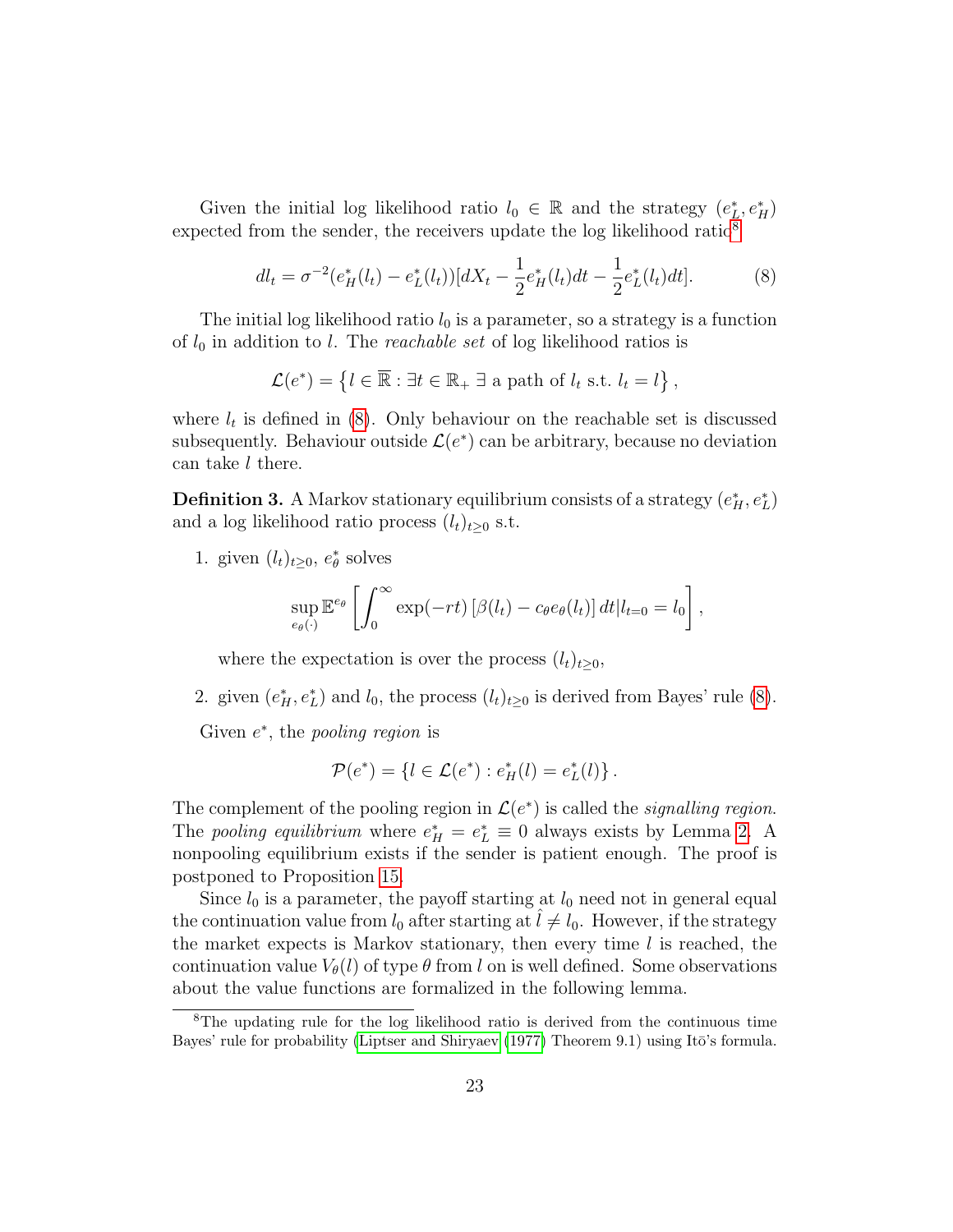Given the initial log likelihood ratio $l_0 \in \mathbb{R}$ and the strategy $(e_L^*, e_H^*)$ expected from the sender, the receivers update the log likelihood ratio[8]

$$dl_t = \sigma^{-2}(e_H^*(l_t) - e_L^*(l_t))[dX_t - \frac{1}{2}e_H^*(l_t)dt - \frac{1}{2}e_L^*(l_t)dt]. \tag{8}$$

The initial log likelihood ratio $l_0$ is a parameter, so a strategy is a function of $l_0$ in addition to $l$. The *reachable set* of log likelihood ratios is

$$\mathcal{L}(e^*) = \left\{ l \in \overline{\mathbb{R}} : \exists t \in \mathbb{R}_+ \ \exists \text{ a path of } l_t \text{ s.t. } l_t = l \right\},$$

where $l_t$ is defined in (8). Only behaviour on the reachable set is discussed subsequently. Behaviour outside $\mathcal{L}(e^*)$ can be arbitrary, because no deviation can take $l$ there.

**Definition 3.** A Markov stationary equilibrium consists of a strategy $(e_H^*, e_L^*)$ and a log likelihood ratio process $(l_t)_{t \geq 0}$ s.t.

1. given $(l_t)_{t \geq 0}$, $e_\theta^*$ solves

$$\sup_{e_\theta(\cdot)} \mathbb{E}^{e_\theta} \left[ \int_0^\infty \exp(-rt) \left[ \beta(l_t) - c_\theta e_\theta(l_t) \right] dt | l_{t=0} = l_0 \right],$$

   where the expectation is over the process $(l_t)_{t \geq 0}$,

2. given $(e_H^*, e_L^*)$ and $l_0$, the process $(l_t)_{t \geq 0}$ is derived from Bayes' rule (8).

Given $e^*$, the *pooling region* is

$$\mathcal{P}(e^*) = \left\{ l \in \mathcal{L}(e^*) : e_H^*(l) = e_L^*(l) \right\}.$$

The complement of the pooling region in $\mathcal{L}(e^*)$ is called the *signalling region*. The *pooling equilibrium* where $e_H^* = e_L^* \equiv 0$ always exists by Lemma 2. A nonpooling equilibrium exists if the sender is patient enough. The proof is postponed to Proposition 15.

Since $l_0$ is a parameter, the payoff starting at $l_0$ need not in general equal the continuation value from $l_0$ after starting at $\hat{l} \neq l_0$. However, if the strategy the market expects is Markov stationary, then every time $l$ is reached, the continuation value $V_\theta(l)$ of type $\theta$ from $l$ on is well defined. Some observations about the value functions are formalized in the following lemma.

[8] The updating rule for the log likelihood ratio is derived from the continuous time Bayes' rule for probability (Liptser and Shiryaev (1977) Theorem 9.1) using Itō's formula.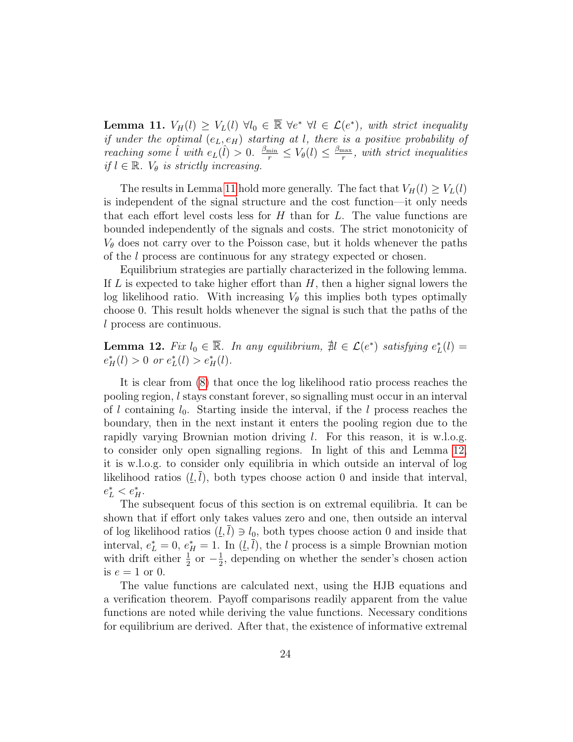**Lemma 11.** *$V_H(l) \geq V_L(l)$ $\forall l_0 \in \overline{\mathbb{R}}$ $\forall e^*$ $\forall l \in \mathcal{L}(e^*)$, with strict inequality if under the optimal $(e_L, e_H)$ starting at $l$, there is a positive probability of reaching some $\hat{l}$ with $e_L(\hat{l}) > 0$. $\frac{\beta_{\min}}{r} \leq V_\theta(l) \leq \frac{\beta_{\max}}{r}$, with strict inequalities if $l \in \mathbb{R}$. $V_\theta$ is strictly increasing.*

The results in Lemma 11 hold more generally. The fact that $V_H(l) \geq V_L(l)$ is independent of the signal structure and the cost function—it only needs that each effort level costs less for $H$ than for $L$. The value functions are bounded independently of the signals and costs. The strict monotonicity of $V_\theta$ does not carry over to the Poisson case, but it holds whenever the paths of the $l$ process are continuous for any strategy expected or chosen.

Equilibrium strategies are partially characterized in the following lemma. If $L$ is expected to take higher effort than $H$, then a higher signal lowers the log likelihood ratio. With increasing $V_\theta$ this implies both types optimally choose 0. This result holds whenever the signal is such that the paths of the $l$ process are continuous.

**Lemma 12.** *Fix $l_0 \in \overline{\mathbb{R}}$. In any equilibrium, $\nexists l \in \mathcal{L}(e^*)$ satisfying $e_L^*(l) = e_H^*(l) > 0$ or $e_L^*(l) > e_H^*(l)$.*

It is clear from (8) that once the log likelihood ratio process reaches the pooling region, $l$ stays constant forever, so signalling must occur in an interval of $l$ containing $l_0$. Starting inside the interval, if the $l$ process reaches the boundary, then in the next instant it enters the pooling region due to the rapidly varying Brownian motion driving $l$. For this reason, it is w.l.o.g. to consider only open signalling regions. In light of this and Lemma 12, it is w.l.o.g. to consider only equilibria in which outside an interval of log likelihood ratios $(\underline{l}, \overline{l})$, both types choose action 0 and inside that interval, $e_L^* < e_H^*$.

The subsequent focus of this section is on extremal equilibria. It can be shown that if effort only takes values zero and one, then outside an interval of log likelihood ratios $(\underline{l}, \overline{l}) \ni l_0$, both types choose action 0 and inside that interval, $e_L^* = 0$, $e_H^* = 1$. In $(\underline{l}, \overline{l})$, the $l$ process is a simple Brownian motion with drift either $\frac{1}{2}$ or $-\frac{1}{2}$, depending on whether the sender's chosen action is $e = 1$ or 0.

The value functions are calculated next, using the HJB equations and a verification theorem. Payoff comparisons readily apparent from the value functions are noted while deriving the value functions. Necessary conditions for equilibrium are derived. After that, the existence of informative extremal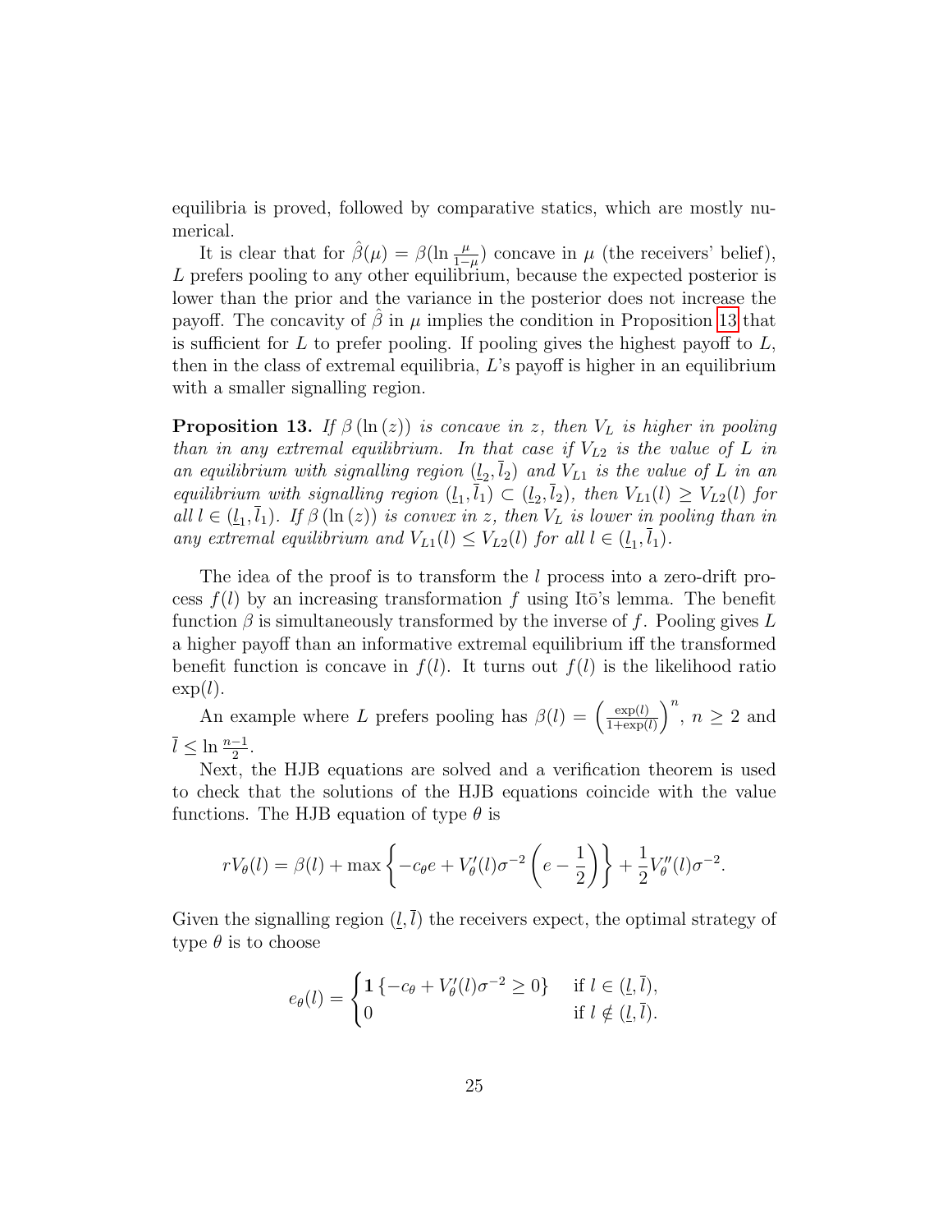equilibria is proved, followed by comparative statics, which are mostly numerical.

It is clear that for $\hat{\beta}(\mu) = \beta(\ln \frac{\mu}{1-\mu})$ concave in $\mu$ (the receivers' belief), $L$ prefers pooling to any other equilibrium, because the expected posterior is lower than the prior and the variance in the posterior does not increase the payoff. The concavity of $\hat{\beta}$ in $\mu$ implies the condition in Proposition 13 that is sufficient for $L$ to prefer pooling. If pooling gives the highest payoff to $L$, then in the class of extremal equilibria, $L$'s payoff is higher in an equilibrium with a smaller signalling region.

**Proposition 13.** *If $\beta(\ln(z))$ is concave in $z$, then $V_L$ is higher in pooling than in any extremal equilibrium. In that case if $V_{L2}$ is the value of $L$ in an equilibrium with signalling region $(\underline{l}_2, \overline{l}_2)$ and $V_{L1}$ is the value of $L$ in an equilibrium with signalling region $(\underline{l}_1, \overline{l}_1) \subset (\underline{l}_2, \overline{l}_2)$, then $V_{L1}(l) \geq V_{L2}(l)$ for all $l \in (\underline{l}_1, \overline{l}_1)$. If $\beta(\ln(z))$ is convex in $z$, then $V_L$ is lower in pooling than in any extremal equilibrium and $V_{L1}(l) \leq V_{L2}(l)$ for all $l \in (\underline{l}_1, \overline{l}_1)$.*

The idea of the proof is to transform the $l$ process into a zero-drift process $f(l)$ by an increasing transformation $f$ using Itō's lemma. The benefit function $\beta$ is simultaneously transformed by the inverse of $f$. Pooling gives $L$ a higher payoff than an informative extremal equilibrium iff the transformed benefit function is concave in $f(l)$. It turns out $f(l)$ is the likelihood ratio $\exp(l)$.

An example where $L$ prefers pooling has $\beta(l) = \left(\frac{\exp(l)}{1+\exp(l)}\right)^n$, $n \geq 2$ and $\overline{l} \leq \ln \frac{n-1}{2}$.

Next, the HJB equations are solved and a verification theorem is used to check that the solutions of the HJB equations coincide with the value functions. The HJB equation of type $\theta$ is

$$rV_\theta(l) = \beta(l) + \max\left\{-c_\theta e + V_\theta'(l)\sigma^{-2}\left(e - \frac{1}{2}\right)\right\} + \frac{1}{2}V_\theta''(l)\sigma^{-2}.$$

Given the signalling region $(\underline{l}, \overline{l})$ the receivers expect, the optimal strategy of type $\theta$ is to choose

$$e_\theta(l) = \begin{cases} \mathbf{1}\left\{-c_\theta + V_\theta'(l)\sigma^{-2} \geq 0\right\} & \text{if } l \in (\underline{l}, \overline{l}), \\ 0 & \text{if } l \notin (\underline{l}, \overline{l}). \end{cases}$$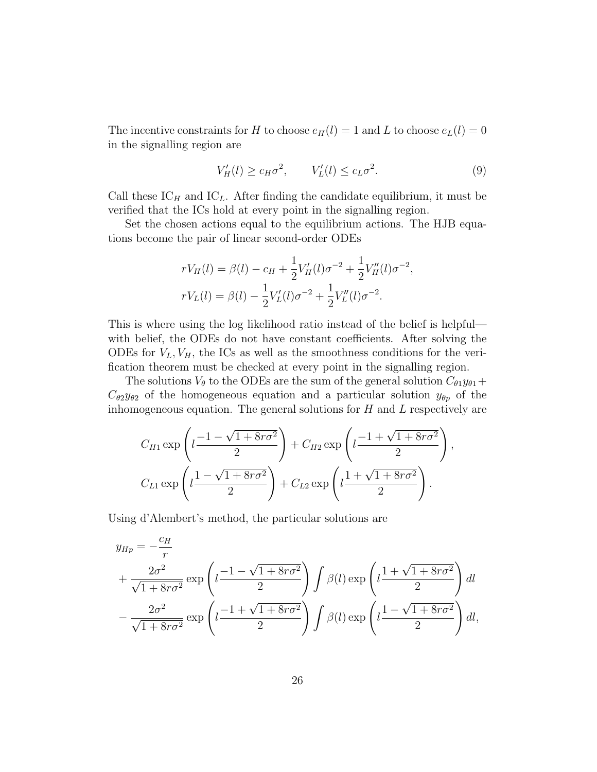The incentive constraints for $H$ to choose $e_H(l) = 1$ and $L$ to choose $e_L(l) = 0$ in the signalling region are

$$V_H'(l) \geq c_H \sigma^2, \qquad V_L'(l) \leq c_L \sigma^2. \tag{9}$$

Call these $\text{IC}_H$ and $\text{IC}_L$. After finding the candidate equilibrium, it must be verified that the ICs hold at every point in the signalling region.

Set the chosen actions equal to the equilibrium actions. The HJB equations become the pair of linear second-order ODEs

$$\begin{aligned} rV_H(l) &= \beta(l) - c_H + \frac{1}{2}V_H'(l)\sigma^{-2} + \frac{1}{2}V_H''(l)\sigma^{-2}, \\ rV_L(l) &= \beta(l) - \frac{1}{2}V_L'(l)\sigma^{-2} + \frac{1}{2}V_L''(l)\sigma^{-2}. \end{aligned}$$

This is where using the log likelihood ratio instead of the belief is helpful—with belief, the ODEs do not have constant coefficients. After solving the ODEs for $V_L, V_H$, the ICs as well as the smoothness conditions for the verification theorem must be checked at every point in the signalling region.

The solutions $V_\theta$ to the ODEs are the sum of the general solution $C_{\theta 1}y_{\theta 1} + C_{\theta 2}y_{\theta 2}$ of the homogeneous equation and a particular solution $y_{\theta p}$ of the inhomogeneous equation. The general solutions for $H$ and $L$ respectively are

$$C_{H1}\exp\left(l\frac{-1-\sqrt{1+8r\sigma^2}}{2}\right) + C_{H2}\exp\left(l\frac{-1+\sqrt{1+8r\sigma^2}}{2}\right),$$
$$C_{L1}\exp\left(l\frac{1-\sqrt{1+8r\sigma^2}}{2}\right) + C_{L2}\exp\left(l\frac{1+\sqrt{1+8r\sigma^2}}{2}\right).$$

Using d'Alembert's method, the particular solutions are

$$\begin{aligned} y_{Hp} &= -\frac{c_H}{r} \\ &+ \frac{2\sigma^2}{\sqrt{1+8r\sigma^2}}\exp\left(l\frac{-1-\sqrt{1+8r\sigma^2}}{2}\right)\int \beta(l)\exp\left(l\frac{1+\sqrt{1+8r\sigma^2}}{2}\right)dl \\ &- \frac{2\sigma^2}{\sqrt{1+8r\sigma^2}}\exp\left(l\frac{-1+\sqrt{1+8r\sigma^2}}{2}\right)\int \beta(l)\exp\left(l\frac{1-\sqrt{1+8r\sigma^2}}{2}\right)dl, \end{aligned}$$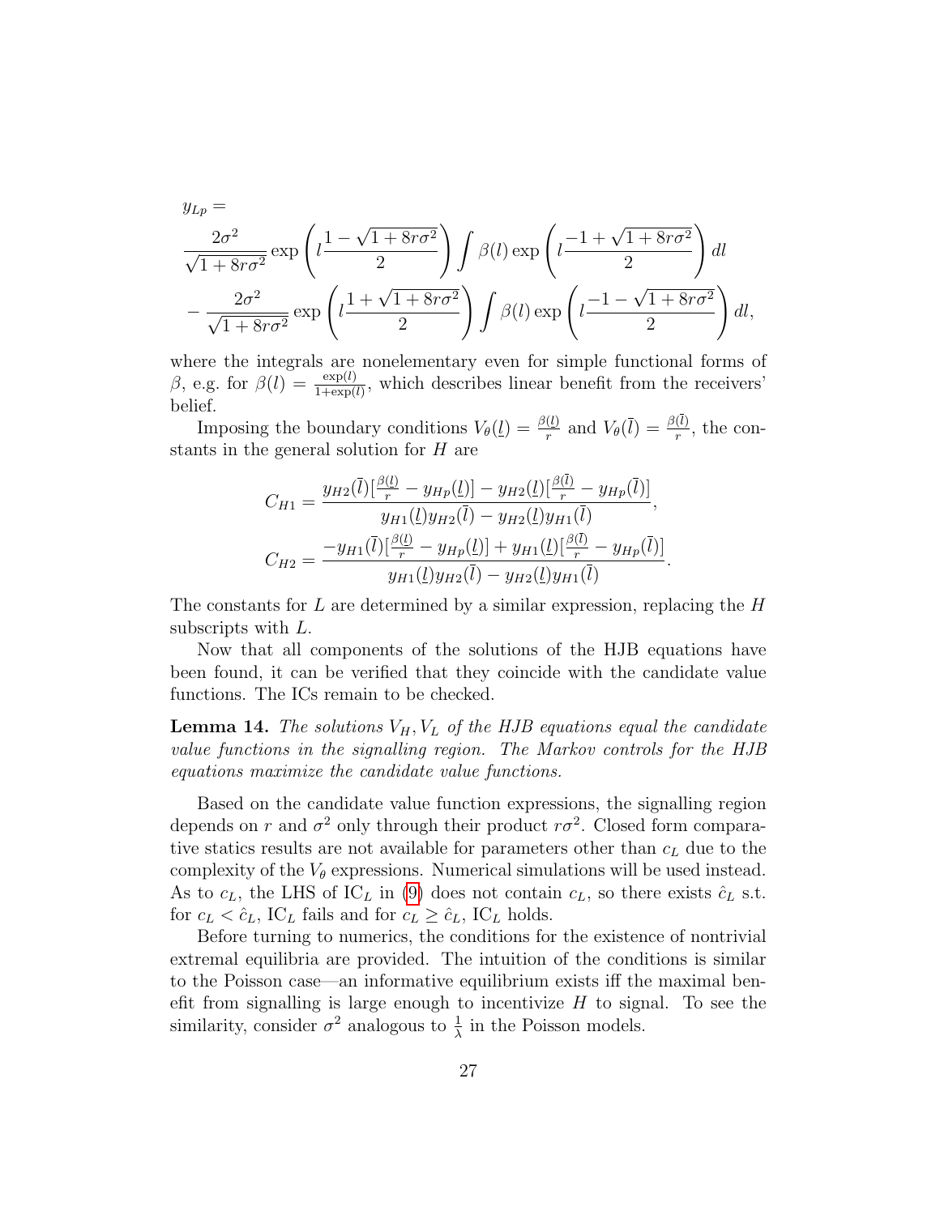$$y_{Lp} =$$

$$\frac{2\sigma^2}{\sqrt{1+8r\sigma^2}} \exp\left(l\frac{1-\sqrt{1+8r\sigma^2}}{2}\right) \int \beta(l) \exp\left(l\frac{-1+\sqrt{1+8r\sigma^2}}{2}\right) dl$$

$$- \frac{2\sigma^2}{\sqrt{1+8r\sigma^2}} \exp\left(l\frac{1+\sqrt{1+8r\sigma^2}}{2}\right) \int \beta(l) \exp\left(l\frac{-1-\sqrt{1+8r\sigma^2}}{2}\right) dl,$$

where the integrals are nonelementary even for simple functional forms of $\beta$, e.g. for $\beta(l) = \frac{\exp(l)}{1+\exp(l)}$, which describes linear benefit from the receivers' belief.

Imposing the boundary conditions $V_\theta(\underline{l}) = \frac{\beta(\underline{l})}{r}$ and $V_\theta(\bar{l}) = \frac{\beta(\bar{l})}{r}$, the constants in the general solution for $H$ are

$$C_{H1} = \frac{y_{H2}(\bar{l})[\frac{\beta(\underline{l})}{r} - y_{Hp}(\underline{l})] - y_{H2}(\underline{l})[\frac{\beta(\bar{l})}{r} - y_{Hp}(\bar{l})]}{y_{H1}(\underline{l})y_{H2}(\bar{l}) - y_{H2}(\underline{l})y_{H1}(\bar{l})},$$

$$C_{H2} = \frac{-y_{H1}(\bar{l})[\frac{\beta(\underline{l})}{r} - y_{Hp}(\underline{l})] + y_{H1}(\underline{l})[\frac{\beta(\bar{l})}{r} - y_{Hp}(\bar{l})]}{y_{H1}(\underline{l})y_{H2}(\bar{l}) - y_{H2}(\underline{l})y_{H1}(\bar{l})}.$$

The constants for $L$ are determined by a similar expression, replacing the $H$ subscripts with $L$.

Now that all components of the solutions of the HJB equations have been found, it can be verified that they coincide with the candidate value functions. The ICs remain to be checked.

**Lemma 14.** *The solutions $V_H, V_L$ of the HJB equations equal the candidate value functions in the signalling region. The Markov controls for the HJB equations maximize the candidate value functions.*

Based on the candidate value function expressions, the signalling region depends on $r$ and $\sigma^2$ only through their product $r\sigma^2$. Closed form comparative statics results are not available for parameters other than $c_L$ due to the complexity of the $V_\theta$ expressions. Numerical simulations will be used instead. As to $c_L$, the LHS of IC$_L$ in (9) does not contain $c_L$, so there exists $\hat{c}_L$ s.t. for $c_L < \hat{c}_L$, IC$_L$ fails and for $c_L \geq \hat{c}_L$, IC$_L$ holds.

Before turning to numerics, the conditions for the existence of nontrivial extremal equilibria are provided. The intuition of the conditions is similar to the Poisson case—an informative equilibrium exists iff the maximal benefit from signalling is large enough to incentivize $H$ to signal. To see the similarity, consider $\sigma^2$ analogous to $\frac{1}{\lambda}$ in the Poisson models.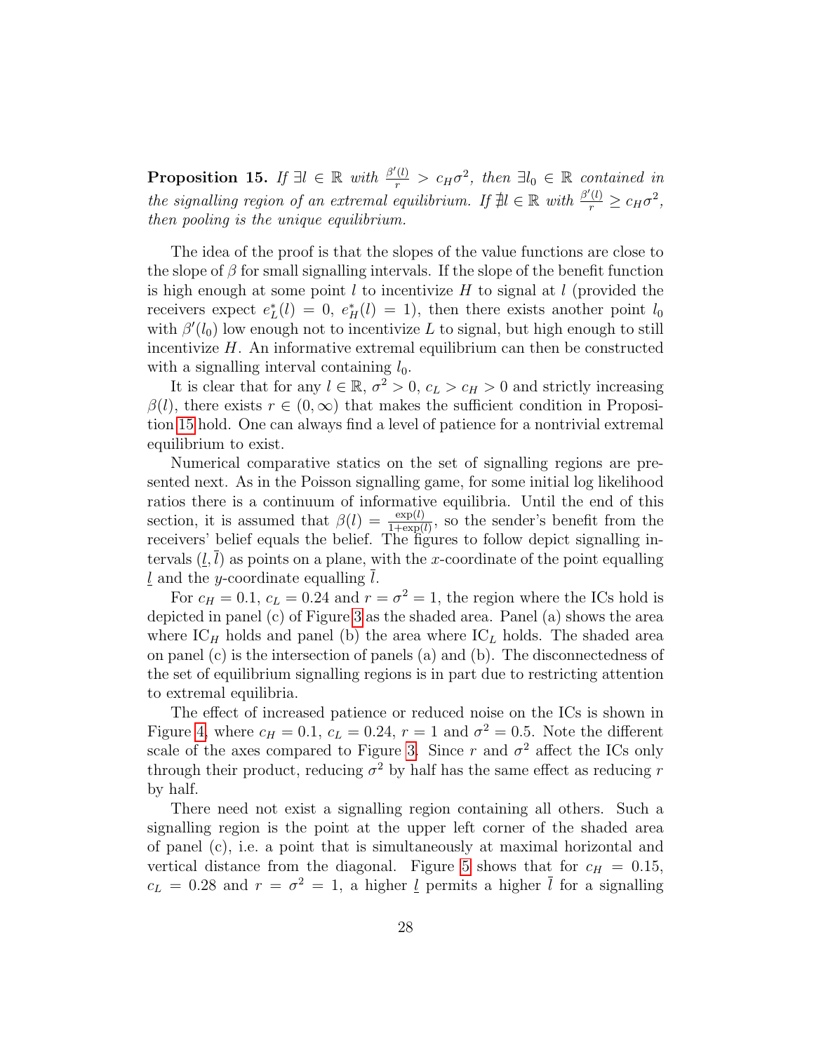**Proposition 15.** *If $\exists l \in \mathbb{R}$ with $\frac{\beta'(l)}{r} > c_H \sigma^2$, then $\exists l_0 \in \mathbb{R}$ contained in the signalling region of an extremal equilibrium. If $\nexists l \in \mathbb{R}$ with $\frac{\beta'(l)}{r} \geq c_H \sigma^2$, then pooling is the unique equilibrium.*

The idea of the proof is that the slopes of the value functions are close to the slope of $\beta$ for small signalling intervals. If the slope of the benefit function is high enough at some point $l$ to incentivize $H$ to signal at $l$ (provided the receivers expect $e_L^*(l) = 0$, $e_H^*(l) = 1$), then there exists another point $l_0$ with $\beta'(l_0)$ low enough not to incentivize $L$ to signal, but high enough to still incentivize $H$. An informative extremal equilibrium can then be constructed with a signalling interval containing $l_0$.

It is clear that for any $l \in \mathbb{R}$, $\sigma^2 > 0$, $c_L > c_H > 0$ and strictly increasing $\beta(l)$, there exists $r \in (0, \infty)$ that makes the sufficient condition in Proposition 15 hold. One can always find a level of patience for a nontrivial extremal equilibrium to exist.

Numerical comparative statics on the set of signalling regions are presented next. As in the Poisson signalling game, for some initial log likelihood ratios there is a continuum of informative equilibria. Until the end of this section, it is assumed that $\beta(l) = \frac{\exp(l)}{1+\exp(l)}$, so the sender's benefit from the receivers' belief equals the belief. The figures to follow depict signalling intervals $(\underline{l}, \overline{l})$ as points on a plane, with the $x$-coordinate of the point equalling $\underline{l}$ and the $y$-coordinate equalling $\overline{l}$.

For $c_H = 0.1$, $c_L = 0.24$ and $r = \sigma^2 = 1$, the region where the ICs hold is depicted in panel (c) of Figure 3 as the shaded area. Panel (a) shows the area where $\text{IC}_H$ holds and panel (b) the area where $\text{IC}_L$ holds. The shaded area on panel (c) is the intersection of panels (a) and (b). The disconnectedness of the set of equilibrium signalling regions is in part due to restricting attention to extremal equilibria.

The effect of increased patience or reduced noise on the ICs is shown in Figure 4, where $c_H = 0.1$, $c_L = 0.24$, $r = 1$ and $\sigma^2 = 0.5$. Note the different scale of the axes compared to Figure 3. Since $r$ and $\sigma^2$ affect the ICs only through their product, reducing $\sigma^2$ by half has the same effect as reducing $r$ by half.

There need not exist a signalling region containing all others. Such a signalling region is the point at the upper left corner of the shaded area of panel (c), i.e. a point that is simultaneously at maximal horizontal and vertical distance from the diagonal. Figure 5 shows that for $c_H = 0.15$, $c_L = 0.28$ and $r = \sigma^2 = 1$, a higher $\underline{l}$ permits a higher $\overline{l}$ for a signalling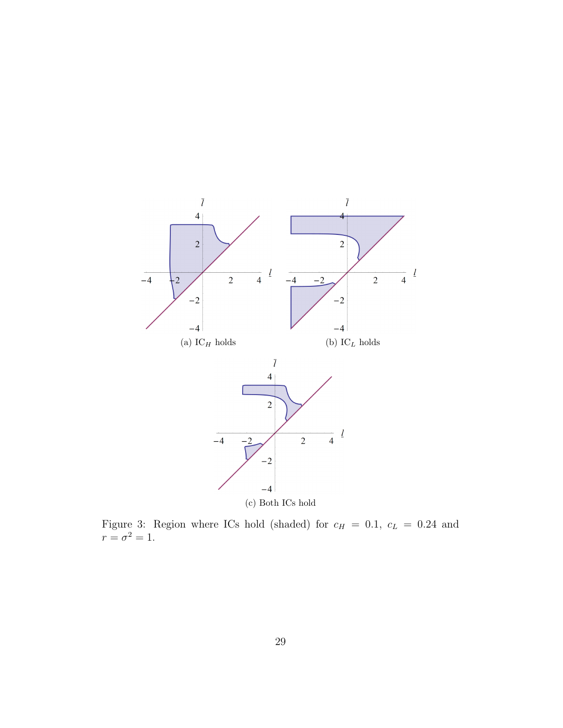(a) IC$_H$ holds

(b) IC$_L$ holds

(c) Both ICs hold

Figure 3: Region where ICs hold (shaded) for $c_H = 0.1$, $c_L = 0.24$ and $r = \sigma^2 = 1$.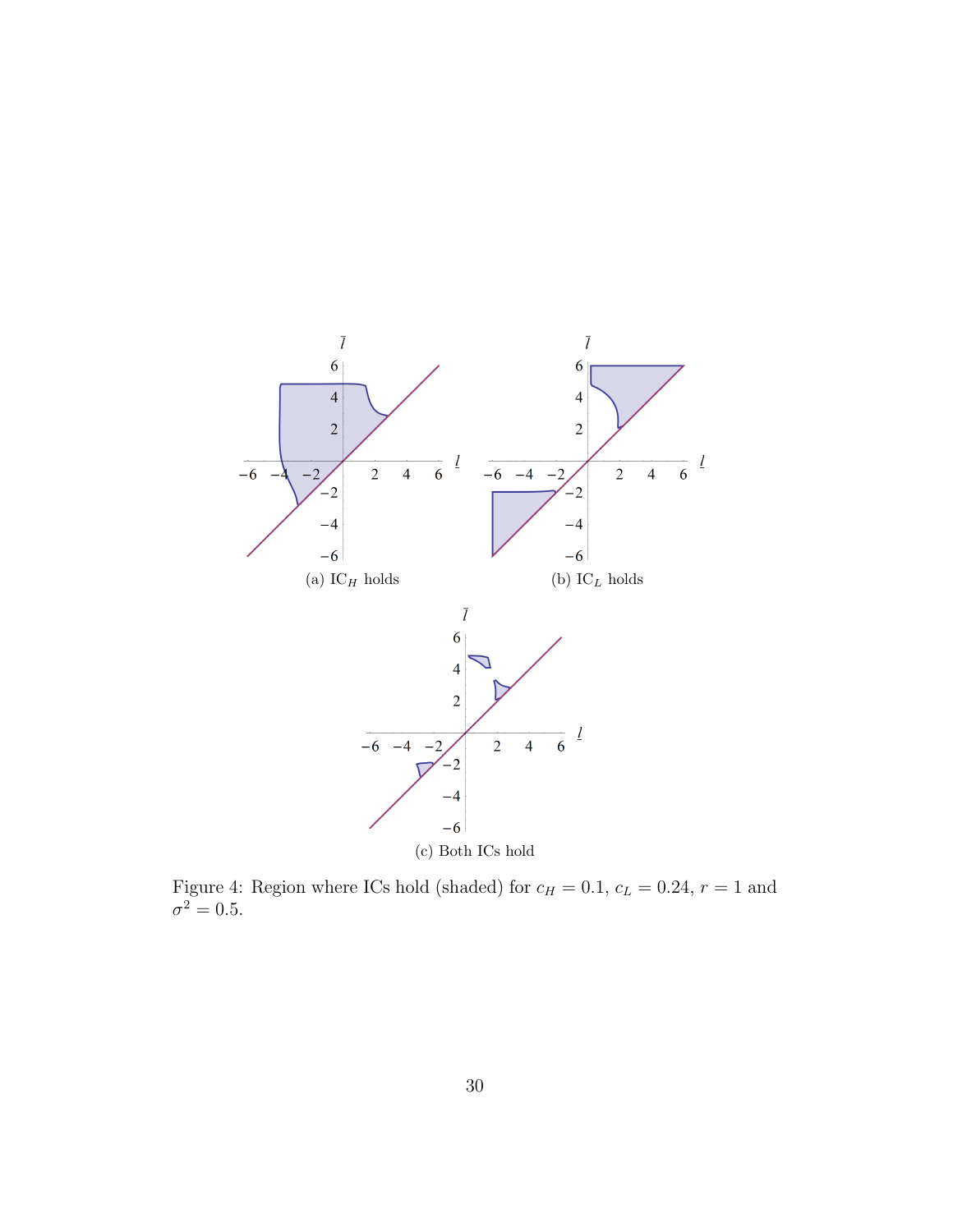(a) $\text{IC}_H$ holds

(b) $\text{IC}_L$ holds

(c) Both ICs hold

Figure 4: Region where ICs hold (shaded) for $c_H = 0.1$, $c_L = 0.24$, $r = 1$ and $\sigma^2 = 0.5$.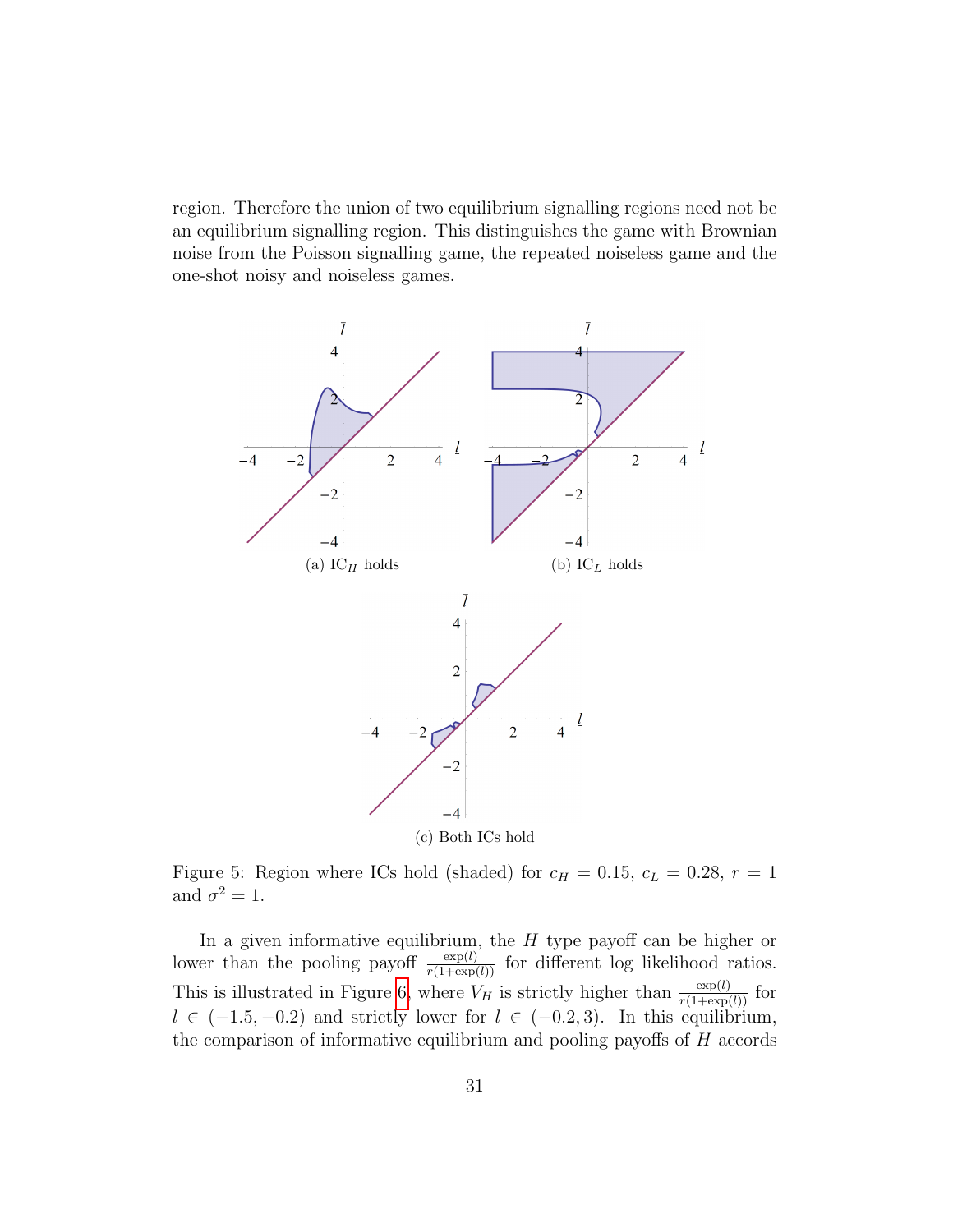region. Therefore the union of two equilibrium signalling regions need not be an equilibrium signalling region. This distinguishes the game with Brownian noise from the Poisson signalling game, the repeated noiseless game and the one-shot noisy and noiseless games.

(a) $\text{IC}_H$ holds

(b) $\text{IC}_L$ holds

(c) Both ICs hold

Figure 5: Region where ICs hold (shaded) for $c_H = 0.15$, $c_L = 0.28$, $r = 1$ and $\sigma^2 = 1$.

In a given informative equilibrium, the $H$ type payoff can be higher or lower than the pooling payoff $\frac{\exp(l)}{r(1+\exp(l))}$ for different log likelihood ratios. This is illustrated in Figure 6, where $V_H$ is strictly higher than $\frac{\exp(l)}{r(1+\exp(l))}$ for $l \in (-1.5, -0.2)$ and strictly lower for $l \in (-0.2, 3)$. In this equilibrium, the comparison of informative equilibrium and pooling payoffs of $H$ accords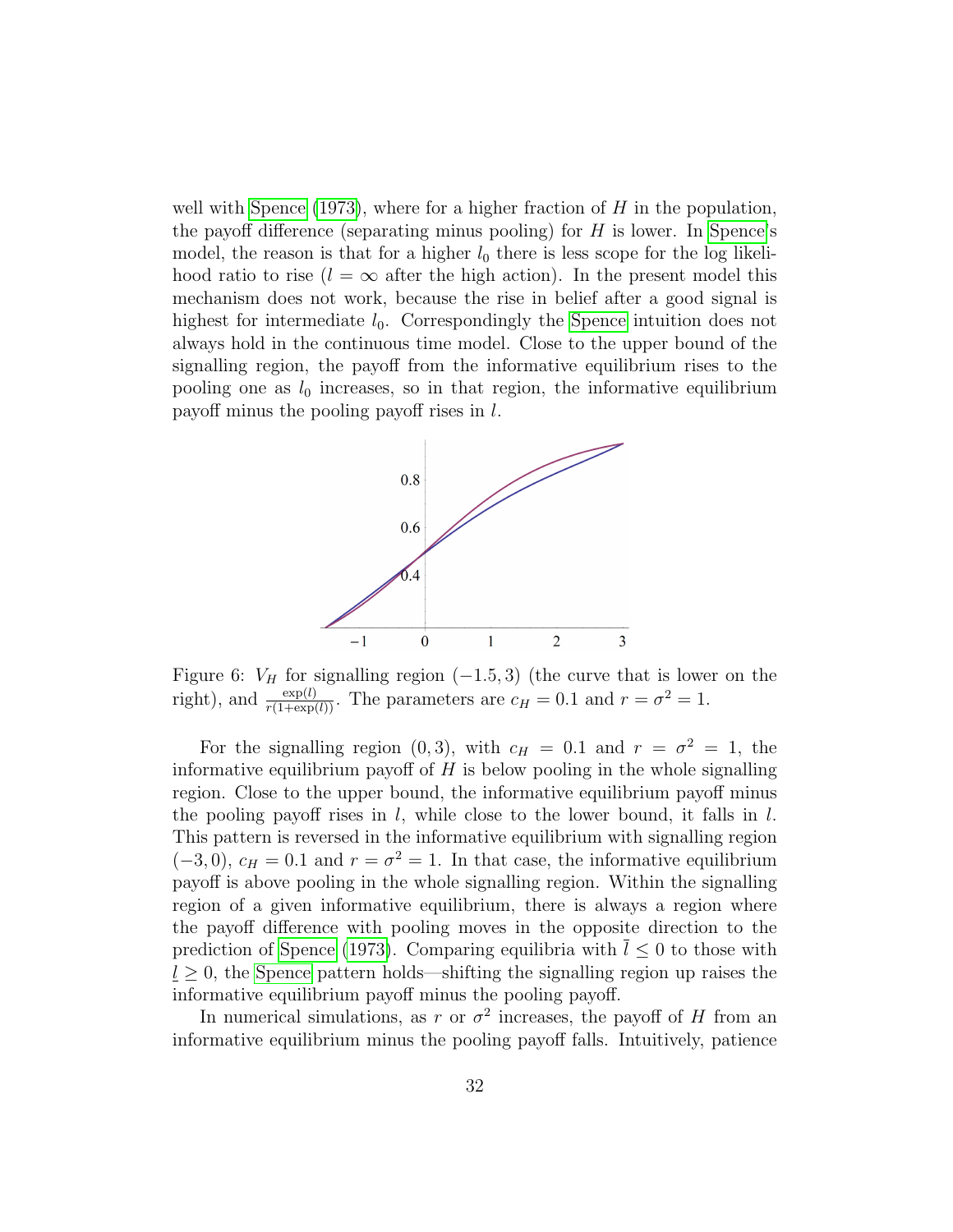well with Spence (1973), where for a higher fraction of $H$ in the population, the payoff difference (separating minus pooling) for $H$ is lower. In Spence's model, the reason is that for a higher $l_0$ there is less scope for the log likelihood ratio to rise ($l = \infty$ after the high action). In the present model this mechanism does not work, because the rise in belief after a good signal is highest for intermediate $l_0$. Correspondingly the Spence intuition does not always hold in the continuous time model. Close to the upper bound of the signalling region, the payoff from the informative equilibrium rises to the pooling one as $l_0$ increases, so in that region, the informative equilibrium payoff minus the pooling payoff rises in $l$.

Figure 6: $V_H$ for signalling region $(-1.5, 3)$ (the curve that is lower on the right), and $\frac{\exp(l)}{r(1+\exp(l))}$. The parameters are $c_H = 0.1$ and $r = \sigma^2 = 1$.

For the signalling region $(0, 3)$, with $c_H = 0.1$ and $r = \sigma^2 = 1$, the informative equilibrium payoff of $H$ is below pooling in the whole signalling region. Close to the upper bound, the informative equilibrium payoff minus the pooling payoff rises in $l$, while close to the lower bound, it falls in $l$. This pattern is reversed in the informative equilibrium with signalling region $(-3, 0)$, $c_H = 0.1$ and $r = \sigma^2 = 1$. In that case, the informative equilibrium payoff is above pooling in the whole signalling region. Within the signalling region of a given informative equilibrium, there is always a region where the payoff difference with pooling moves in the opposite direction to the prediction of Spence (1973). Comparing equilibria with $\bar{l} \leq 0$ to those with $\underline{l} \geq 0$, the Spence pattern holds—shifting the signalling region up raises the informative equilibrium payoff minus the pooling payoff.

In numerical simulations, as $r$ or $\sigma^2$ increases, the payoff of $H$ from an informative equilibrium minus the pooling payoff falls. Intuitively, patience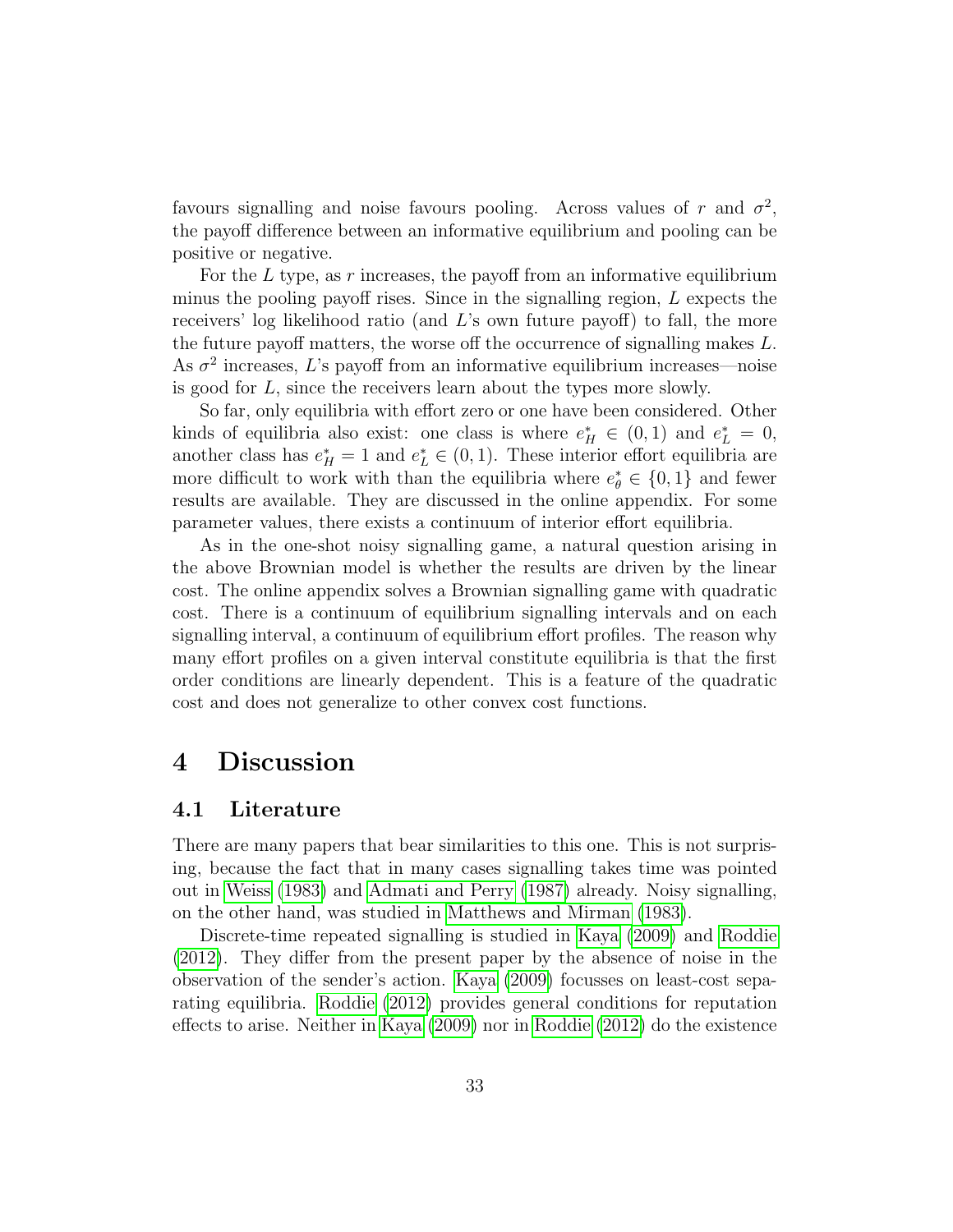favours signalling and noise favours pooling. Across values of $r$ and $\sigma^2$, the payoff difference between an informative equilibrium and pooling can be positive or negative.

For the $L$ type, as $r$ increases, the payoff from an informative equilibrium minus the pooling payoff rises. Since in the signalling region, $L$ expects the receivers' log likelihood ratio (and $L$'s own future payoff) to fall, the more the future payoff matters, the worse off the occurrence of signalling makes $L$. As $\sigma^2$ increases, $L$'s payoff from an informative equilibrium increases—noise is good for $L$, since the receivers learn about the types more slowly.

So far, only equilibria with effort zero or one have been considered. Other kinds of equilibria also exist: one class is where $e_H^* \in (0,1)$ and $e_L^* = 0$, another class has $e_H^* = 1$ and $e_L^* \in (0,1)$. These interior effort equilibria are more difficult to work with than the equilibria where $e_\theta^* \in \{0,1\}$ and fewer results are available. They are discussed in the online appendix. For some parameter values, there exists a continuum of interior effort equilibria.

As in the one-shot noisy signalling game, a natural question arising in the above Brownian model is whether the results are driven by the linear cost. The online appendix solves a Brownian signalling game with quadratic cost. There is a continuum of equilibrium signalling intervals and on each signalling interval, a continuum of equilibrium effort profiles. The reason why many effort profiles on a given interval constitute equilibria is that the first order conditions are linearly dependent. This is a feature of the quadratic cost and does not generalize to other convex cost functions.

# 4 Discussion

## 4.1 Literature

There are many papers that bear similarities to this one. This is not surprising, because the fact that in many cases signalling takes time was pointed out in Weiss (1983) and Admati and Perry (1987) already. Noisy signalling, on the other hand, was studied in Matthews and Mirman (1983).

Discrete-time repeated signalling is studied in Kaya (2009) and Roddie (2012). They differ from the present paper by the absence of noise in the observation of the sender's action. Kaya (2009) focusses on least-cost separating equilibria. Roddie (2012) provides general conditions for reputation effects to arise. Neither in Kaya (2009) nor in Roddie (2012) do the existence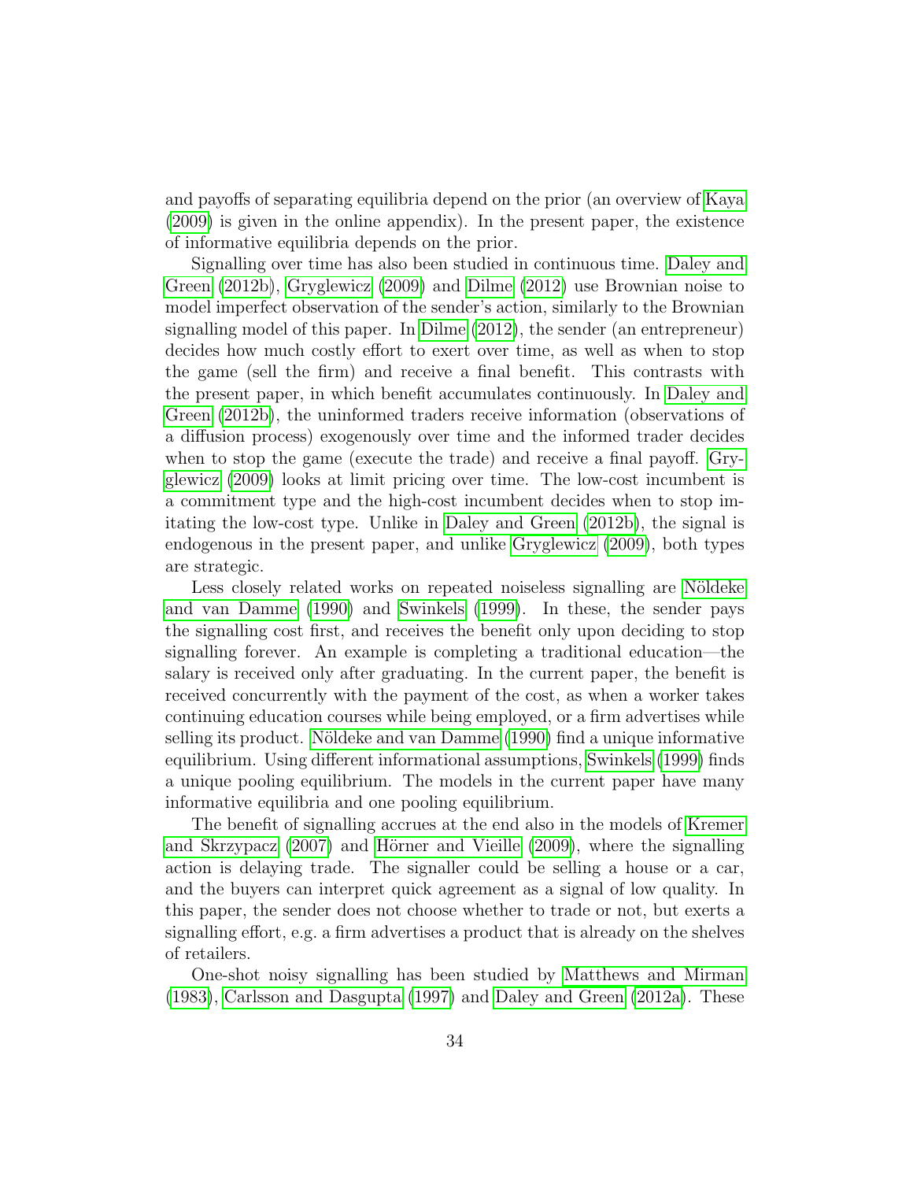and payoffs of separating equilibria depend on the prior (an overview of Kaya (2009) is given in the online appendix). In the present paper, the existence of informative equilibria depends on the prior.

Signalling over time has also been studied in continuous time. Daley and Green (2012b), Gryglewicz (2009) and Dilme (2012) use Brownian noise to model imperfect observation of the sender's action, similarly to the Brownian signalling model of this paper. In Dilme (2012), the sender (an entrepreneur) decides how much costly effort to exert over time, as well as when to stop the game (sell the firm) and receive a final benefit. This contrasts with the present paper, in which benefit accumulates continuously. In Daley and Green (2012b), the uninformed traders receive information (observations of a diffusion process) exogenously over time and the informed trader decides when to stop the game (execute the trade) and receive a final payoff. Gryglewicz (2009) looks at limit pricing over time. The low-cost incumbent is a commitment type and the high-cost incumbent decides when to stop imitating the low-cost type. Unlike in Daley and Green (2012b), the signal is endogenous in the present paper, and unlike Gryglewicz (2009), both types are strategic.

Less closely related works on repeated noiseless signalling are Nöldeke and van Damme (1990) and Swinkels (1999). In these, the sender pays the signalling cost first, and receives the benefit only upon deciding to stop signalling forever. An example is completing a traditional education—the salary is received only after graduating. In the current paper, the benefit is received concurrently with the payment of the cost, as when a worker takes continuing education courses while being employed, or a firm advertises while selling its product. Nöldeke and van Damme (1990) find a unique informative equilibrium. Using different informational assumptions, Swinkels (1999) finds a unique pooling equilibrium. The models in the current paper have many informative equilibria and one pooling equilibrium.

The benefit of signalling accrues at the end also in the models of Kremer and Skrzypacz (2007) and Hörner and Vieille (2009), where the signalling action is delaying trade. The signaller could be selling a house or a car, and the buyers can interpret quick agreement as a signal of low quality. In this paper, the sender does not choose whether to trade or not, but exerts a signalling effort, e.g. a firm advertises a product that is already on the shelves of retailers.

One-shot noisy signalling has been studied by Matthews and Mirman (1983), Carlsson and Dasgupta (1997) and Daley and Green (2012a). These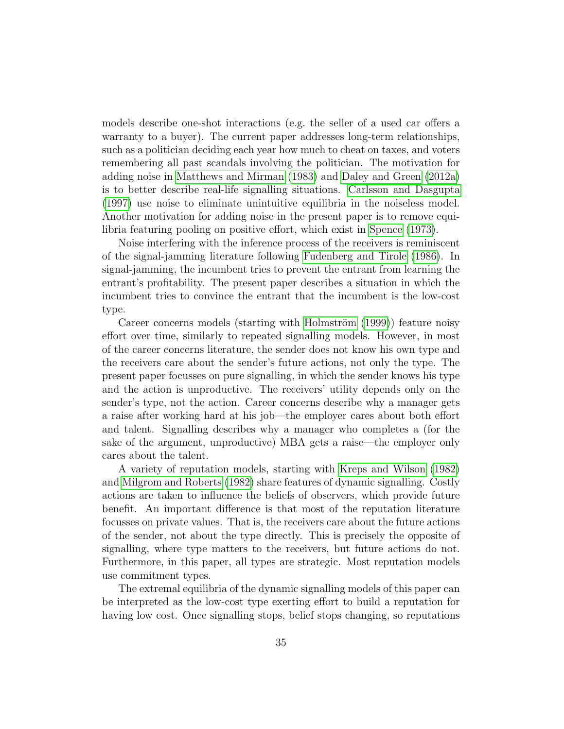models describe one-shot interactions (e.g. the seller of a used car offers a warranty to a buyer). The current paper addresses long-term relationships, such as a politician deciding each year how much to cheat on taxes, and voters remembering all past scandals involving the politician. The motivation for adding noise in Matthews and Mirman (1983) and Daley and Green (2012a) is to better describe real-life signalling situations. Carlsson and Dasgupta (1997) use noise to eliminate unintuitive equilibria in the noiseless model. Another motivation for adding noise in the present paper is to remove equilibria featuring pooling on positive effort, which exist in Spence (1973).

Noise interfering with the inference process of the receivers is reminiscent of the signal-jamming literature following Fudenberg and Tirole (1986). In signal-jamming, the incumbent tries to prevent the entrant from learning the entrant's profitability. The present paper describes a situation in which the incumbent tries to convince the entrant that the incumbent is the low-cost type.

Career concerns models (starting with Holmström (1999)) feature noisy effort over time, similarly to repeated signalling models. However, in most of the career concerns literature, the sender does not know his own type and the receivers care about the sender's future actions, not only the type. The present paper focusses on pure signalling, in which the sender knows his type and the action is unproductive. The receivers' utility depends only on the sender's type, not the action. Career concerns describe why a manager gets a raise after working hard at his job—the employer cares about both effort and talent. Signalling describes why a manager who completes a (for the sake of the argument, unproductive) MBA gets a raise—the employer only cares about the talent.

A variety of reputation models, starting with Kreps and Wilson (1982) and Milgrom and Roberts (1982) share features of dynamic signalling. Costly actions are taken to influence the beliefs of observers, which provide future benefit. An important difference is that most of the reputation literature focusses on private values. That is, the receivers care about the future actions of the sender, not about the type directly. This is precisely the opposite of signalling, where type matters to the receivers, but future actions do not. Furthermore, in this paper, all types are strategic. Most reputation models use commitment types.

The extremal equilibria of the dynamic signalling models of this paper can be interpreted as the low-cost type exerting effort to build a reputation for having low cost. Once signalling stops, belief stops changing, so reputations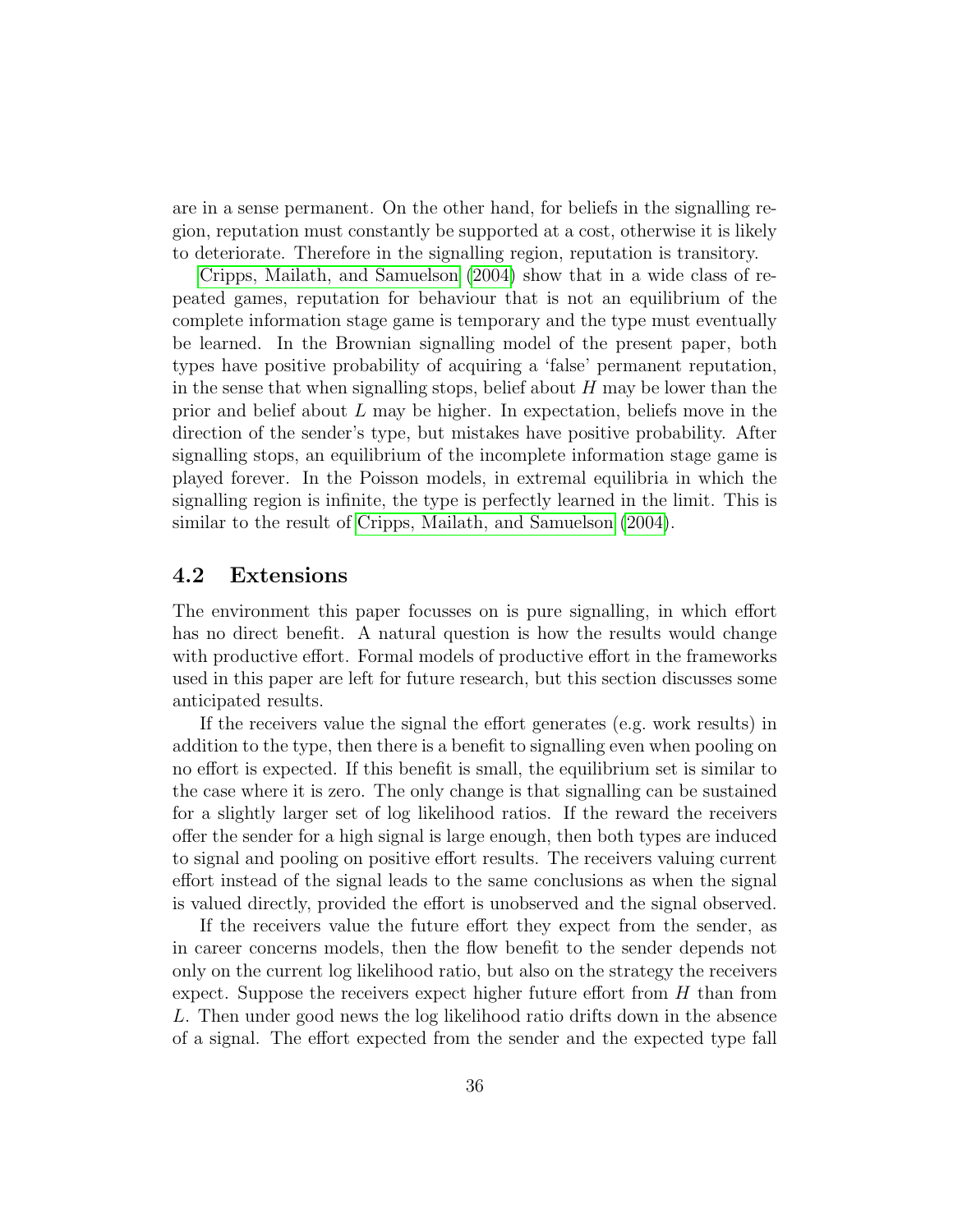are in a sense permanent. On the other hand, for beliefs in the signalling region, reputation must constantly be supported at a cost, otherwise it is likely to deteriorate. Therefore in the signalling region, reputation is transitory.

Cripps, Mailath, and Samuelson (2004) show that in a wide class of repeated games, reputation for behaviour that is not an equilibrium of the complete information stage game is temporary and the type must eventually be learned. In the Brownian signalling model of the present paper, both types have positive probability of acquiring a 'false' permanent reputation, in the sense that when signalling stops, belief about $H$ may be lower than the prior and belief about $L$ may be higher. In expectation, beliefs move in the direction of the sender's type, but mistakes have positive probability. After signalling stops, an equilibrium of the incomplete information stage game is played forever. In the Poisson models, in extremal equilibria in which the signalling region is infinite, the type is perfectly learned in the limit. This is similar to the result of Cripps, Mailath, and Samuelson (2004).

## 4.2 Extensions

The environment this paper focusses on is pure signalling, in which effort has no direct benefit. A natural question is how the results would change with productive effort. Formal models of productive effort in the frameworks used in this paper are left for future research, but this section discusses some anticipated results.

If the receivers value the signal the effort generates (e.g. work results) in addition to the type, then there is a benefit to signalling even when pooling on no effort is expected. If this benefit is small, the equilibrium set is similar to the case where it is zero. The only change is that signalling can be sustained for a slightly larger set of log likelihood ratios. If the reward the receivers offer the sender for a high signal is large enough, then both types are induced to signal and pooling on positive effort results. The receivers valuing current effort instead of the signal leads to the same conclusions as when the signal is valued directly, provided the effort is unobserved and the signal observed.

If the receivers value the future effort they expect from the sender, as in career concerns models, then the flow benefit to the sender depends not only on the current log likelihood ratio, but also on the strategy the receivers expect. Suppose the receivers expect higher future effort from $H$ than from $L$. Then under good news the log likelihood ratio drifts down in the absence of a signal. The effort expected from the sender and the expected type fall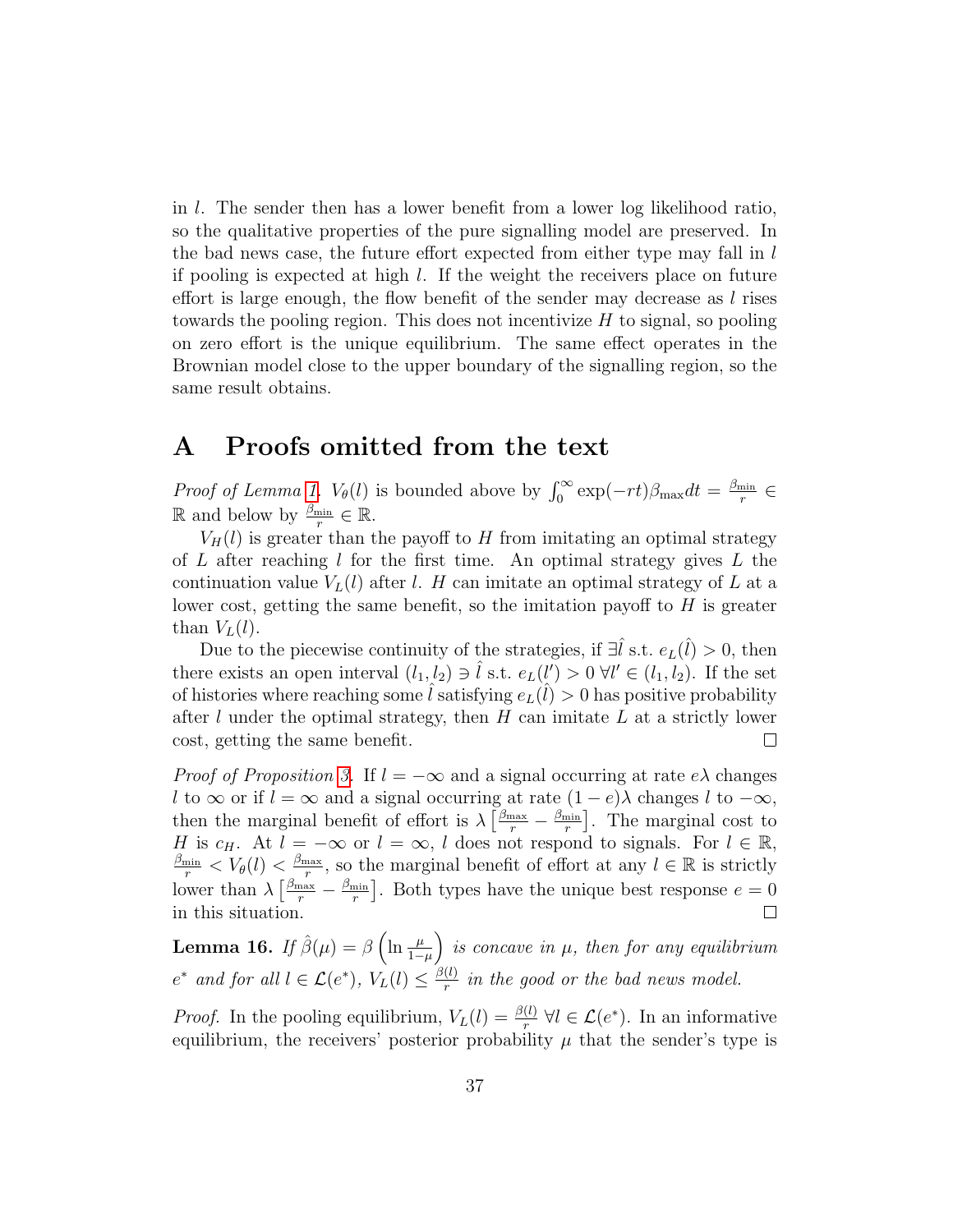in $l$. The sender then has a lower benefit from a lower log likelihood ratio, so the qualitative properties of the pure signalling model are preserved. In the bad news case, the future effort expected from either type may fall in $l$ if pooling is expected at high $l$. If the weight the receivers place on future effort is large enough, the flow benefit of the sender may decrease as $l$ rises towards the pooling region. This does not incentivize $H$ to signal, so pooling on zero effort is the unique equilibrium. The same effect operates in the Brownian model close to the upper boundary of the signalling region, so the same result obtains.

# A Proofs omitted from the text

*Proof of Lemma 1.* $V_\theta(l)$ is bounded above by $\int_0^\infty \exp(-rt)\beta_{\max}dt = \frac{\beta_{\min}}{r} \in \mathbb{R}$ and below by $\frac{\beta_{\min}}{r} \in \mathbb{R}$.

$V_H(l)$ is greater than the payoff to $H$ from imitating an optimal strategy of $L$ after reaching $l$ for the first time. An optimal strategy gives $L$ the continuation value $V_L(l)$ after $l$. $H$ can imitate an optimal strategy of $L$ at a lower cost, getting the same benefit, so the imitation payoff to $H$ is greater than $V_L(l)$.

Due to the piecewise continuity of the strategies, if $\exists \hat{l}$ s.t. $e_L(\hat{l}) > 0$, then there exists an open interval $(l_1, l_2) \ni \hat{l}$ s.t. $e_L(l') > 0 \; \forall l' \in (l_1, l_2)$. If the set of histories where reaching some $\hat{l}$ satisfying $e_L(\hat{l}) > 0$ has positive probability after $l$ under the optimal strategy, then $H$ can imitate $L$ at a strictly lower cost, getting the same benefit. ∎

*Proof of Proposition 3.* If $l = -\infty$ and a signal occurring at rate $e\lambda$ changes $l$ to $\infty$ or if $l = \infty$ and a signal occurring at rate $(1-e)\lambda$ changes $l$ to $-\infty$, then the marginal benefit of effort is $\lambda\left[\frac{\beta_{\max}}{r} - \frac{\beta_{\min}}{r}\right]$. The marginal cost to $H$ is $c_H$. At $l = -\infty$ or $l = \infty$, $l$ does not respond to signals. For $l \in \mathbb{R}$, $\frac{\beta_{\min}}{r} < V_\theta(l) < \frac{\beta_{\max}}{r}$, so the marginal benefit of effort at any $l \in \mathbb{R}$ is strictly lower than $\lambda\left[\frac{\beta_{\max}}{r} - \frac{\beta_{\min}}{r}\right]$. Both types have the unique best response $e = 0$ in this situation. ∎

**Lemma 16.** *If $\hat{\beta}(\mu) = \beta\left(\ln \frac{\mu}{1-\mu}\right)$ is concave in $\mu$, then for any equilibrium $e^*$ and for all $l \in \mathcal{L}(e^*)$, $V_L(l) \leq \frac{\beta(l)}{r}$ in the good or the bad news model.*

*Proof.* In the pooling equilibrium, $V_L(l) = \frac{\beta(l)}{r} \; \forall l \in \mathcal{L}(e^*)$. In an informative equilibrium, the receivers' posterior probability $\mu$ that the sender's type is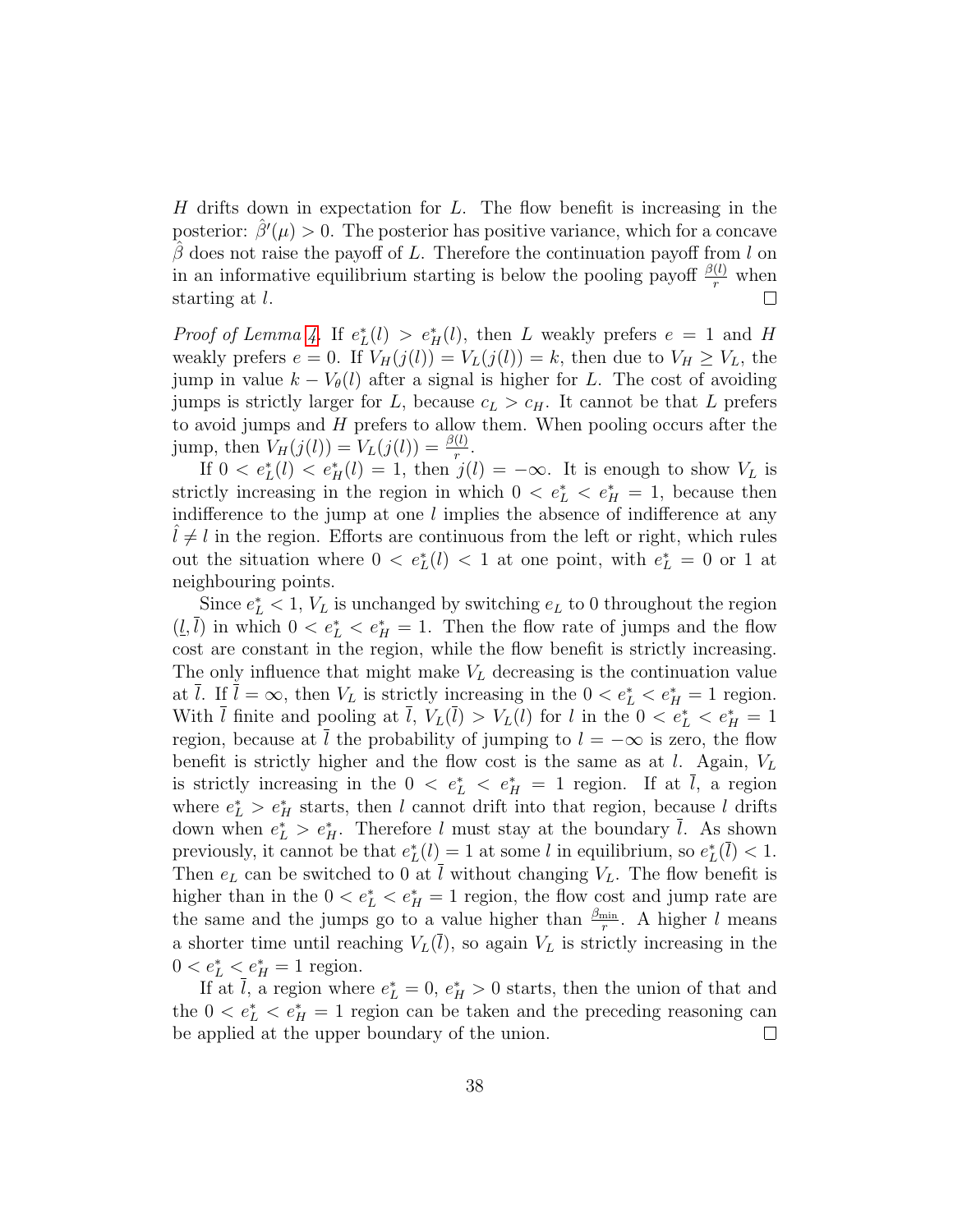$H$ drifts down in expectation for $L$. The flow benefit is increasing in the posterior: $\hat{\beta}'(\mu) > 0$. The posterior has positive variance, which for a concave $\hat{\beta}$ does not raise the payoff of $L$. Therefore the continuation payoff from $l$ on in an informative equilibrium starting is below the pooling payoff $\frac{\beta(l)}{r}$ when starting at $l$. ∎

*Proof of Lemma 4.* If $e_L^*(l) > e_H^*(l)$, then $L$ weakly prefers $e = 1$ and $H$ weakly prefers $e = 0$. If $V_H(j(l)) = V_L(j(l)) = k$, then due to $V_H \geq V_L$, the jump in value $k - V_\theta(l)$ after a signal is higher for $L$. The cost of avoiding jumps is strictly larger for $L$, because $c_L > c_H$. It cannot be that $L$ prefers to avoid jumps and $H$ prefers to allow them. When pooling occurs after the jump, then $V_H(j(l)) = V_L(j(l)) = \frac{\beta(l)}{r}$.

If $0 < e_L^*(l) < e_H^*(l) = 1$, then $j(l) = -\infty$. It is enough to show $V_L$ is strictly increasing in the region in which $0 < e_L^* < e_H^* = 1$, because then indifference to the jump at one $l$ implies the absence of indifference at any $\hat{l} \neq l$ in the region. Efforts are continuous from the left or right, which rules out the situation where $0 < e_L^*(l) < 1$ at one point, with $e_L^* = 0$ or $1$ at neighbouring points.

Since $e_L^* < 1$, $V_L$ is unchanged by switching $e_L$ to $0$ throughout the region $(\underline{l}, \overline{l})$ in which $0 < e_L^* < e_H^* = 1$. Then the flow rate of jumps and the flow cost are constant in the region, while the flow benefit is strictly increasing. The only influence that might make $V_L$ decreasing is the continuation value at $\overline{l}$. If $\overline{l} = \infty$, then $V_L$ is strictly increasing in the $0 < e_L^* < e_H^* = 1$ region. With $\overline{l}$ finite and pooling at $\overline{l}$, $V_L(\overline{l}) > V_L(l)$ for $l$ in the $0 < e_L^* < e_H^* = 1$ region, because at $\overline{l}$ the probability of jumping to $l = -\infty$ is zero, the flow benefit is strictly higher and the flow cost is the same as at $l$. Again, $V_L$ is strictly increasing in the $0 < e_L^* < e_H^* = 1$ region. If at $\overline{l}$, a region where $e_L^* > e_H^*$ starts, then $l$ cannot drift into that region, because $l$ drifts down when $e_L^* > e_H^*$. Therefore $l$ must stay at the boundary $\overline{l}$. As shown previously, it cannot be that $e_L^*(l) = 1$ at some $l$ in equilibrium, so $e_L^*(\overline{l}) < 1$. Then $e_L$ can be switched to $0$ at $\overline{l}$ without changing $V_L$. The flow benefit is higher than in the $0 < e_L^* < e_H^* = 1$ region, the flow cost and jump rate are the same and the jumps go to a value higher than $\frac{\beta_{\min}}{r}$. A higher $l$ means a shorter time until reaching $V_L(\overline{l})$, so again $V_L$ is strictly increasing in the $0 < e_L^* < e_H^* = 1$ region.

If at $\overline{l}$, a region where $e_L^* = 0$, $e_H^* > 0$ starts, then the union of that and the $0 < e_L^* < e_H^* = 1$ region can be taken and the preceding reasoning can be applied at the upper boundary of the union. ∎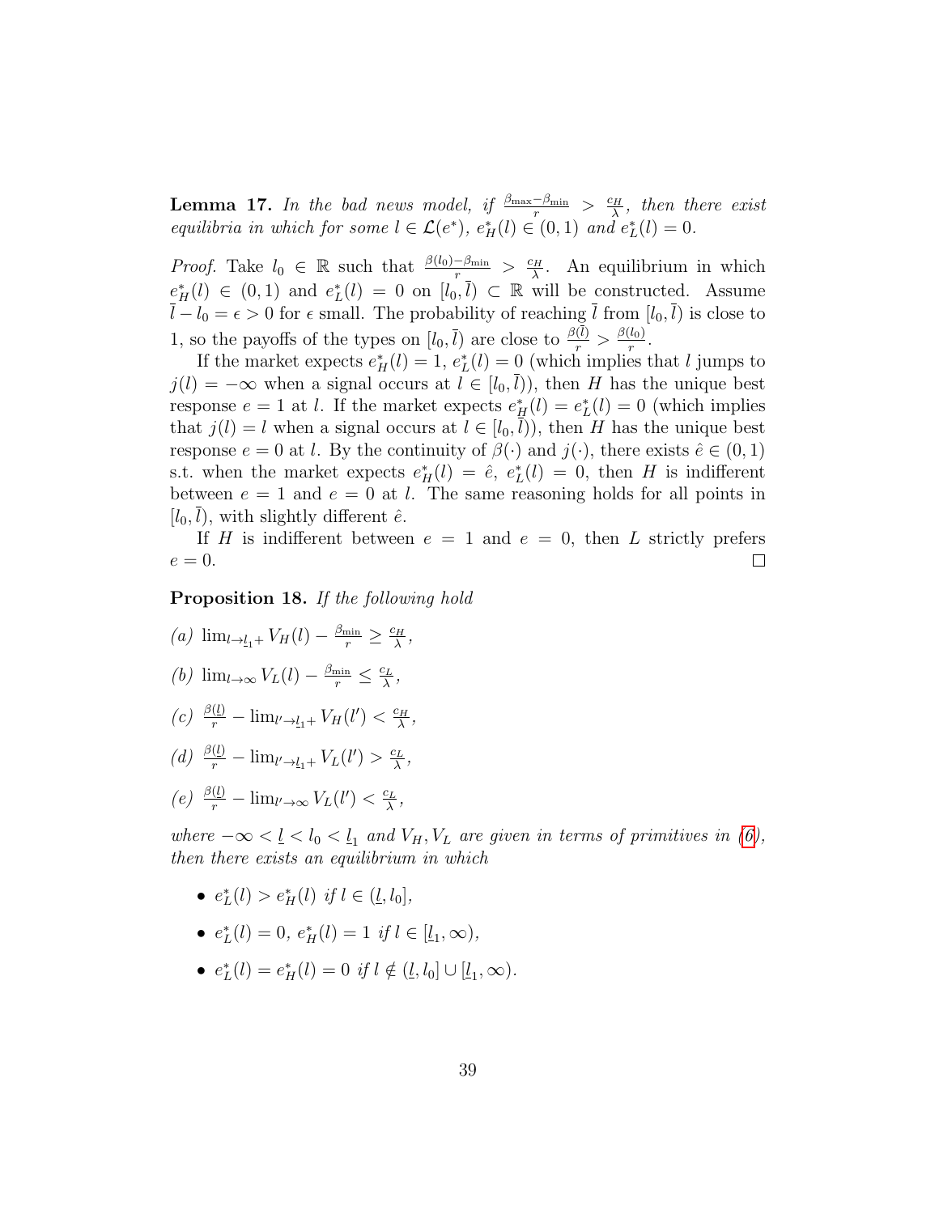**Lemma 17.** *In the bad news model, if $\frac{\beta_{\max}-\beta_{\min}}{r} > \frac{c_H}{\lambda}$, then there exist equilibria in which for some $l \in \mathcal{L}(e^*)$, $e_H^*(l) \in (0,1)$ and $e_L^*(l) = 0$.*

*Proof.* Take $l_0 \in \mathbb{R}$ such that $\frac{\beta(l_0)-\beta_{\min}}{r} > \frac{c_H}{\lambda}$. An equilibrium in which $e_H^*(l) \in (0,1)$ and $e_L^*(l) = 0$ on $[l_0, \bar{l}) \subset \mathbb{R}$ will be constructed. Assume $\bar{l} - l_0 = \epsilon > 0$ for $\epsilon$ small. The probability of reaching $\bar{l}$ from $[l_0, \bar{l})$ is close to 1, so the payoffs of the types on $[l_0, \bar{l})$ are close to $\frac{\beta(\bar{l})}{r} > \frac{\beta(l_0)}{r}$.

If the market expects $e_H^*(l) = 1$, $e_L^*(l) = 0$ (which implies that $l$ jumps to $j(l) = -\infty$ when a signal occurs at $l \in [l_0, \bar{l})$), then $H$ has the unique best response $e = 1$ at $l$. If the market expects $e_H^*(l) = e_L^*(l) = 0$ (which implies that $j(l) = l$ when a signal occurs at $l \in [l_0, \bar{l})$), then $H$ has the unique best response $e = 0$ at $l$. By the continuity of $\beta(\cdot)$ and $j(\cdot)$, there exists $\hat{e} \in (0,1)$ s.t. when the market expects $e_H^*(l) = \hat{e}$, $e_L^*(l) = 0$, then $H$ is indifferent between $e = 1$ and $e = 0$ at $l$. The same reasoning holds for all points in $[l_0, \bar{l})$, with slightly different $\hat{e}$.

If $H$ is indifferent between $e = 1$ and $e = 0$, then $L$ strictly prefers $e = 0$. $\square$

**Proposition 18.** *If the following hold*

*(a)* $\lim_{l \to \underline{l}_1+} V_H(l) - \frac{\beta_{\min}}{r} \geq \frac{c_H}{\lambda}$,

*(b)* $\lim_{l \to \infty} V_L(l) - \frac{\beta_{\min}}{r} \leq \frac{c_L}{\lambda}$,

*(c)* $\frac{\beta(\underline{l})}{r} - \lim_{l' \to \underline{l}_1+} V_H(l') < \frac{c_H}{\lambda}$,

*(d)* $\frac{\beta(\underline{l})}{r} - \lim_{l' \to \underline{l}_1+} V_L(l') > \frac{c_L}{\lambda}$,

*(e)* $\frac{\beta(\underline{l})}{r} - \lim_{l' \to \infty} V_L(l') < \frac{c_L}{\lambda}$,

*where $-\infty < \underline{l} < l_0 < \underline{l}_1$ and $V_H, V_L$ are given in terms of primitives in (6), then there exists an equilibrium in which*

- $e_L^*(l) > e_H^*(l)$ *if* $l \in (\underline{l}, l_0]$,
- $e_L^*(l) = 0$, $e_H^*(l) = 1$ *if* $l \in [\underline{l}_1, \infty)$,
- $e_L^*(l) = e_H^*(l) = 0$ *if* $l \notin (\underline{l}, l_0] \cup [\underline{l}_1, \infty)$.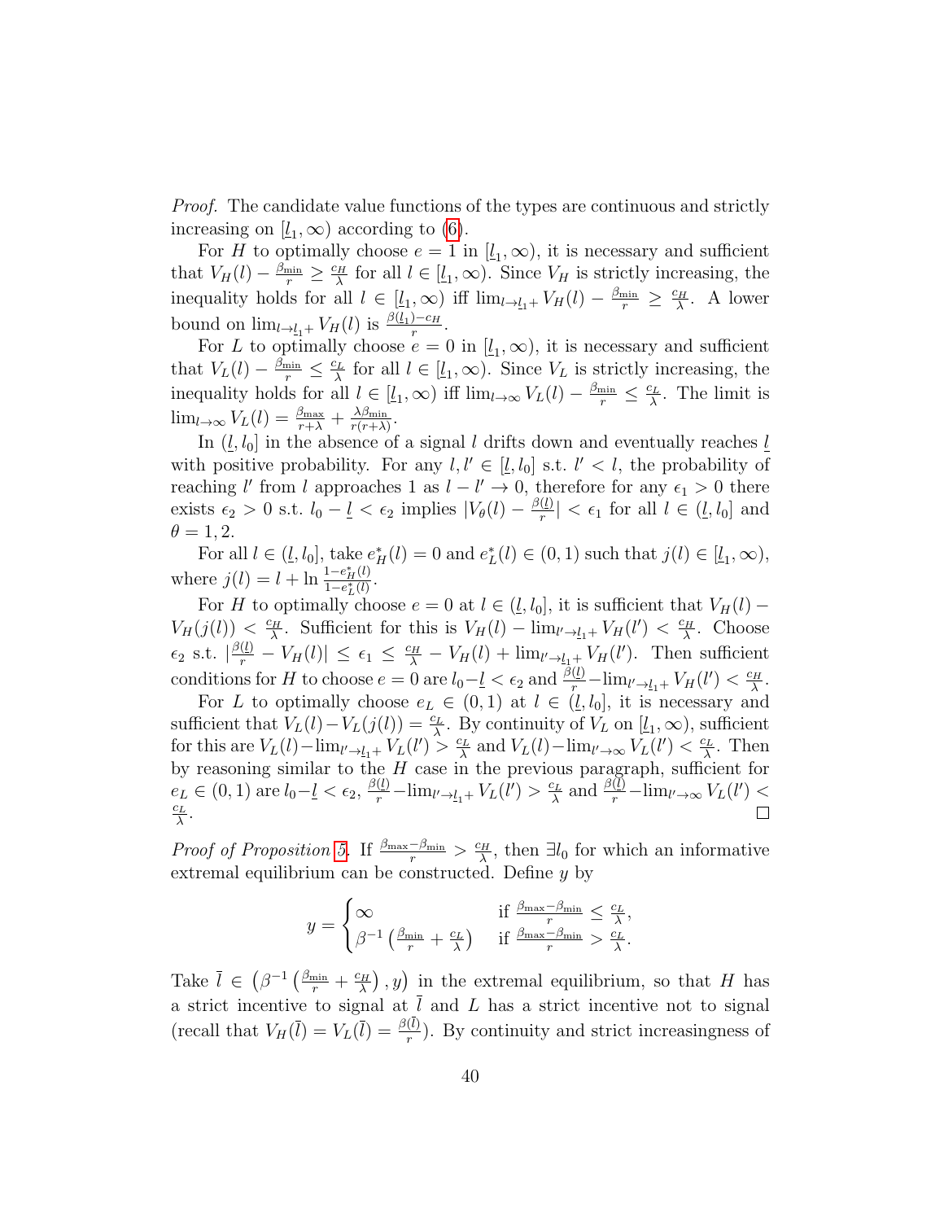*Proof.* The candidate value functions of the types are continuous and strictly increasing on $[\underline{l}_1, \infty)$ according to (6).

For $H$ to optimally choose $e = 1$ in $[\underline{l}_1, \infty)$, it is necessary and sufficient that $V_H(l) - \frac{\beta_{\min}}{r} \geq \frac{c_H}{\lambda}$ for all $l \in [\underline{l}_1, \infty)$. Since $V_H$ is strictly increasing, the inequality holds for all $l \in [\underline{l}_1, \infty)$ iff $\lim_{l \to \underline{l}_1+} V_H(l) - \frac{\beta_{\min}}{r} \geq \frac{c_H}{\lambda}$. A lower bound on $\lim_{l \to \underline{l}_1+} V_H(l)$ is $\frac{\beta(\underline{l}_1) - c_H}{r}$.

For $L$ to optimally choose $e = 0$ in $[\underline{l}_1, \infty)$, it is necessary and sufficient that $V_L(l) - \frac{\beta_{\min}}{r} \leq \frac{c_L}{\lambda}$ for all $l \in [\underline{l}_1, \infty)$. Since $V_L$ is strictly increasing, the inequality holds for all $l \in [\underline{l}_1, \infty)$ iff $\lim_{l \to \infty} V_L(l) - \frac{\beta_{\min}}{r} \leq \frac{c_L}{\lambda}$. The limit is $\lim_{l \to \infty} V_L(l) = \frac{\beta_{\max}}{r + \lambda} + \frac{\lambda \beta_{\min}}{r(r + \lambda)}$.

In $(\underline{l}, l_0]$ in the absence of a signal $l$ drifts down and eventually reaches $\underline{l}$ with positive probability. For any $l, l' \in [\underline{l}, l_0]$ s.t. $l' < l$, the probability of reaching $l'$ from $l$ approaches 1 as $l - l' \to 0$, therefore for any $\epsilon_1 > 0$ there exists $\epsilon_2 > 0$ s.t. $l_0 - \underline{l} < \epsilon_2$ implies $|V_\theta(l) - \frac{\beta(l)}{r}| < \epsilon_1$ for all $l \in (\underline{l}, l_0]$ and $\theta = 1, 2$.

For all $l \in (\underline{l}, l_0]$, take $e_H^*(l) = 0$ and $e_L^*(l) \in (0, 1)$ such that $j(l) \in [\underline{l}_1, \infty)$, where $j(l) = l + \ln \frac{1 - e_H^*(l)}{1 - e_L^*(l)}$.

For $H$ to optimally choose $e = 0$ at $l \in (\underline{l}, l_0]$, it is sufficient that $V_H(l) - V_H(j(l)) < \frac{c_H}{\lambda}$. Sufficient for this is $V_H(l) - \lim_{l' \to \underline{l}_1+} V_H(l') < \frac{c_H}{\lambda}$. Choose $\epsilon_2$ s.t. $|\frac{\beta(l)}{r} - V_H(l)| \leq \epsilon_1 \leq \frac{c_H}{\lambda} - V_H(l) + \lim_{l' \to \underline{l}_1+} V_H(l')$. Then sufficient conditions for $H$ to choose $e = 0$ are $l_0 - \underline{l} < \epsilon_2$ and $\frac{\beta(l)}{r} - \lim_{l' \to \underline{l}_1+} V_H(l') < \frac{c_H}{\lambda}$.

For $L$ to optimally choose $e_L \in (0, 1)$ at $l \in (\underline{l}, l_0]$, it is necessary and sufficient that $V_L(l) - V_L(j(l)) = \frac{c_L}{\lambda}$. By continuity of $V_L$ on $[\underline{l}_1, \infty)$, sufficient for this are $V_L(l) - \lim_{l' \to \underline{l}_1+} V_L(l') > \frac{c_L}{\lambda}$ and $V_L(l) - \lim_{l' \to \infty} V_L(l') < \frac{c_L}{\lambda}$. Then by reasoning similar to the $H$ case in the previous paragraph, sufficient for $e_L \in (0, 1)$ are $l_0 - \underline{l} < \epsilon_2$, $\frac{\beta(l)}{r} - \lim_{l' \to \underline{l}_1+} V_L(l') > \frac{c_L}{\lambda}$ and $\frac{\beta(l)}{r} - \lim_{l' \to \infty} V_L(l') < \frac{c_L}{\lambda}$. ∎

*Proof of Proposition 5.* If $\frac{\beta_{\max} - \beta_{\min}}{r} > \frac{c_H}{\lambda}$, then $\exists l_0$ for which an informative extremal equilibrium can be constructed. Define $y$ by

$$y = \begin{cases} \infty & \text{if } \frac{\beta_{\max} - \beta_{\min}}{r} \leq \frac{c_L}{\lambda}, \\ \beta^{-1}\left(\frac{\beta_{\min}}{r} + \frac{c_L}{\lambda}\right) & \text{if } \frac{\beta_{\max} - \beta_{\min}}{r} > \frac{c_L}{\lambda}. \end{cases}$$

Take $\bar{l} \in \left(\beta^{-1}\left(\frac{\beta_{\min}}{r} + \frac{c_H}{\lambda}\right), y\right)$ in the extremal equilibrium, so that $H$ has a strict incentive to signal at $\bar{l}$ and $L$ has a strict incentive not to signal (recall that $V_H(\bar{l}) = V_L(\bar{l}) = \frac{\beta(\bar{l})}{r}$). By continuity and strict increasingness of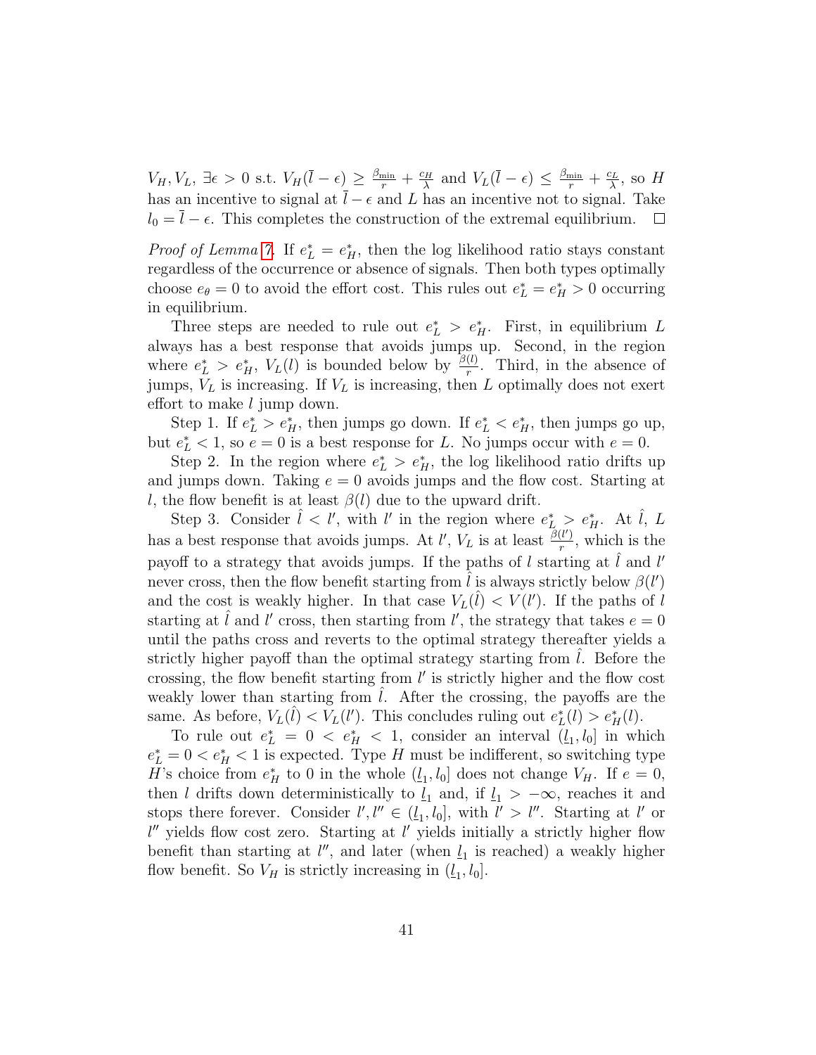$V_H, V_L$, $\exists \epsilon > 0$ s.t. $V_H(\bar{l} - \epsilon) \geq \frac{\beta_{\min}}{r} + \frac{c_H}{\lambda}$ and $V_L(\bar{l} - \epsilon) \leq \frac{\beta_{\min}}{r} + \frac{c_L}{\lambda}$, so $H$ has an incentive to signal at $\bar{l} - \epsilon$ and $L$ has an incentive not to signal. Take $l_0 = \bar{l} - \epsilon$. This completes the construction of the extremal equilibrium. $\square$

*Proof of Lemma 7.* If $e_L^* = e_H^*$, then the log likelihood ratio stays constant regardless of the occurrence or absence of signals. Then both types optimally choose $e_\theta = 0$ to avoid the effort cost. This rules out $e_L^* = e_H^* > 0$ occurring in equilibrium.

Three steps are needed to rule out $e_L^* > e_H^*$. First, in equilibrium $L$ always has a best response that avoids jumps up. Second, in the region where $e_L^* > e_H^*$, $V_L(l)$ is bounded below by $\frac{\beta(l)}{r}$. Third, in the absence of jumps, $V_L$ is increasing. If $V_L$ is increasing, then $L$ optimally does not exert effort to make $l$ jump down.

Step 1. If $e_L^* > e_H^*$, then jumps go down. If $e_L^* < e_H^*$, then jumps go up, but $e_L^* < 1$, so $e = 0$ is a best response for $L$. No jumps occur with $e = 0$.

Step 2. In the region where $e_L^* > e_H^*$, the log likelihood ratio drifts up and jumps down. Taking $e = 0$ avoids jumps and the flow cost. Starting at $l$, the flow benefit is at least $\beta(l)$ due to the upward drift.

Step 3. Consider $\hat{l} < l'$, with $l'$ in the region where $e_L^* > e_H^*$. At $\hat{l}$, $L$ has a best response that avoids jumps. At $l'$, $V_L$ is at least $\frac{\beta(l')}{r}$, which is the payoff to a strategy that avoids jumps. If the paths of $l$ starting at $\hat{l}$ and $l'$ never cross, then the flow benefit starting from $\hat{l}$ is always strictly below $\beta(l')$ and the cost is weakly higher. In that case $V_L(\hat{l}) < V(l')$. If the paths of $l$ starting at $\hat{l}$ and $l'$ cross, then starting from $l'$, the strategy that takes $e = 0$ until the paths cross and reverts to the optimal strategy thereafter yields a strictly higher payoff than the optimal strategy starting from $\hat{l}$. Before the crossing, the flow benefit starting from $l'$ is strictly higher and the flow cost weakly lower than starting from $\hat{l}$. After the crossing, the payoffs are the same. As before, $V_L(\hat{l}) < V_L(l')$. This concludes ruling out $e_L^*(l) > e_H^*(l)$.

To rule out $e_L^* = 0 < e_H^* < 1$, consider an interval $(\underline{l}_1, l_0]$ in which $e_L^* = 0 < e_H^* < 1$ is expected. Type $H$ must be indifferent, so switching type $H$'s choice from $e_H^*$ to 0 in the whole $(\underline{l}_1, l_0]$ does not change $V_H$. If $e = 0$, then $l$ drifts down deterministically to $\underline{l}_1$ and, if $\underline{l}_1 > -\infty$, reaches it and stops there forever. Consider $l', l'' \in (\underline{l}_1, l_0]$, with $l' > l''$. Starting at $l'$ or $l''$ yields flow cost zero. Starting at $l'$ yields initially a strictly higher flow benefit than starting at $l''$, and later (when $\underline{l}_1$ is reached) a weakly higher flow benefit. So $V_H$ is strictly increasing in $(\underline{l}_1, l_0]$.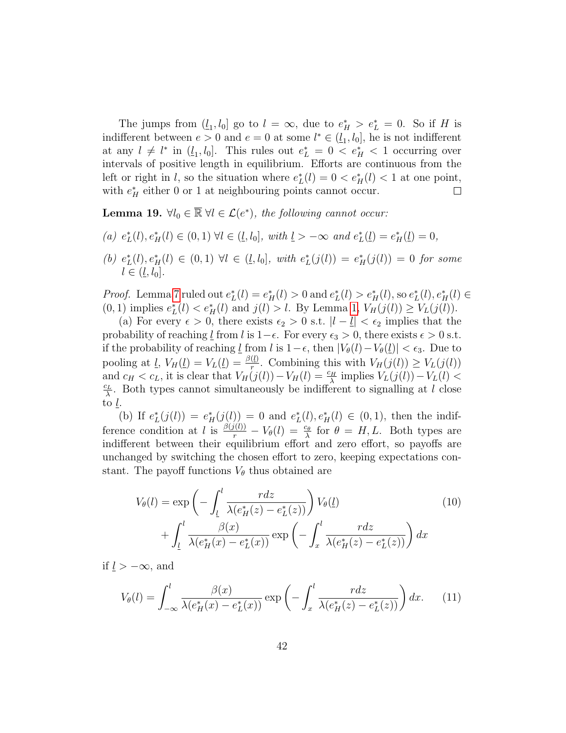The jumps from $(\underline{l}_1, l_0]$ go to $l = \infty$, due to $e^*_H > e^*_L = 0$. So if $H$ is indifferent between $e > 0$ and $e = 0$ at some $l^* \in (\underline{l}_1, l_0]$, he is not indifferent at any $l \neq l^*$ in $(\underline{l}_1, l_0]$. This rules out $e^*_L = 0 < e^*_H < 1$ occurring over intervals of positive length in equilibrium. Efforts are continuous from the left or right in $l$, so the situation where $e^*_L(l) = 0 < e^*_H(l) < 1$ at one point, with $e^*_H$ either 0 or 1 at neighbouring points cannot occur. ◻

**Lemma 19.** *$\forall l_0 \in \overline{\mathbb{R}}$ $\forall l \in \mathcal{L}(e^*)$, the following cannot occur:*

*(a) $e^*_L(l), e^*_H(l) \in (0,1)$ $\forall l \in (\underline{l}, l_0]$, with $\underline{l} > -\infty$ and $e^*_L(\underline{l}) = e^*_H(\underline{l}) = 0$,*

*(b) $e^*_L(l), e^*_H(l) \in (0,1)$ $\forall l \in (\underline{l}, l_0]$, with $e^*_L(j(l)) = e^*_H(j(l)) = 0$ for some $l \in (\underline{l}, l_0]$.*

*Proof.* Lemma 7 ruled out $e^*_L(l) = e^*_H(l) > 0$ and $e^*_L(l) > e^*_H(l)$, so $e^*_L(l), e^*_H(l) \in (0,1)$ implies $e^*_L(l) < e^*_H(l)$ and $j(l) > l$. By Lemma 1, $V_H(j(l)) \geq V_L(j(l))$.

(a) For every $\epsilon > 0$, there exists $\epsilon_2 > 0$ s.t. $|l - \underline{l}| < \epsilon_2$ implies that the probability of reaching $\underline{l}$ from $l$ is $1-\epsilon$. For every $\epsilon_3 > 0$, there exists $\epsilon > 0$ s.t. if the probability of reaching $\underline{l}$ from $l$ is $1-\epsilon$, then $|V_\theta(l) - V_\theta(\underline{l})| < \epsilon_3$. Due to pooling at $\underline{l}$, $V_H(\underline{l}) = V_L(\underline{l}) = \frac{\beta(\underline{l})}{r}$. Combining this with $V_H(j(l)) \geq V_L(j(l))$ and $c_H < c_L$, it is clear that $V_H(j(l)) - V_H(l) = \frac{c_H}{\lambda}$ implies $V_L(j(l)) - V_L(l) < \frac{c_L}{\lambda}$. Both types cannot simultaneously be indifferent to signalling at $l$ close to $\underline{l}$.

(b) If $e^*_L(j(l)) = e^*_H(j(l)) = 0$ and $e^*_L(l), e^*_H(l) \in (0,1)$, then the indifference condition at $l$ is $\frac{\beta(j(l))}{r} - V_\theta(l) = \frac{c_\theta}{\lambda}$ for $\theta = H, L$. Both types are indifferent between their equilibrium effort and zero effort, so payoffs are unchanged by switching the chosen effort to zero, keeping expectations constant. The payoff functions $V_\theta$ thus obtained are

$$V_\theta(l) = \exp\left(-\int_{\underline{l}}^{l} \frac{r dz}{\lambda(e^*_H(z) - e^*_L(z))}\right) V_\theta(\underline{l}) + \int_{\underline{l}}^{l} \frac{\beta(x)}{\lambda(e^*_H(x) - e^*_L(x))} \exp\left(-\int_x^l \frac{r dz}{\lambda(e^*_H(z) - e^*_L(z))}\right) dx \tag{10}$$

if $\underline{l} > -\infty$, and

$$V_\theta(l) = \int_{-\infty}^{l} \frac{\beta(x)}{\lambda(e^*_H(x) - e^*_L(x))} \exp\left(-\int_x^l \frac{r dz}{\lambda(e^*_H(z) - e^*_L(z))}\right) dx. \tag{11}$$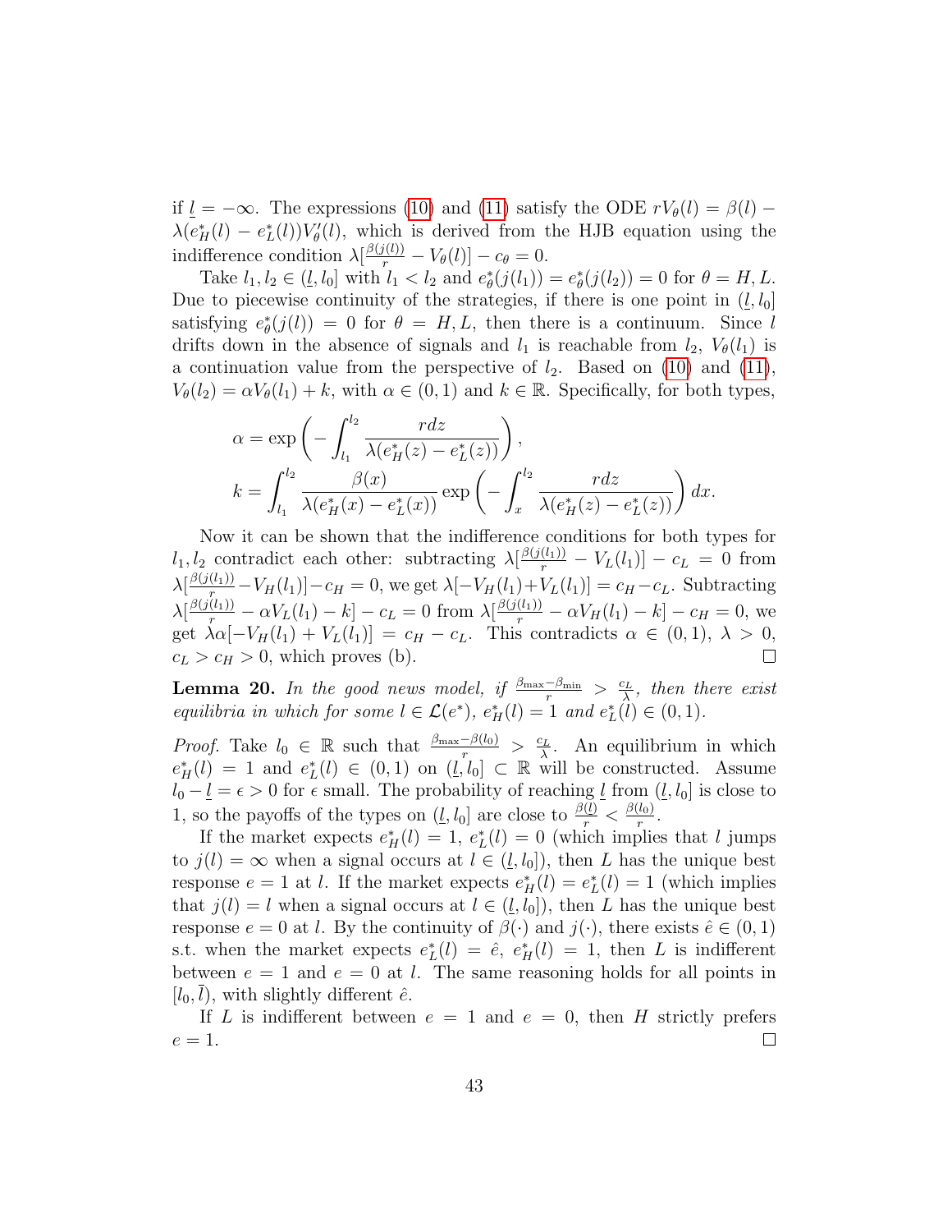if $\underline{l} = -\infty$. The expressions (10) and (11) satisfy the ODE $rV_\theta(l) = \beta(l) - \lambda(e_H^*(l) - e_L^*(l))V_\theta'(l)$, which is derived from the HJB equation using the indifference condition $\lambda[\frac{\beta(j(l))}{r} - V_\theta(l)] - c_\theta = 0$.

Take $l_1, l_2 \in (\underline{l}, l_0]$ with $l_1 < l_2$ and $e_\theta^*(j(l_1)) = e_\theta^*(j(l_2)) = 0$ for $\theta = H, L$. Due to piecewise continuity of the strategies, if there is one point in $(\underline{l}, l_0]$ satisfying $e_\theta^*(j(l)) = 0$ for $\theta = H, L$, then there is a continuum. Since $l$ drifts down in the absence of signals and $l_1$ is reachable from $l_2$, $V_\theta(l_1)$ is a continuation value from the perspective of $l_2$. Based on (10) and (11), $V_\theta(l_2) = \alpha V_\theta(l_1) + k$, with $\alpha \in (0,1)$ and $k \in \mathbb{R}$. Specifically, for both types,

$$\alpha = \exp\left(-\int_{l_1}^{l_2} \frac{rdz}{\lambda(e_H^*(z) - e_L^*(z))}\right),$$
$$k = \int_{l_1}^{l_2} \frac{\beta(x)}{\lambda(e_H^*(x) - e_L^*(x))} \exp\left(-\int_x^{l_2} \frac{rdz}{\lambda(e_H^*(z) - e_L^*(z))}\right) dx.$$

Now it can be shown that the indifference conditions for both types for $l_1, l_2$ contradict each other: subtracting $\lambda[\frac{\beta(j(l_1))}{r} - V_L(l_1)] - c_L = 0$ from $\lambda[\frac{\beta(j(l_1))}{r} - V_H(l_1)] - c_H = 0$, we get $\lambda[-V_H(l_1) + V_L(l_1)] = c_H - c_L$. Subtracting $\lambda[\frac{\beta(j(l_1))}{r} - \alpha V_L(l_1) - k] - c_L = 0$ from $\lambda[\frac{\beta(j(l_1))}{r} - \alpha V_H(l_1) - k] - c_H = 0$, we get $\lambda\alpha[-V_H(l_1) + V_L(l_1)] = c_H - c_L$. This contradicts $\alpha \in (0,1)$, $\lambda > 0$, $c_L > c_H > 0$, which proves (b). ☐

**Lemma 20.** *In the good news model, if* $\frac{\beta_{\max} - \beta_{\min}}{r} > \frac{c_L}{\lambda}$*, then there exist equilibria in which for some* $l \in \mathcal{L}(e^*)$*,* $e_H^*(l) = 1$ *and* $e_L^*(l) \in (0,1)$*.*

*Proof.* Take $l_0 \in \mathbb{R}$ such that $\frac{\beta_{\max} - \beta(l_0)}{r} > \frac{c_L}{\lambda}$. An equilibrium in which $e_H^*(l) = 1$ and $e_L^*(l) \in (0,1)$ on $(\underline{l}, l_0] \subset \mathbb{R}$ will be constructed. Assume $l_0 - \underline{l} = \epsilon > 0$ for $\epsilon$ small. The probability of reaching $\underline{l}$ from $(\underline{l}, l_0]$ is close to 1, so the payoffs of the types on $(\underline{l}, l_0]$ are close to $\frac{\beta(\underline{l})}{r} < \frac{\beta(l_0)}{r}$.

If the market expects $e_H^*(l) = 1$, $e_L^*(l) = 0$ (which implies that $l$ jumps to $j(l) = \infty$ when a signal occurs at $l \in (\underline{l}, l_0]$), then $L$ has the unique best response $e = 1$ at $l$. If the market expects $e_H^*(l) = e_L^*(l) = 1$ (which implies that $j(l) = l$ when a signal occurs at $l \in (\underline{l}, l_0]$), then $L$ has the unique best response $e = 0$ at $l$. By the continuity of $\beta(\cdot)$ and $j(\cdot)$, there exists $\hat{e} \in (0,1)$ s.t. when the market expects $e_L^*(l) = \hat{e}$, $e_H^*(l) = 1$, then $L$ is indifferent between $e = 1$ and $e = 0$ at $l$. The same reasoning holds for all points in $[l_0, \bar{l})$, with slightly different $\hat{e}$.

If $L$ is indifferent between $e = 1$ and $e = 0$, then $H$ strictly prefers $e = 1$. ☐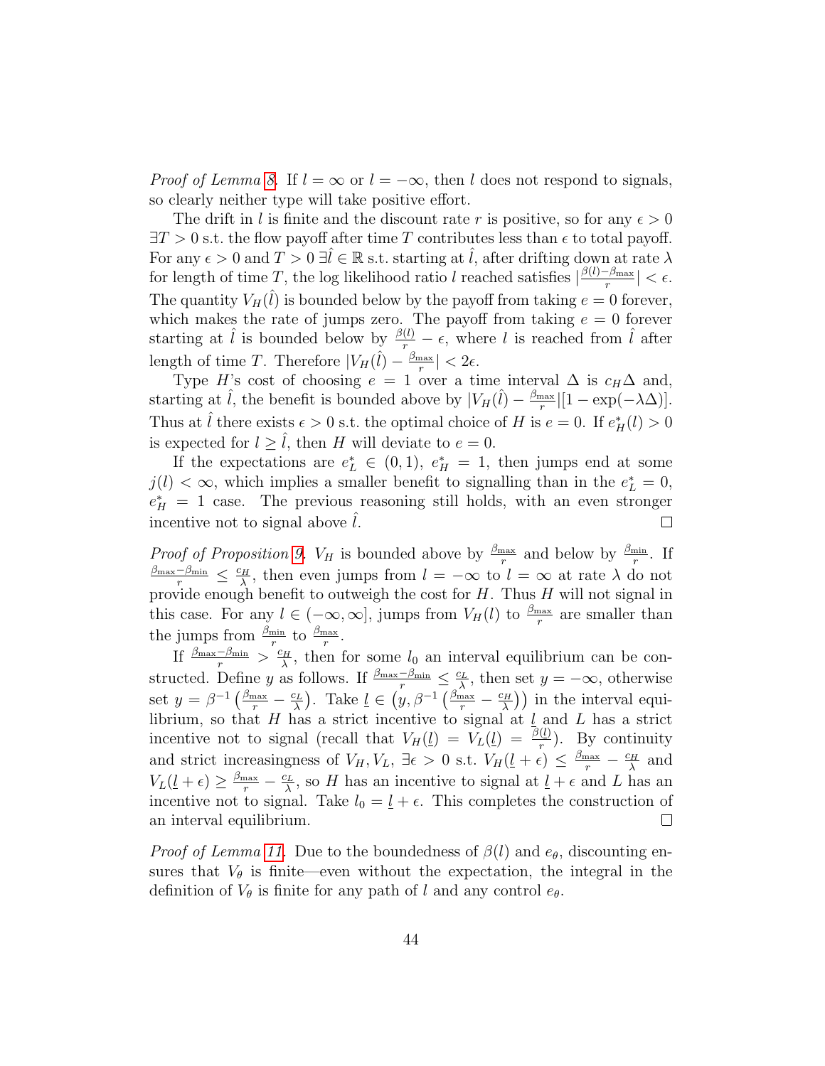*Proof of Lemma 8.* If $l = \infty$ or $l = -\infty$, then $l$ does not respond to signals, so clearly neither type will take positive effort.

The drift in $l$ is finite and the discount rate $r$ is positive, so for any $\epsilon > 0$ $\exists T > 0$ s.t. the flow payoff after time $T$ contributes less than $\epsilon$ to total payoff. For any $\epsilon > 0$ and $T > 0$ $\exists \hat{l} \in \mathbb{R}$ s.t. starting at $\hat{l}$, after drifting down at rate $\lambda$ for length of time $T$, the log likelihood ratio $l$ reached satisfies $|\frac{\beta(l)-\beta_{\max}}{r}| < \epsilon$. The quantity $V_H(\hat{l})$ is bounded below by the payoff from taking $e = 0$ forever, which makes the rate of jumps zero. The payoff from taking $e = 0$ forever starting at $\hat{l}$ is bounded below by $\frac{\beta(l)}{r} - \epsilon$, where $l$ is reached from $\hat{l}$ after length of time $T$. Therefore $|V_H(\hat{l}) - \frac{\beta_{\max}}{r}| < 2\epsilon$.

Type $H$'s cost of choosing $e = 1$ over a time interval $\Delta$ is $c_H\Delta$ and, starting at $\hat{l}$, the benefit is bounded above by $|V_H(\hat{l}) - \frac{\beta_{\max}}{r}|[1 - \exp(-\lambda\Delta)]$. Thus at $\hat{l}$ there exists $\epsilon > 0$ s.t. the optimal choice of $H$ is $e = 0$. If $e_H^*(l) > 0$ is expected for $l \geq \hat{l}$, then $H$ will deviate to $e = 0$.

If the expectations are $e_L^* \in (0, 1)$, $e_H^* = 1$, then jumps end at some $j(l) < \infty$, which implies a smaller benefit to signalling than in the $e_L^* = 0$, $e_H^* = 1$ case. The previous reasoning still holds, with an even stronger incentive not to signal above $\hat{l}$. □

*Proof of Proposition 9.* $V_H$ is bounded above by $\frac{\beta_{\max}}{r}$ and below by $\frac{\beta_{\min}}{r}$. If $\frac{\beta_{\max}-\beta_{\min}}{r} \leq \frac{c_H}{\lambda}$, then even jumps from $l = -\infty$ to $l = \infty$ at rate $\lambda$ do not provide enough benefit to outweigh the cost for $H$. Thus $H$ will not signal in this case. For any $l \in (-\infty, \infty]$, jumps from $V_H(l)$ to $\frac{\beta_{\max}}{r}$ are smaller than the jumps from $\frac{\beta_{\min}}{r}$ to $\frac{\beta_{\max}}{r}$.

If $\frac{\beta_{\max}-\beta_{\min}}{r} > \frac{c_H}{\lambda}$, then for some $l_0$ an interval equilibrium can be constructed. Define $y$ as follows. If $\frac{\beta_{\max}-\beta_{\min}}{r} \leq \frac{c_L}{\lambda}$, then set $y = -\infty$, otherwise set $y = \beta^{-1}\left(\frac{\beta_{\max}}{r} - \frac{c_L}{\lambda}\right)$. Take $\underline{l} \in \left(y, \beta^{-1}\left(\frac{\beta_{\max}}{r} - \frac{c_H}{\lambda}\right)\right)$ in the interval equilibrium, so that $H$ has a strict incentive to signal at $\underline{l}$ and $L$ has a strict incentive not to signal (recall that $V_H(\underline{l}) = V_L(\underline{l}) = \frac{\beta(\underline{l})}{r}$). By continuity and strict increasingness of $V_H, V_L$, $\exists \epsilon > 0$ s.t. $V_H(\underline{l} + \epsilon) \leq \frac{\beta_{\max}}{r} - \frac{c_H}{\lambda}$ and $V_L(\underline{l} + \epsilon) \geq \frac{\beta_{\max}}{r} - \frac{c_L}{\lambda}$, so $H$ has an incentive to signal at $\underline{l} + \epsilon$ and $L$ has an incentive not to signal. Take $l_0 = \underline{l} + \epsilon$. This completes the construction of an interval equilibrium. □

*Proof of Lemma 11.* Due to the boundedness of $\beta(l)$ and $e_\theta$, discounting ensures that $V_\theta$ is finite—even without the expectation, the integral in the definition of $V_\theta$ is finite for any path of $l$ and any control $e_\theta$.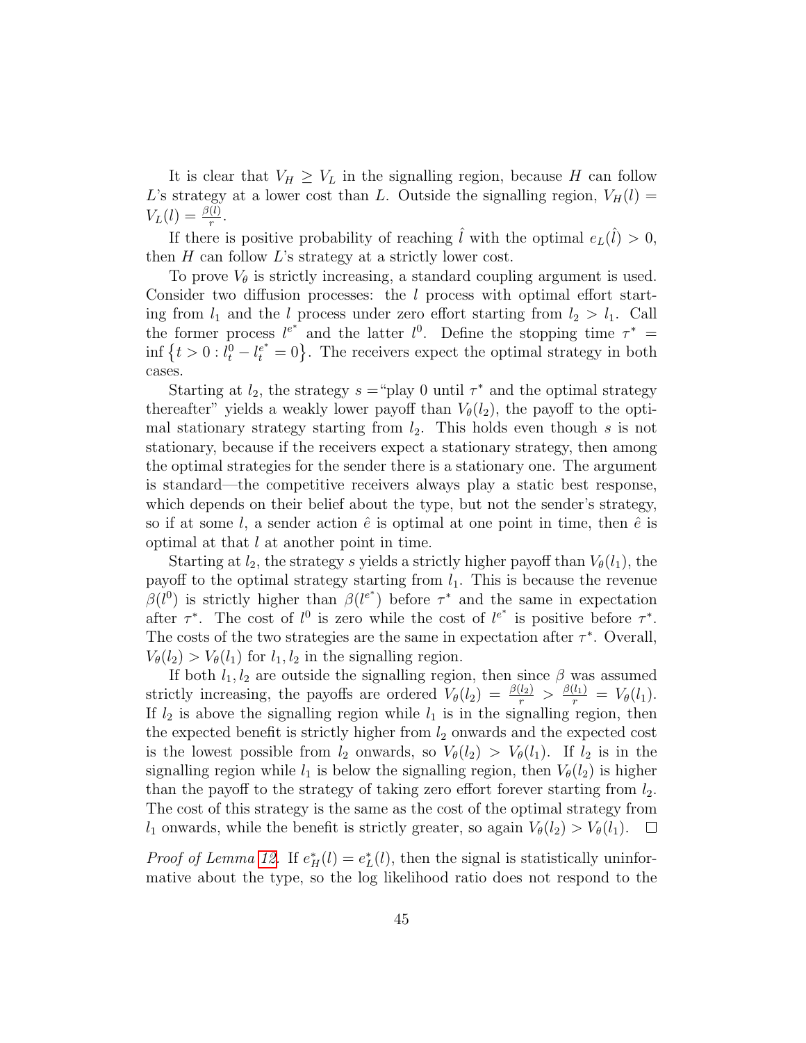It is clear that $V_H \geq V_L$ in the signalling region, because $H$ can follow $L$'s strategy at a lower cost than $L$. Outside the signalling region, $V_H(l) = V_L(l) = \frac{\beta(l)}{r}$.

If there is positive probability of reaching $\hat{l}$ with the optimal $e_L(\hat{l}) > 0$, then $H$ can follow $L$'s strategy at a strictly lower cost.

To prove $V_\theta$ is strictly increasing, a standard coupling argument is used. Consider two diffusion processes: the $l$ process with optimal effort starting from $l_1$ and the $l$ process under zero effort starting from $l_2 > l_1$. Call the former process $l^{e^*}$ and the latter $l^0$. Define the stopping time $\tau^* = \inf\left\{t > 0 : l_t^0 - l_t^{e^*} = 0\right\}$. The receivers expect the optimal strategy in both cases.

Starting at $l_2$, the strategy $s =$"play 0 until $\tau^*$ and the optimal strategy thereafter" yields a weakly lower payoff than $V_\theta(l_2)$, the payoff to the optimal stationary strategy starting from $l_2$. This holds even though $s$ is not stationary, because if the receivers expect a stationary strategy, then among the optimal strategies for the sender there is a stationary one. The argument is standard—the competitive receivers always play a static best response, which depends on their belief about the type, but not the sender's strategy, so if at some $l$, a sender action $\hat{e}$ is optimal at one point in time, then $\hat{e}$ is optimal at that $l$ at another point in time.

Starting at $l_2$, the strategy $s$ yields a strictly higher payoff than $V_\theta(l_1)$, the payoff to the optimal strategy starting from $l_1$. This is because the revenue $\beta(l^0)$ is strictly higher than $\beta(l^{e^*})$ before $\tau^*$ and the same in expectation after $\tau^*$. The cost of $l^0$ is zero while the cost of $l^{e^*}$ is positive before $\tau^*$. The costs of the two strategies are the same in expectation after $\tau^*$. Overall, $V_\theta(l_2) > V_\theta(l_1)$ for $l_1, l_2$ in the signalling region.

If both $l_1, l_2$ are outside the signalling region, then since $\beta$ was assumed strictly increasing, the payoffs are ordered $V_\theta(l_2) = \frac{\beta(l_2)}{r} > \frac{\beta(l_1)}{r} = V_\theta(l_1)$. If $l_2$ is above the signalling region while $l_1$ is in the signalling region, then the expected benefit is strictly higher from $l_2$ onwards and the expected cost is the lowest possible from $l_2$ onwards, so $V_\theta(l_2) > V_\theta(l_1)$. If $l_2$ is in the signalling region while $l_1$ is below the signalling region, then $V_\theta(l_2)$ is higher than the payoff to the strategy of taking zero effort forever starting from $l_2$. The cost of this strategy is the same as the cost of the optimal strategy from $l_1$ onwards, while the benefit is strictly greater, so again $V_\theta(l_2) > V_\theta(l_1)$. □

*Proof of Lemma 12.* If $e_H^*(l) = e_L^*(l)$, then the signal is statistically uninformative about the type, so the log likelihood ratio does not respond to the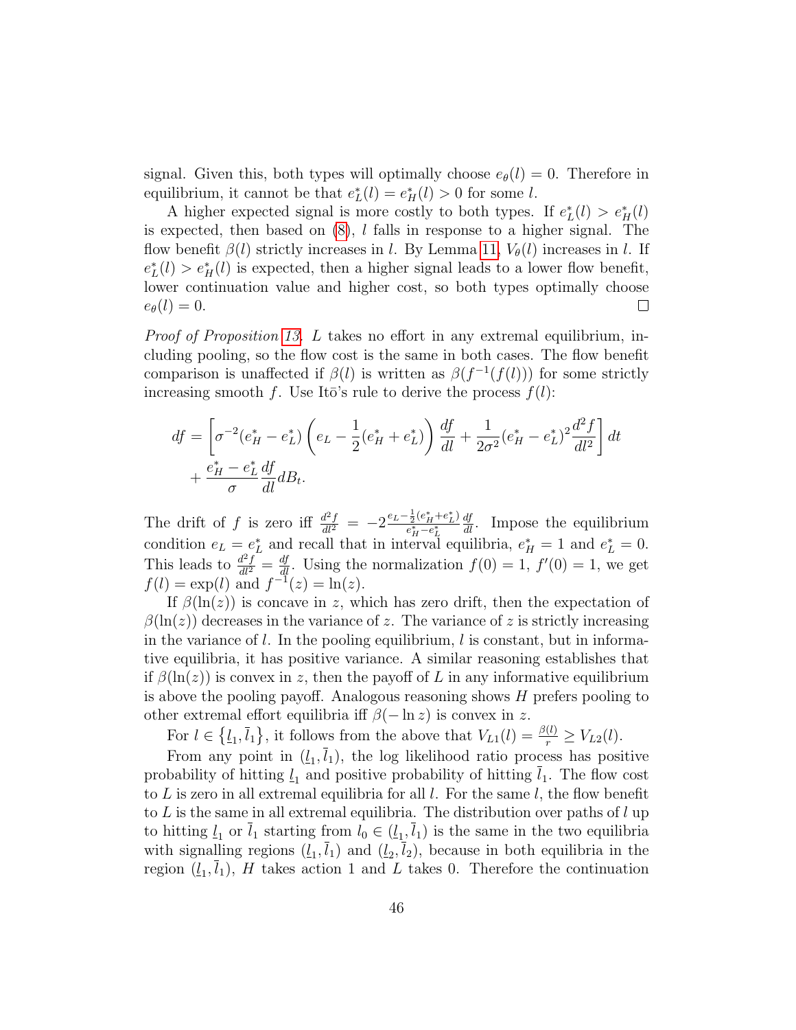signal. Given this, both types will optimally choose $e_\theta(l) = 0$. Therefore in equilibrium, it cannot be that $e^*_L(l) = e^*_H(l) > 0$ for some $l$.

A higher expected signal is more costly to both types. If $e^*_L(l) > e^*_H(l)$ is expected, then based on (8), $l$ falls in response to a higher signal. The flow benefit $\beta(l)$ strictly increases in $l$. By Lemma 11, $V_\theta(l)$ increases in $l$. If $e^*_L(l) > e^*_H(l)$ is expected, then a higher signal leads to a lower flow benefit, lower continuation value and higher cost, so both types optimally choose $e_\theta(l) = 0$. □

*Proof of Proposition 13.* $L$ takes no effort in any extremal equilibrium, including pooling, so the flow cost is the same in both cases. The flow benefit comparison is unaffected if $\beta(l)$ is written as $\beta(f^{-1}(f(l)))$ for some strictly increasing smooth $f$. Use Itō's rule to derive the process $f(l)$:

$$df = \left[\sigma^{-2}(e^*_H - e^*_L)\left(e_L - \frac{1}{2}(e^*_H + e^*_L)\right)\frac{df}{dl} + \frac{1}{2\sigma^2}(e^*_H - e^*_L)^2\frac{d^2f}{dl^2}\right]dt$$
$$+ \frac{e^*_H - e^*_L}{\sigma}\frac{df}{dl}dB_t.$$

The drift of $f$ is zero iff $\frac{d^2f}{dl^2} = -2\frac{e_L - \frac{1}{2}(e^*_H + e^*_L)}{e^*_H - e^*_L}\frac{df}{dl}$. Impose the equilibrium condition $e_L = e^*_L$ and recall that in interval equilibria, $e^*_H = 1$ and $e^*_L = 0$. This leads to $\frac{d^2f}{dl^2} = \frac{df}{dl}$. Using the normalization $f(0) = 1$, $f'(0) = 1$, we get $f(l) = \exp(l)$ and $f^{-1}(z) = \ln(z)$.

If $\beta(\ln(z))$ is concave in $z$, which has zero drift, then the expectation of $\beta(\ln(z))$ decreases in the variance of $z$. The variance of $z$ is strictly increasing in the variance of $l$. In the pooling equilibrium, $l$ is constant, but in informative equilibria, it has positive variance. A similar reasoning establishes that if $\beta(\ln(z))$ is convex in $z$, then the payoff of $L$ in any informative equilibrium is above the pooling payoff. Analogous reasoning shows $H$ prefers pooling to other extremal effort equilibria iff $\beta(-\ln z)$ is convex in $z$.

For $l \in \{\underline{l}_1, \bar{l}_1\}$, it follows from the above that $V_{L1}(l) = \frac{\beta(l)}{r} \geq V_{L2}(l)$.

From any point in $(\underline{l}_1, \bar{l}_1)$, the log likelihood ratio process has positive probability of hitting $\underline{l}_1$ and positive probability of hitting $\bar{l}_1$. The flow cost to $L$ is zero in all extremal equilibria for all $l$. For the same $l$, the flow benefit to $L$ is the same in all extremal equilibria. The distribution over paths of $l$ up to hitting $\underline{l}_1$ or $\bar{l}_1$ starting from $l_0 \in (\underline{l}_1, \bar{l}_1)$ is the same in the two equilibria with signalling regions $(\underline{l}_1, \bar{l}_1)$ and $(\underline{l}_2, \bar{l}_2)$, because in both equilibria in the region $(\underline{l}_1, \bar{l}_1)$, $H$ takes action 1 and $L$ takes 0. Therefore the continuation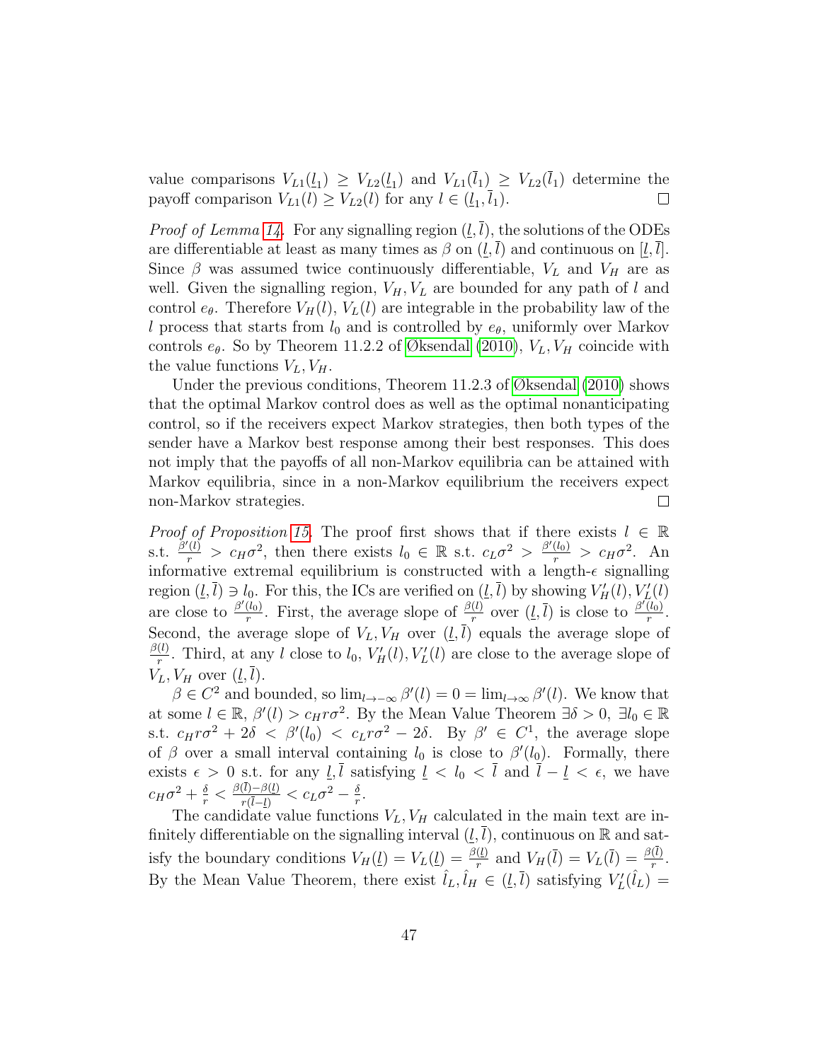value comparisons $V_{L1}(\underline{l}_1) \geq V_{L2}(\underline{l}_1)$ and $V_{L1}(\bar{l}_1) \geq V_{L2}(\bar{l}_1)$ determine the payoff comparison $V_{L1}(l) \geq V_{L2}(l)$ for any $l \in (\underline{l}_1, \bar{l}_1)$. $\square$

*Proof of Lemma 14.* For any signalling region $(\underline{l}, \bar{l})$, the solutions of the ODEs are differentiable at least as many times as $\beta$ on $(\underline{l}, \bar{l})$ and continuous on $[\underline{l}, \bar{l}]$. Since $\beta$ was assumed twice continuously differentiable, $V_L$ and $V_H$ are as well. Given the signalling region, $V_H, V_L$ are bounded for any path of $l$ and control $e_\theta$. Therefore $V_H(l), V_L(l)$ are integrable in the probability law of the $l$ process that starts from $l_0$ and is controlled by $e_\theta$, uniformly over Markov controls $e_\theta$. So by Theorem 11.2.2 of Øksendal (2010), $V_L, V_H$ coincide with the value functions $V_L, V_H$.

Under the previous conditions, Theorem 11.2.3 of Øksendal (2010) shows that the optimal Markov control does as well as the optimal nonanticipating control, so if the receivers expect Markov strategies, then both types of the sender have a Markov best response among their best responses. This does not imply that the payoffs of all non-Markov equilibria can be attained with Markov equilibria, since in a non-Markov equilibrium the receivers expect non-Markov strategies. $\square$

*Proof of Proposition 15.* The proof first shows that if there exists $l \in \mathbb{R}$ s.t. $\frac{\beta'(l)}{r} > c_H\sigma^2$, then there exists $l_0 \in \mathbb{R}$ s.t. $c_L\sigma^2 > \frac{\beta'(l_0)}{r} > c_H\sigma^2$. An informative extremal equilibrium is constructed with a length-$\epsilon$ signalling region $(\underline{l}, \bar{l}) \ni l_0$. For this, the ICs are verified on $(\underline{l}, \bar{l})$ by showing $V_H'(l), V_L'(l)$ are close to $\frac{\beta'(l_0)}{r}$. First, the average slope of $\frac{\beta(l)}{r}$ over $(\underline{l}, \bar{l})$ is close to $\frac{\beta'(l_0)}{r}$. Second, the average slope of $V_L, V_H$ over $(\underline{l}, \bar{l})$ equals the average slope of $\frac{\beta(l)}{r}$. Third, at any $l$ close to $l_0$, $V_H'(l), V_L'(l)$ are close to the average slope of $V_L, V_H$ over $(\underline{l}, \bar{l})$.

$\beta \in C^2$ and bounded, so $\lim_{l\to-\infty} \beta'(l) = 0 = \lim_{l\to\infty} \beta'(l)$. We know that at some $l \in \mathbb{R}$, $\beta'(l) > c_H r\sigma^2$. By the Mean Value Theorem $\exists \delta > 0$, $\exists l_0 \in \mathbb{R}$ s.t. $c_H r\sigma^2 + 2\delta < \beta'(l_0) < c_L r\sigma^2 - 2\delta$. By $\beta' \in C^1$, the average slope of $\beta$ over a small interval containing $l_0$ is close to $\beta'(l_0)$. Formally, there exists $\epsilon > 0$ s.t. for any $\underline{l}, \bar{l}$ satisfying $\underline{l} < l_0 < \bar{l}$ and $\bar{l} - \underline{l} < \epsilon$, we have $c_H\sigma^2 + \frac{\delta}{r} < \frac{\beta(\bar{l}) - \beta(\underline{l})}{r(\bar{l} - \underline{l})} < c_L\sigma^2 - \frac{\delta}{r}$.

The candidate value functions $V_L, V_H$ calculated in the main text are infinitely differentiable on the signalling interval $(\underline{l}, \bar{l})$, continuous on $\mathbb{R}$ and satisfy the boundary conditions $V_H(\underline{l}) = V_L(\underline{l}) = \frac{\beta(\underline{l})}{r}$ and $V_H(\bar{l}) = V_L(\bar{l}) = \frac{\beta(\bar{l})}{r}$. By the Mean Value Theorem, there exist $\hat{l}_L, \hat{l}_H \in (\underline{l}, \bar{l})$ satisfying $V_L'(\hat{l}_L) =$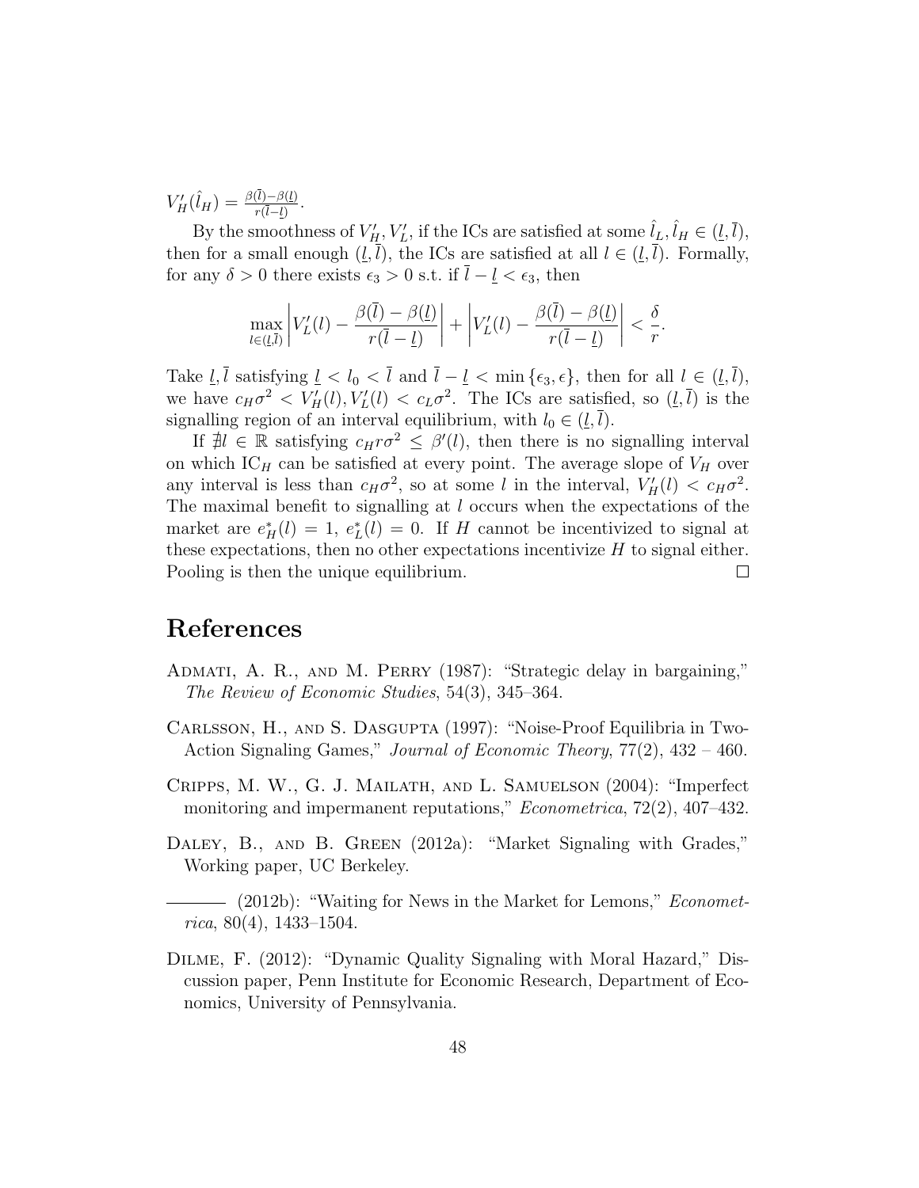$V_H'(\hat{l}_H) = \frac{\beta(\bar{l})-\beta(\underline{l})}{r(\bar{l}-\underline{l})}$.

By the smoothness of $V_H', V_L'$, if the ICs are satisfied at some $\hat{l}_L, \hat{l}_H \in (\underline{l}, \bar{l})$, then for a small enough $(\underline{l}, \bar{l})$, the ICs are satisfied at all $l \in (\underline{l}, \bar{l})$. Formally, for any $\delta > 0$ there exists $\epsilon_3 > 0$ s.t. if $\bar{l} - \underline{l} < \epsilon_3$, then

$$\max_{l \in (\underline{l}, \bar{l})} \left| V_L'(l) - \frac{\beta(\bar{l}) - \beta(\underline{l})}{r(\bar{l} - \underline{l})} \right| + \left| V_L'(l) - \frac{\beta(\bar{l}) - \beta(\underline{l})}{r(\bar{l} - \underline{l})} \right| < \frac{\delta}{r}.$$

Take $\underline{l}, \bar{l}$ satisfying $\underline{l} < l_0 < \bar{l}$ and $\bar{l} - \underline{l} < \min\{\epsilon_3, \epsilon\}$, then for all $l \in (\underline{l}, \bar{l})$, we have $c_H\sigma^2 < V_H'(l), V_L'(l) < c_L\sigma^2$. The ICs are satisfied, so $(\underline{l}, \bar{l})$ is the signalling region of an interval equilibrium, with $l_0 \in (\underline{l}, \bar{l})$.

If $\nexists l \in \mathbb{R}$ satisfying $c_H r\sigma^2 \leq \beta'(l)$, then there is no signalling interval on which $\text{IC}_H$ can be satisfied at every point. The average slope of $V_H$ over any interval is less than $c_H\sigma^2$, so at some $l$ in the interval, $V_H'(l) < c_H\sigma^2$. The maximal benefit to signalling at $l$ occurs when the expectations of the market are $e_H^*(l) = 1$, $e_L^*(l) = 0$. If $H$ cannot be incentivized to signal at these expectations, then no other expectations incentivize $H$ to signal either. Pooling is then the unique equilibrium. □

# References

Admati, A. R., and M. Perry (1987): "Strategic delay in bargaining," *The Review of Economic Studies*, 54(3), 345–364.

Carlsson, H., and S. Dasgupta (1997): "Noise-Proof Equilibria in Two-Action Signaling Games," *Journal of Economic Theory*, 77(2), 432 – 460.

Cripps, M. W., G. J. Mailath, and L. Samuelson (2004): "Imperfect monitoring and impermanent reputations," *Econometrica*, 72(2), 407–432.

Daley, B., and B. Green (2012a): "Market Signaling with Grades," Working paper, UC Berkeley.

——— (2012b): "Waiting for News in the Market for Lemons," *Econometrica*, 80(4), 1433–1504.

Dilme, F. (2012): "Dynamic Quality Signaling with Moral Hazard," Discussion paper, Penn Institute for Economic Research, Department of Economics, University of Pennsylvania.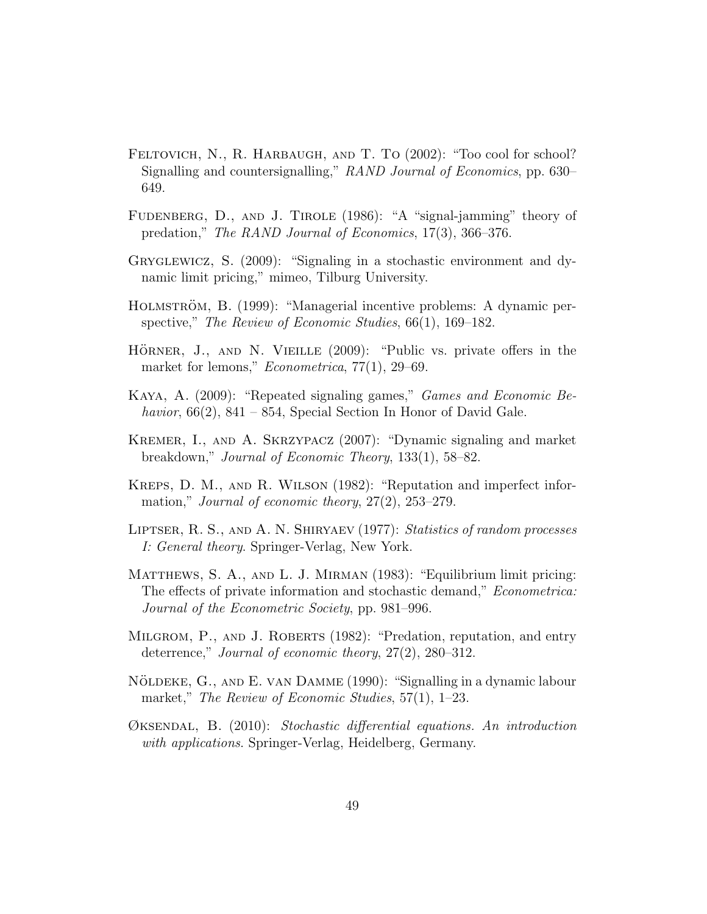Feltovich, N., R. Harbaugh, and T. To (2002): "Too cool for school? Signalling and countersignalling," *RAND Journal of Economics*, pp. 630–649.

Fudenberg, D., and J. Tirole (1986): "A "signal-jamming" theory of predation," *The RAND Journal of Economics*, 17(3), 366–376.

Gryglewicz, S. (2009): "Signaling in a stochastic environment and dynamic limit pricing," mimeo, Tilburg University.

Holmström, B. (1999): "Managerial incentive problems: A dynamic perspective," *The Review of Economic Studies*, 66(1), 169–182.

Hörner, J., and N. Vieille (2009): "Public vs. private offers in the market for lemons," *Econometrica*, 77(1), 29–69.

Kaya, A. (2009): "Repeated signaling games," *Games and Economic Behavior*, 66(2), 841 – 854, Special Section In Honor of David Gale.

Kremer, I., and A. Skrzypacz (2007): "Dynamic signaling and market breakdown," *Journal of Economic Theory*, 133(1), 58–82.

Kreps, D. M., and R. Wilson (1982): "Reputation and imperfect information," *Journal of economic theory*, 27(2), 253–279.

Liptser, R. S., and A. N. Shiryaev (1977): *Statistics of random processes I: General theory*. Springer-Verlag, New York.

Matthews, S. A., and L. J. Mirman (1983): "Equilibrium limit pricing: The effects of private information and stochastic demand," *Econometrica: Journal of the Econometric Society*, pp. 981–996.

Milgrom, P., and J. Roberts (1982): "Predation, reputation, and entry deterrence," *Journal of economic theory*, 27(2), 280–312.

Nöldeke, G., and E. van Damme (1990): "Signalling in a dynamic labour market," *The Review of Economic Studies*, 57(1), 1–23.

Øksendal, B. (2010): *Stochastic differential equations. An introduction with applications*. Springer-Verlag, Heidelberg, Germany.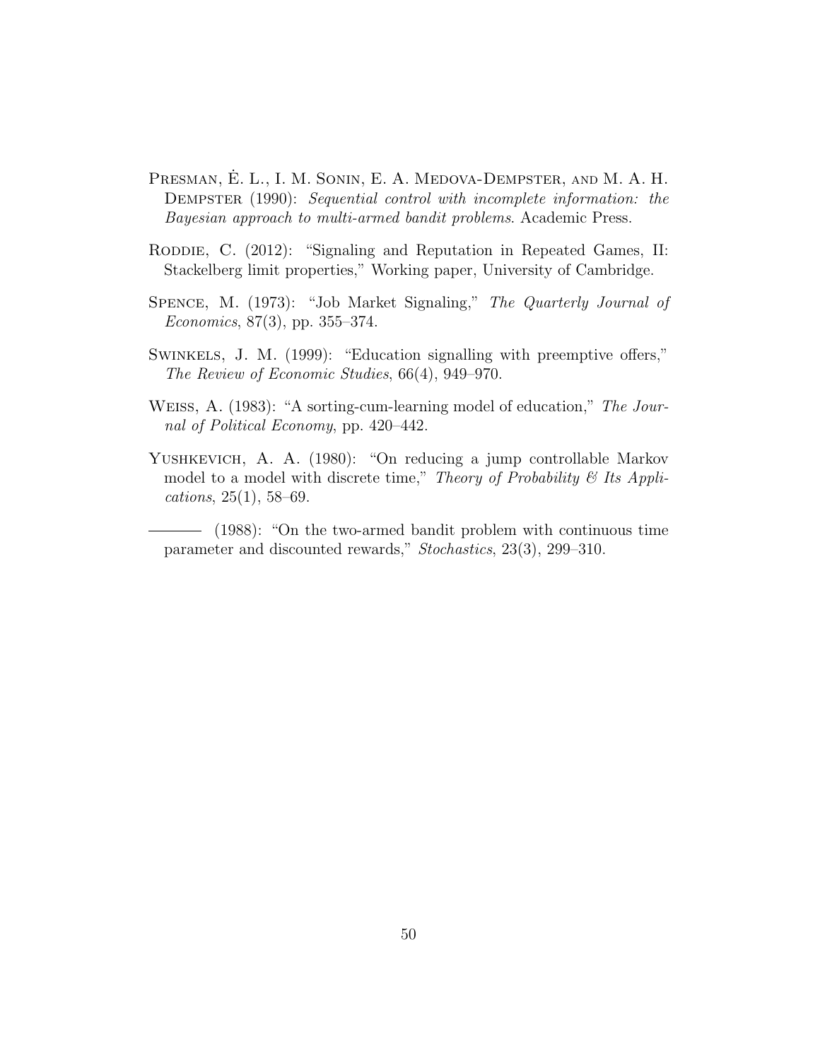Presman, Ė. L., I. M. Sonin, E. A. Medova-Dempster, and M. A. H. Dempster (1990): *Sequential control with incomplete information: the Bayesian approach to multi-armed bandit problems*. Academic Press.

Roddie, C. (2012): "Signaling and Reputation in Repeated Games, II: Stackelberg limit properties," Working paper, University of Cambridge.

Spence, M. (1973): "Job Market Signaling," *The Quarterly Journal of Economics*, 87(3), pp. 355–374.

Swinkels, J. M. (1999): "Education signalling with preemptive offers," *The Review of Economic Studies*, 66(4), 949–970.

Weiss, A. (1983): "A sorting-cum-learning model of education," *The Journal of Political Economy*, pp. 420–442.

Yushkevich, A. A. (1980): "On reducing a jump controllable Markov model to a model with discrete time," *Theory of Probability & Its Applications*, 25(1), 58–69.

——— (1988): "On the two-armed bandit problem with continuous time parameter and discounted rewards," *Stochastics*, 23(3), 299–310.